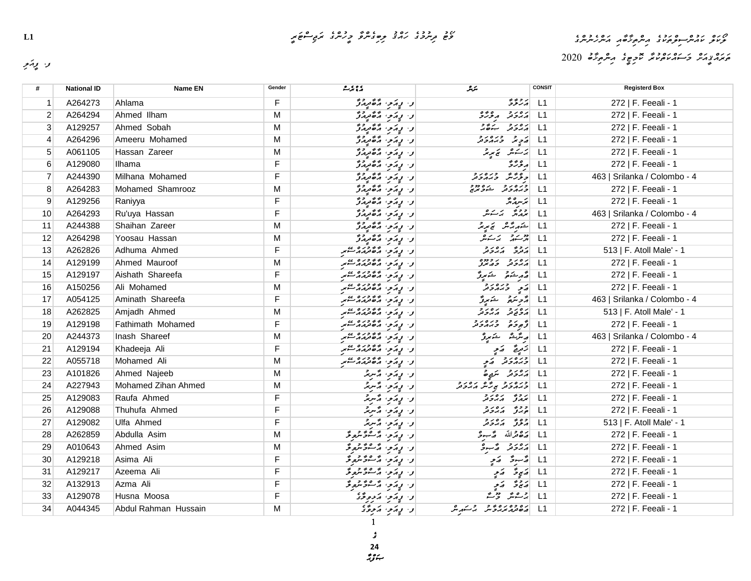ޕާކިސް ކައުންސިލްތަކުގެ އިންތިޚާބު އަތޮޅުތަކާއި ރަށްރަށުގެ ކައުންސިލް މޭޔަރުގެ ޤަވާޢިދު 2020

L1

ފ. ފީއަލި

| # | National ID | Name EN | Gender | ދާއިރާ | ނަން | CONSIT | Registerd Box |
|---|---|---|---|---|---|---|---|
| 1 | A264273 | Ahlama | F | ފ. ފީއަލި، އަބުރުވާ | އަހުލާމާ | L1 | 272 \| F. Feeali - 1 |
| 2 | A264294 | Ahmed Ilham | M | ފ. ފީއަލި، އަބުރުވާ | އަހުމަދު އިލްހާމް | L1 | 272 \| F. Feeali - 1 |
| 3 | A129257 | Ahmed Sobah | M | ފ. ފީއަލި، އަބުރުވާ | އަހުމަދު ޞަބާޙް | L1 | 272 \| F. Feeali - 1 |
| 4 | A264296 | Ameeru Mohamed | M | ފ. ފީއަލި، އަބުރުވާ | އަމީރު މުޙައްމަދު | L1 | 272 \| F. Feeali - 1 |
| 5 | A061105 | Hassan Zareer | M | ފ. ފީއަލި، އަބުރުވާ | ޙަސަން ޒަރީރު | L1 | 272 \| F. Feeali - 1 |
| 6 | A129080 | Ilhama | F | ފ. ފީއަލި، އަބުރުވާ | އިލްހާމާ | L1 | 272 \| F. Feeali - 1 |
| 7 | A244390 | Milhana Mohamed | F | ފ. ފީއަލި، އަބުރުވާ | މިލްހާނާ މުޙައްމަދު | L1 | 463 \| Srilanka / Colombo - 4 |
| 8 | A264283 | Mohamed Shamrooz | M | ފ. ފީއަލި، އަބުރުވާ | މުޙައްމަދު ޝަމްރޫޒް | L1 | 272 \| F. Feeali - 1 |
| 9 | A129256 | Raniyya | F | ފ. ފީއަލި، އަބުރުވާ | ރަނިއްޔާ | L1 | 272 \| F. Feeali - 1 |
| 10 | A264293 | Ru'uya Hassan | F | ފ. ފީއަލި، އަބުރުވާ | ރުއުޔާ ޙަސަން | L1 | 463 \| Srilanka / Colombo - 4 |
| 11 | A244388 | Shaihan Zareer | M | ފ. ފީއަލި، އަބުރުވާ | ޝައިހާން ޒަރީރު | L1 | 272 \| F. Feeali - 1 |
| 12 | A264298 | Yoosau Hassan | M | ފ. ފީއަލި، އަބުރުވާ | ޔޫސައު ޙަސަން | L1 | 272 \| F. Feeali - 1 |
| 13 | A262826 | Adhuma Ahmed | F | ފ. ފީއަލި، އަބުދުއްރަޙްމާން | އަދުމާ އަހުމަދު | L1 | 513 \| F. Atoll Male' - 1 |
| 14 | A129199 | Ahmed Mauroof | M | ފ. ފީއަލި، އަބުދުއްރަޙްމާން | އަހުމަދު މައުރޫފް | L1 | 272 \| F. Feeali - 1 |
| 15 | A129197 | Aishath Shareefa | F | ފ. ފީއަލި، އަބުދުއްރަޙްމާން | އާއިޝަތު ޝަރީފާ | L1 | 272 \| F. Feeali - 1 |
| 16 | A150256 | Ali Mohamed | M | ފ. ފީއަލި، އަބުދުއްރަޙްމާން | އަލި މުޙައްމަދު | L1 | 272 \| F. Feeali - 1 |
| 17 | A054125 | Aminath Shareefa | F | ފ. ފީއަލި، އަބުދުއްރަޙްމާން | އާމިނަތު ޝަރީފާ | L1 | 463 \| Srilanka / Colombo - 4 |
| 18 | A262825 | Amjadh Ahmed | M | ފ. ފީއަލި، އަބުދުއްރަޙްމާން | އަމްޖަދު އަހުމަދު | L1 | 513 \| F. Atoll Male' - 1 |
| 19 | A129198 | Fathimath Mohamed | F | ފ. ފީއަލި، އަބުދުއްރަޙްމާން | ފާތިމަތު މުޙައްމަދު | L1 | 272 \| F. Feeali - 1 |
| 20 | A244373 | Inash Shareef | M | ފ. ފީއަލި، އަބުދުއްރަޙްމާން | އިނާޝް ޝަރީފް | L1 | 463 \| Srilanka / Colombo - 4 |
| 21 | A129194 | Khadeeja Ali | F | ފ. ފީއަލި، އަބުދުއްރަޙްމާން | ޚަދީޖާ އަލި | L1 | 272 \| F. Feeali - 1 |
| 22 | A055718 | Mohamed Ali | M | ފ. ފީއަލި، އަބުދުއްރަޙްމާން | މުޙައްމަދު އަލި | L1 | 272 \| F. Feeali - 1 |
| 23 | A101826 | Ahmed Najeeb | M | ފ. ފީއަލި، އާނިރާ | އަހުމަދު ނަޖީބު | L1 | 272 \| F. Feeali - 1 |
| 24 | A227943 | Mohamed Zihan Ahmed | M | ފ. ފީއަލި، އާނިރާ | މުޙައްމަދު ޒިހާން އަހުމަދު | L1 | 272 \| F. Feeali - 1 |
| 25 | A129083 | Raufa Ahmed | F | ފ. ފީއަލި، އާނިރާ | ރަުފާ އަހުމަދު | L1 | 272 \| F. Feeali - 1 |
| 26 | A129088 | Thuhufa Ahmed | F | ފ. ފީއަލި، އާނިރާ | ތުހުފާ އަހުމަދު | L1 | 272 \| F. Feeali - 1 |
| 27 | A129082 | Ulfa Ahmed | F | ފ. ފީއަލި، އާނިރާ | އުލްފާ އަހުމަދު | L1 | 513 \| F. Atoll Male' - 1 |
| 28 | A262859 | Abdulla Asim | M | ފ. ފީއަލި، އާސްޓަންވިލާ | އަބްދުﷲ އާސިމް | L1 | 272 \| F. Feeali - 1 |
| 29 | A010643 | Ahmed Asim | M | ފ. ފީއަލި، އާސްޓަންވިލާ | އަހުމަދު އާސިމް | L1 | 272 \| F. Feeali - 1 |
| 30 | A129218 | Asima Ali | F | ފ. ފީއަލި، އާސްޓަންވިލާ | އާސިމާ އަލި | L1 | 272 \| F. Feeali - 1 |
| 31 | A129217 | Azeema Ali | F | ފ. ފީއަލި، އާސްޓަންވިލާ | އަޒީމާ އަލި | L1 | 272 \| F. Feeali - 1 |
| 32 | A132913 | Azma Ali | F | ފ. ފީއަލި، އާސްޓަންވިލާ | އަޒުމާ އަލި | L1 | 272 \| F. Feeali - 1 |
| 33 | A129078 | Husna Moosa | F | ފ. ފީއަލި، އަލިވިލާގެ | ޙުސްނާ މޫސާ | L1 | 272 \| F. Feeali - 1 |
| 34 | A044345 | Abdul Rahman Hussain | M | ފ. ފީއަލި، އަލިވާގެ | އަބްދުއްރަޙްމާން ޙުސައިން | L1 | 272 \| F. Feeali - 1 |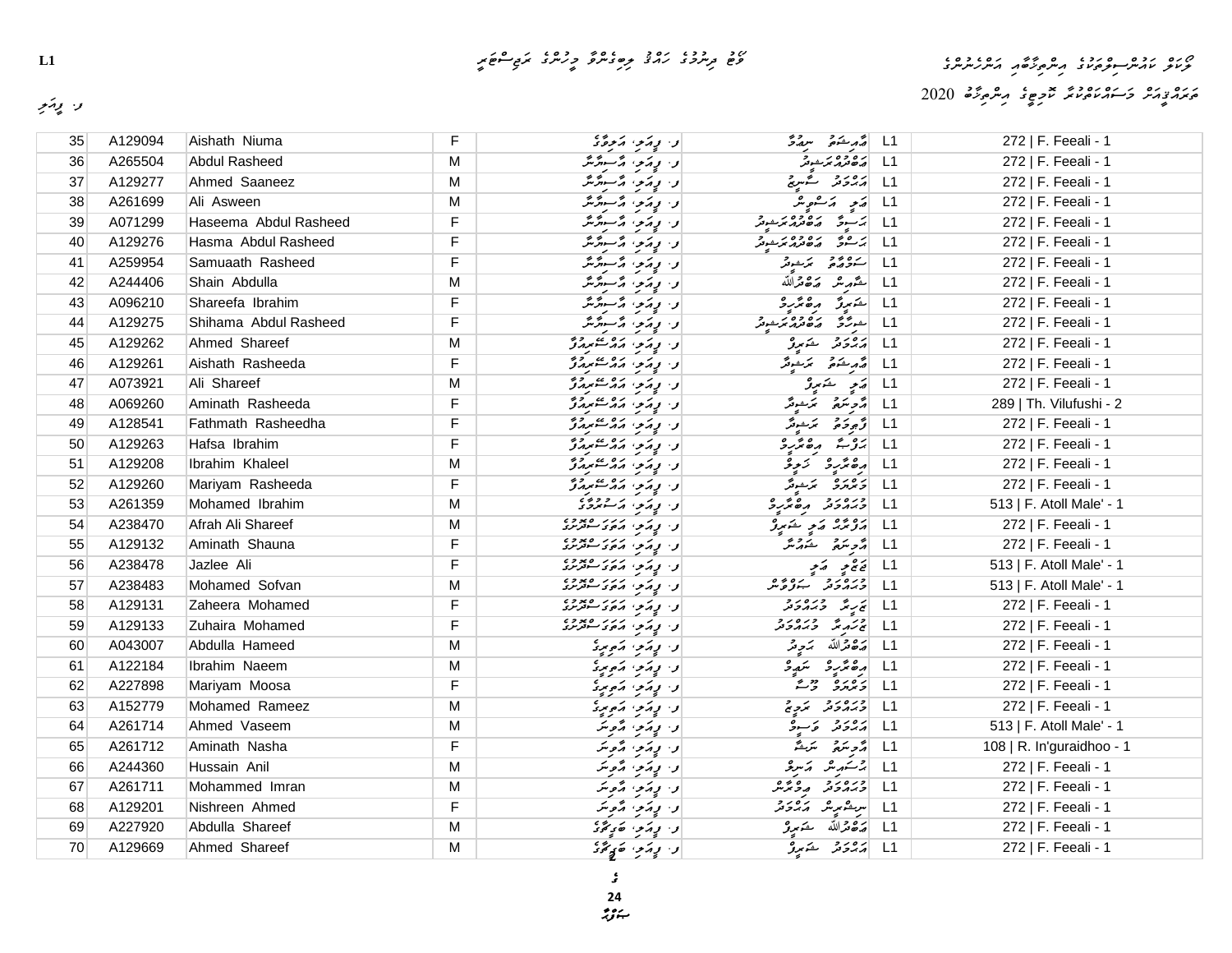ވ. ފީއަލި

| 35 | A129094 | Aishath Niuma | F | ފ. ފީއަލި، އަލިވާގެ | އައިޝަތު ނިޢުމާ | L1 | 272 \| F. Feeali - 1 |
|---|---|---|---|---|---|---|---|
| 36 | A265504 | Abdul Rasheed | M | ފ. ފީއަލި، އާސިޔާނާ | އަބްދުއްރަޝީދު | L1 | 272 \| F. Feeali - 1 |
| 37 | A129277 | Ahmed Saaneez | M | ފ. ފީއަލި، އާސިޔާނާ | އަޙްމަދު ސާނީޒު | L1 | 272 \| F. Feeali - 1 |
| 38 | A261699 | Ali Asween | M | ފ. ފީއަލި، އާސިޔާނާ | އަލި އަސްވީން | L1 | 272 \| F. Feeali - 1 |
| 39 | A071299 | Haseema Abdul Rasheed | F | ފ. ފީއަލި، އާސިޔާނާ | ހަސީމާ އަބްދުއްރަޝީދު | L1 | 272 \| F. Feeali - 1 |
| 40 | A129276 | Hasma Abdul Rasheed | F | ފ. ފީއަލި، އާސިޔާނާ | ހަސްމާ އަބްދުއްރަޝީދު | L1 | 272 \| F. Feeali - 1 |
| 41 | A259954 | Samuaath Rasheed | F | ފ. ފީއަލި، އާސިޔާނާ | ސަމުޢާތު ރަޝީދު | L1 | 272 \| F. Feeali - 1 |
| 42 | A244406 | Shain Abdulla | M | ފ. ފީއަލި، އާސިޔާނާ | ޝާއިން އަބްދުﷲ | L1 | 272 \| F. Feeali - 1 |
| 43 | A096210 | Shareefa Ibrahim | F | ފ. ފީއަލި، އާސިޔާނާ | ޝަރީފާ އިބްރާހީމް | L1 | 272 \| F. Feeali - 1 |
| 44 | A129275 | Shihama Abdul Rasheed | F | ފ. ފީއަލި، އާސިޔާނާ | ޝިހާމާ އަބްދުއްރަޝީދު | L1 | 272 \| F. Feeali - 1 |
| 45 | A129262 | Ahmed Shareef | M | ފ. ފީއަލި، އައްސޭރިއްޔާ | އަޙްމަދު ޝަރީފް | L1 | 272 \| F. Feeali - 1 |
| 46 | A129261 | Aishath Rasheeda | F | ފ. ފީއަލި، އައްސޭރިއްޔާ | އައިޝަތު ރަޝީދާ | L1 | 272 \| F. Feeali - 1 |
| 47 | A073921 | Ali Shareef | M | ފ. ފީއަލި، އައްސޭރިއްޔާ | އަލި ޝަރީފް | L1 | 272 \| F. Feeali - 1 |
| 48 | A069260 | Aminath Rasheeda | F | ފ. ފީއަލި، އައްސޭރިއްޔާ | އާމިނަތު ރަޝީދާ | L1 | 289 \| Th. Vilufushi - 2 |
| 49 | A128541 | Fathmath Rasheedha | F | ފ. ފީއަލި، އައްސޭރިއްޔާ | ފާތިމަތު ރަޝީދާ | L1 | 272 \| F. Feeali - 1 |
| 50 | A129263 | Hafsa Ibrahim | F | ފ. ފީއަލި، އައްސޭރިއްޔާ | ހަފްސާ އިބްރާހީމް | L1 | 272 \| F. Feeali - 1 |
| 51 | A129208 | Ibrahim Khaleel | M | ފ. ފީއަލި، އައްސޭރިއްޔާ | އިބްރާހީމް ޚަލީލް | L1 | 272 \| F. Feeali - 1 |
| 52 | A129260 | Mariyam Rasheeda | F | ފ. ފީއަލި، އައްސޭރިއްޔާ | މަރިޔަމް ރަޝީދާ | L1 | 272 \| F. Feeali - 1 |
| 53 | A261359 | Mohamed Ibrahim | M | ފ. ފީއަލި، އަސްމަރުގެ | މުޙައްމަދު އިބްރާހީމް | L1 | 513 \| F. Atoll Male' - 1 |
| 54 | A238470 | Afrah Ali Shareef | M | ފ. ފީއަލި، އަތޮޅުސްޓޯރުގެ | އަފްރާހް އަލި ޝަރީފް | L1 | 272 \| F. Feeali - 1 |
| 55 | A129132 | Aminath Shauna | F | ފ. ފީއަލި، އަތޮޅުސްޓޯރުގެ | އާމިނަތު ޝައުނާ | L1 | 272 \| F. Feeali - 1 |
| 56 | A238478 | Jazlee Ali | F | ފ. ފީއަލި، އަތޮޅުސްޓޯރުގެ | ޖަޒްލީ އަލި | L1 | 513 \| F. Atoll Male' - 1 |
| 57 | A238483 | Mohamed Sofvan | M | ފ. ފީއަލި، އަތޮޅުސްޓޯރުގެ | މުޙައްމަދު ސަފްވާން | L1 | 513 \| F. Atoll Male' - 1 |
| 58 | A129131 | Zaheera Mohamed | F | ފ. ފީއަލި، އަތޮޅުސްޓޯރުގެ | ޒަހީރާ މުޙައްމަދު | L1 | 272 \| F. Feeali - 1 |
| 59 | A129133 | Zuhaira Mohamed | F | ފ. ފީއަލި، އަތޮޅުސްޓޯރުގެ | ޒުހައިރާ މުޙައްމަދު | L1 | 272 \| F. Feeali - 1 |
| 60 | A043007 | Abdulla Hameed | M | ފ. ފީއަލި، އަލިމިރުގެ | އަބްދުﷲ ހަމީދު | L1 | 272 \| F. Feeali - 1 |
| 61 | A122184 | Ibrahim Naeem | M | ފ. ފީއަލި، އަލިމިރުގެ | އިބްރާހީމް ނައީމް | L1 | 272 \| F. Feeali - 1 |
| 62 | A227898 | Mariyam Moosa | F | ފ. ފީއަލި، އަލިމިރުގެ | މަރިޔަމް މޫސާ | L1 | 272 \| F. Feeali - 1 |
| 63 | A152779 | Mohamed Rameez | M | ފ. ފީއަލި، އަލިމިރުގެ | މުޙައްމަދު ރަމީޒު | L1 | 272 \| F. Feeali - 1 |
| 64 | A261714 | Ahmed Vaseem | M | ފ. ފީއަލި، އާލިނަ | އަޙްމަދު ވަސީމް | L1 | 513 \| F. Atoll Male' - 1 |
| 65 | A261712 | Aminath Nasha | F | ފ. ފީއަލި، އާލިނަ | އާމިނަތު ނަޝާ | L1 | 108 \| R. In'guraidhoo - 1 |
| 66 | A244360 | Hussain Anil | M | ފ. ފީއަލި، އާލިނަ | ހުސައިން އަނިލް | L1 | 272 \| F. Feeali - 1 |
| 67 | A261711 | Mohammed Imran | M | ފ. ފީއަލި، އާލިނަ | މުޙައްމަދު އިމްރާން | L1 | 272 \| F. Feeali - 1 |
| 68 | A129201 | Nishreen Ahmed | F | ފ. ފީއަލި، އާލިނަ | ނިޝްރީން އަޙްމަދު | L1 | 272 \| F. Feeali - 1 |
| 69 | A227920 | Abdulla Shareef | M | ފ. ފީއަލި، ބަނޑާރީގެ | އަބްދުﷲ ޝަރީފް | L1 | 272 \| F. Feeali - 1 |
| 70 | A129669 | Ahmed Shareef | M | ފ. ފީއަލި، ބަނޑާރީގެ | އަޙްމަދު ޝަރީފް | L1 | 272 \| F. Feeali - 1 |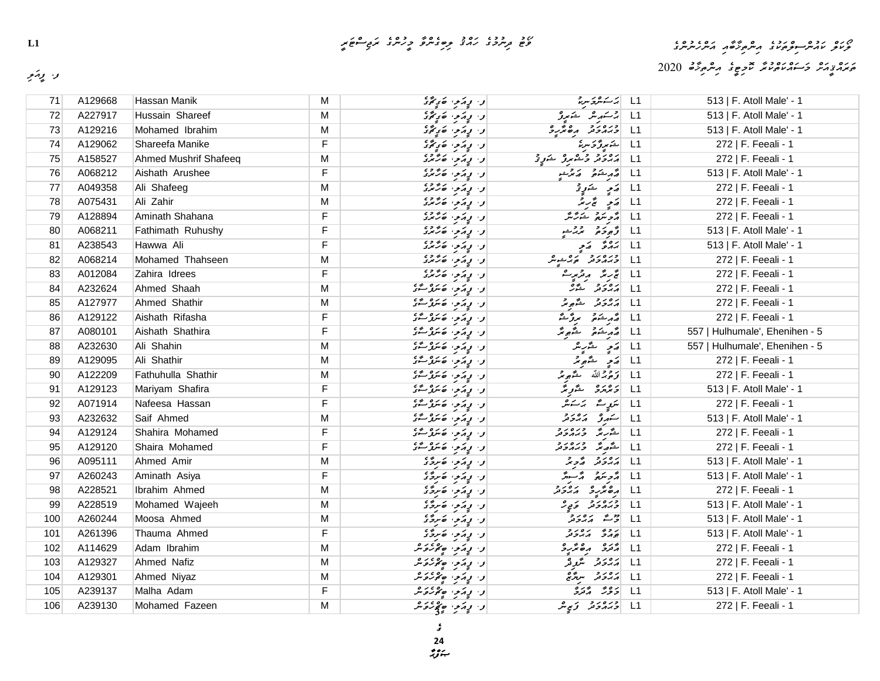ވ. ފީއަލި

| # | ID | Name | Gender | Address | Name (Dhivehi) | | Ballot box |
|---|---|---|---|---|---|---|---|
| 71 | A129668 | Hassan Manik | M | ފ. ފީއަލި، ބަލީވާގެ | ހަސަންމަނިކު | L1 | 513 \| F. Atoll Male' - 1 |
| 72 | A227917 | Hussain Shareef | M | ފ. ފީއަލި، ބަލީވާގެ | ހުސައިން ޝަރީފު | L1 | 513 \| F. Atoll Male' - 1 |
| 73 | A129216 | Mohamed Ibrahim | M | ފ. ފީއަލި، ބަލީވާގެ | މުހައްމަދު އިބްރާހީމް | L1 | 513 \| F. Atoll Male' - 1 |
| 74 | A129062 | Shareefa Manike | F | ފ. ފީއަލި، ބަލީވާގެ | ޝަރީފާމަނިކެ | L1 | 272 \| F. Feeali - 1 |
| 75 | A158527 | Ahmed Mushrif Shafeeq | M | ފ. ފީއަލި، ބަހާރުގެ | އަހުމަދު މުޝްރިފު ޝަފީޤު | L1 | 272 \| F. Feeali - 1 |
| 76 | A068212 | Aishath Arushee | F | ފ. ފީއަލި، ބަހާރުގެ | އާއިޝަތު އަރުޝީ | L1 | 513 \| F. Atoll Male' - 1 |
| 77 | A049358 | Ali Shafeeg | M | ފ. ފީއަލި، ބަހާރުގެ | އަލި ޝަފީޤު | L1 | 272 \| F. Feeali - 1 |
| 78 | A075431 | Ali Zahir | M | ފ. ފީއަލި، ބަހާރުގެ | އަލި ޒާހިރު | L1 | 272 \| F. Feeali - 1 |
| 79 | A128894 | Aminath Shahana | F | ފ. ފީއަލި، ބަހާރުގެ | އާމިނަތު ޝަހާނާ | L1 | 272 \| F. Feeali - 1 |
| 80 | A068211 | Fathimath Ruhushy | F | ފ. ފީއަލި، ބަހާރުގެ | ފާތިމަތު ރުހުޝީ | L1 | 513 \| F. Atoll Male' - 1 |
| 81 | A238543 | Hawwa Ali | F | ފ. ފީއަލި، ބަހާރުގެ | ހައްވާ އަލި | L1 | 513 \| F. Atoll Male' - 1 |
| 82 | A068214 | Mohamed Thahseen | M | ފ. ފީއަލި، ބަހާރުގެ | މުހައްމަދު ތަހްސީން | L1 | 272 \| F. Feeali - 1 |
| 83 | A012084 | Zahira Idrees | F | ފ. ފީއަލި، ބަހާރުގެ | ޒާހިރާ އިދްރީސް | L1 | 272 \| F. Feeali - 1 |
| 84 | A232624 | Ahmed Shaah | M | ފ. ފީއަލި، ބަނަފްސާގެ | އަހުމަދު ޝާހް | L1 | 272 \| F. Feeali - 1 |
| 85 | A127977 | Ahmed Shathir | M | ފ. ފީއަލި، ބަނަފްސާގެ | އަހުމަދު ޝާތިރު | L1 | 272 \| F. Feeali - 1 |
| 86 | A129122 | Aishath Rifasha | F | ފ. ފީއަލި، ބަނަފްސާގެ | އާއިޝަތު ރިފާޝާ | L1 | 272 \| F. Feeali - 1 |
| 87 | A080101 | Aishath Shathira | F | ފ. ފީއަލި، ބަނަފްސާގެ | އާއިޝަތު ޝާތިރާ | L1 | 557 \| Hulhumale', Ehenihen - 5 |
| 88 | A232630 | Ali Shahin | M | ފ. ފީއަލި، ބަނަފްސާގެ | އަލި ޝާހިން | L1 | 557 \| Hulhumale', Ehenihen - 5 |
| 89 | A129095 | Ali Shathir | M | ފ. ފީއަލި، ބަނަފްސާގެ | އަލި ޝާތިރު | L1 | 272 \| F. Feeali - 1 |
| 90 | A122209 | Fathuhulla Shathir | M | ފ. ފީއަލި، ބަނަފްސާގެ | ފަތުހުﷲ ޝާތިރު | L1 | 272 \| F. Feeali - 1 |
| 91 | A129123 | Mariyam Shafira | F | ފ. ފީއަލި، ބަނަފްސާގެ | މަރިޔަމް ޝާފިރާ | L1 | 513 \| F. Atoll Male' - 1 |
| 92 | A071914 | Nafeesa Hassan | F | ފ. ފީއަލި، ބަނަފްސާގެ | ނަފީސާ ހަސަން | L1 | 272 \| F. Feeali - 1 |
| 93 | A232632 | Saif Ahmed | M | ފ. ފީއަލި، ބަނަފްސާގެ | ސައިފު އަހުމަދު | L1 | 513 \| F. Atoll Male' - 1 |
| 94 | A129124 | Shahira Mohamed | F | ފ. ފީއަލި، ބަނަފްސާގެ | ޝާހިރާ މުހައްމަދު | L1 | 272 \| F. Feeali - 1 |
| 95 | A129120 | Shaira Mohamed | F | ފ. ފީއަލި، ބަނަފްސާގެ | ޝާއިރާ މުހައްމަދު | L1 | 272 \| F. Feeali - 1 |
| 96 | A095111 | Ahmed Amir | M | ފ. ފީއަލި، ބަރިވާގެ | އަހުމަދު އާމިރު | L1 | 513 \| F. Atoll Male' - 1 |
| 97 | A260243 | Aminath Asiya | F | ފ. ފީއަލި، ބަރިވާގެ | އާމިނަތު އާސިޔާ | L1 | 513 \| F. Atoll Male' - 1 |
| 98 | A228521 | Ibrahim Ahmed | M | ފ. ފީއަލި، ބަރިވާގެ | އިބްރާހީމް އަހުމަދު | L1 | 272 \| F. Feeali - 1 |
| 99 | A228519 | Mohamed Wajeeh | M | ފ. ފީއަލި، ބަރިވާގެ | މުހައްމަދު ވަޖީހު | L1 | 513 \| F. Atoll Male' - 1 |
| 100 | A260244 | Moosa Ahmed | M | ފ. ފީއަލި، ބަރިވާގެ | މޫސާ އަހުމަދު | L1 | 513 \| F. Atoll Male' - 1 |
| 101 | A261396 | Thauma Ahmed | F | ފ. ފީއަލި، ބަރިވާގެ | ތައުމާ އަހުމަދު | L1 | 513 \| F. Atoll Male' - 1 |
| 102 | A114629 | Adam Ibrahim | M | ފ. ފީއަލި، ބީޗްހަވަން | އާދަމް އިބްރާހީމް | L1 | 272 \| F. Feeali - 1 |
| 103 | A129327 | Ahmed Nafiz | M | ފ. ފީއަލި، ބީޗްހަވަން | އަހުމަދު ނާފިޒު | L1 | 272 \| F. Feeali - 1 |
| 104 | A129301 | Ahmed Niyaz | M | ފ. ފީއަލި، ބީޗްހަވަން | އަހުމަދު ނިޔާޒް | L1 | 272 \| F. Feeali - 1 |
| 105 | A239137 | Malha Adam | F | ފ. ފީއަލި، ބީޗްހަވަން | މަލްހާ އާދަމް | L1 | 513 \| F. Atoll Male' - 1 |
| 106 | A239130 | Mohamed Fazeen | M | ފ. ފީއަލި، ބީޗްހަވަން | މުހައްމަދު ފަޒީން | L1 | 272 \| F. Feeali - 1 |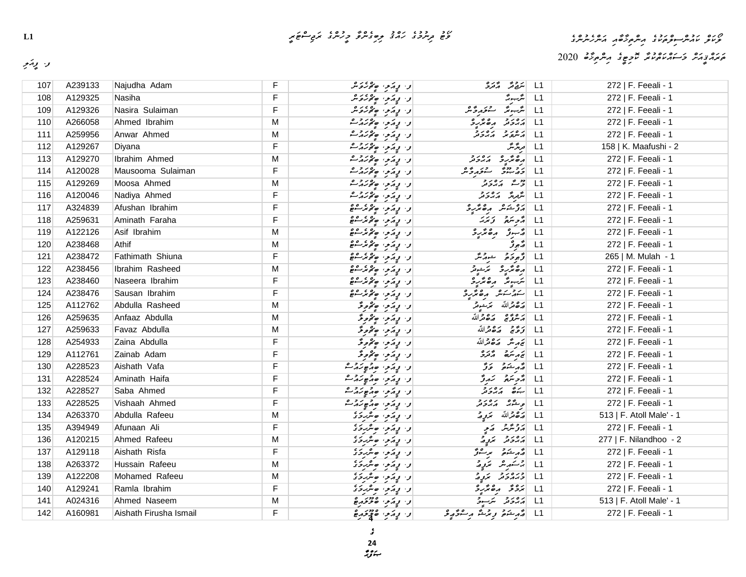| 107 | A239133 | Najudha Adam | F | ފ. ފީއަލި، ބުލޫގެރުން | ނަޖުދާ އާދަމް | L1 | 272 \| F. Feeali - 1 |
|---|---|---|---|---|---|---|---|
| 108 | A129325 | Nasiha | F | ފ. ފީއަލި، ބުލޫގެރުން | ނާސިހާ | L1 | 272 \| F. Feeali - 1 |
| 109 | A129326 | Nasira Sulaiman | F | ފ. ފީއަލި، ބުލޫގެރުން | ނާސިރާ ސުލައިމާން | L1 | 272 \| F. Feeali - 1 |
| 110 | A266058 | Ahmed Ibrahim | M | ފ. ފީއަލި، ބުލޫހައުސް | އަހުމަދު އިބްރާހީމް | L1 | 272 \| F. Feeali - 1 |
| 111 | A259956 | Anwar Ahmed | M | ފ. ފީއަލި، ބުލޫހައުސް | އަންވަރު އަހުމަދު | L1 | 272 \| F. Feeali - 1 |
| 112 | A129267 | Diyana | F | ފ. ފީއަލި، ބުލޫހައުސް | ދިޔާނާ | L1 | 158 \| K. Maafushi - 2 |
| 113 | A129270 | Ibrahim Ahmed | M | ފ. ފީއަލި، ބުލޫހައުސް | އިބްރާހީމް އަހުމަދު | L1 | 272 \| F. Feeali - 1 |
| 114 | A120028 | Mausooma Sulaiman | F | ފ. ފީއަލި، ބުލޫހައުސް | މައުސޫމާ ސުލައިމާން | L1 | 272 \| F. Feeali - 1 |
| 115 | A129269 | Moosa Ahmed | M | ފ. ފީއަލި، ބުލޫހައުސް | މޫސާ އަހުމަދު | L1 | 272 \| F. Feeali - 1 |
| 116 | A120046 | Nadiya Ahmed | F | ފ. ފީއަލި، ބުލޫހައުސް | ނާދިޔާ އަހުމަދު | L1 | 272 \| F. Feeali - 1 |
| 117 | A324839 | Afushan Ibrahim | F | ފ. ފީއަލި، ބުލޫރޯޒް | އަފްޝަން އިބްރާހީމް | L1 | 272 \| F. Feeali - 1 |
| 118 | A259631 | Aminath Faraha | F | ފ. ފީއަލި، ބުލޫރޯޒް | އާމިނަތު ފަރަހާ | L1 | 272 \| F. Feeali - 1 |
| 119 | A122126 | Asif Ibrahim | M | ފ. ފީއަލި، ބުލޫރޯޒް | އާސިފް އިބްރާހީމް | L1 | 272 \| F. Feeali - 1 |
| 120 | A238468 | Athif | M | ފ. ފީއަލި، ބުލޫރޯޒް | އާތިފް | L1 | 272 \| F. Feeali - 1 |
| 121 | A238472 | Fathimath Shiuna | F | ފ. ފީއަލި، ބުލޫރޯޒް | ފާތިމަތު ޝިއުނާ | L1 | 265 \| M. Mulah - 1 |
| 122 | A238456 | Ibrahim Rasheed | M | ފ. ފީއަލި، ބުލޫރޯޒް | އިބްރާހީމް ރަޝީދު | L1 | 272 \| F. Feeali - 1 |
| 123 | A238460 | Naseera Ibrahim | F | ފ. ފީއަލި، ބުލޫރޯޒް | ނަސީރާ އިބްރާހީމް | L1 | 272 \| F. Feeali - 1 |
| 124 | A238476 | Sausan Ibrahim | F | ފ. ފީއަލި، ބުލޫރޯޒް | ސައުސަން އިބްރާހީމް | L1 | 272 \| F. Feeali - 1 |
| 125 | A112762 | Abdulla Rasheed | M | ފ. ފީއަލި، ބުލޫވިލާ | އަބްދުﷲ ރަޝީދު | L1 | 272 \| F. Feeali - 1 |
| 126 | A259635 | Anfaaz Abdulla | M | ފ. ފީއަލި، ބުލޫވިލާ | އަންފާޒް އަބްދުﷲ | L1 | 272 \| F. Feeali - 1 |
| 127 | A259633 | Favaz Abdulla | M | ފ. ފީއަލި، ބުލޫވިލާ | ފަވާޒް އަބްދުﷲ | L1 | 272 \| F. Feeali - 1 |
| 128 | A254933 | Zaina Abdulla | F | ފ. ފީއަލި، ބުލޫވިލާ | ޒައިނާ އަބްދުﷲ | L1 | 272 \| F. Feeali - 1 |
| 129 | A112761 | Zainab Adam | F | ފ. ފީއަލި، ބުލޫވިލާ | ޒައިނަބް އާދަމް | L1 | 272 \| F. Feeali - 1 |
| 130 | A228523 | Aishath Vafa | F | ފ. ފީއަލި، ބައްޕިހައުސް | އާއިޝަތު ވަފާ | L1 | 272 \| F. Feeali - 1 |
| 131 | A228524 | Aminath Haifa | F | ފ. ފީއަލި، ބައްޕިހައުސް | އާމިނަތުހައިފާ | L1 | 272 \| F. Feeali - 1 |
| 132 | A228527 | Saba Ahmed | F | ފ. ފީއަލި، ބައްޕިހައުސް | ސަބާ އަހުމަދު | L1 | 272 \| F. Feeali - 1 |
| 133 | A228525 | Vishaah Ahmed | F | ފ. ފީއަލި، ބައްޕިހައުސް | ވިޝާހް އަހުމަދު | L1 | 272 \| F. Feeali - 1 |
| 134 | A263370 | Abdulla Rafeeu | M | ފ. ފީއަލި، ބިންމަގޭ | އަބްދުﷲ ރަފީއު | L1 | 513 \| F. Atoll Male' - 1 |
| 135 | A394949 | Afunaan Ali | F | ފ. ފީއަލި، ބިންމަގޭ | އަފްނާން އަލި | L1 | 272 \| F. Feeali - 1 |
| 136 | A120215 | Ahmed Rafeeu | M | ފ. ފީއަލި، ބިންމަގޭ | އަހުމަދު ރަފީއު | L1 | 277 \| F. Nilandhoo - 2 |
| 137 | A129118 | Aishath Risfa | F | ފ. ފީއަލި، ބިންމަގޭ | އާއިޝަތު ރިސްފާ | L1 | 272 \| F. Feeali - 1 |
| 138 | A263372 | Hussain Rafeeu | M | ފ. ފީއަލި، ބިންމަގޭ | ހުސައިން ރަފީއު | L1 | 272 \| F. Feeali - 1 |
| 139 | A122208 | Mohamed Rafeeu | M | ފ. ފީއަލި، ބިންމަގޭ | މުހައްމަދު ރަފީއު | L1 | 272 \| F. Feeali - 1 |
| 140 | A129241 | Ramla Ibrahim | F | ފ. ފީއަލި، ބިންމަގޭ | ރަމްލާ އިބްރާހީމް | L1 | 272 \| F. Feeali - 1 |
| 141 | A024316 | Ahmed Naseem | M | ފ. ފީއަލި، ބޫޓުމައިޒް | އަހުމަދު ނަސީމް | L1 | 513 \| F. Atoll Male' - 1 |
| 142 | A160981 | Aishath Firusha Ismail | F | ފ. ފީއަލި، ބޫޓުމައިޒް | އާއިޝަތު ފިރުޝާ އިސްމާއީލް | L1 | 272 \| F. Feeali - 1 |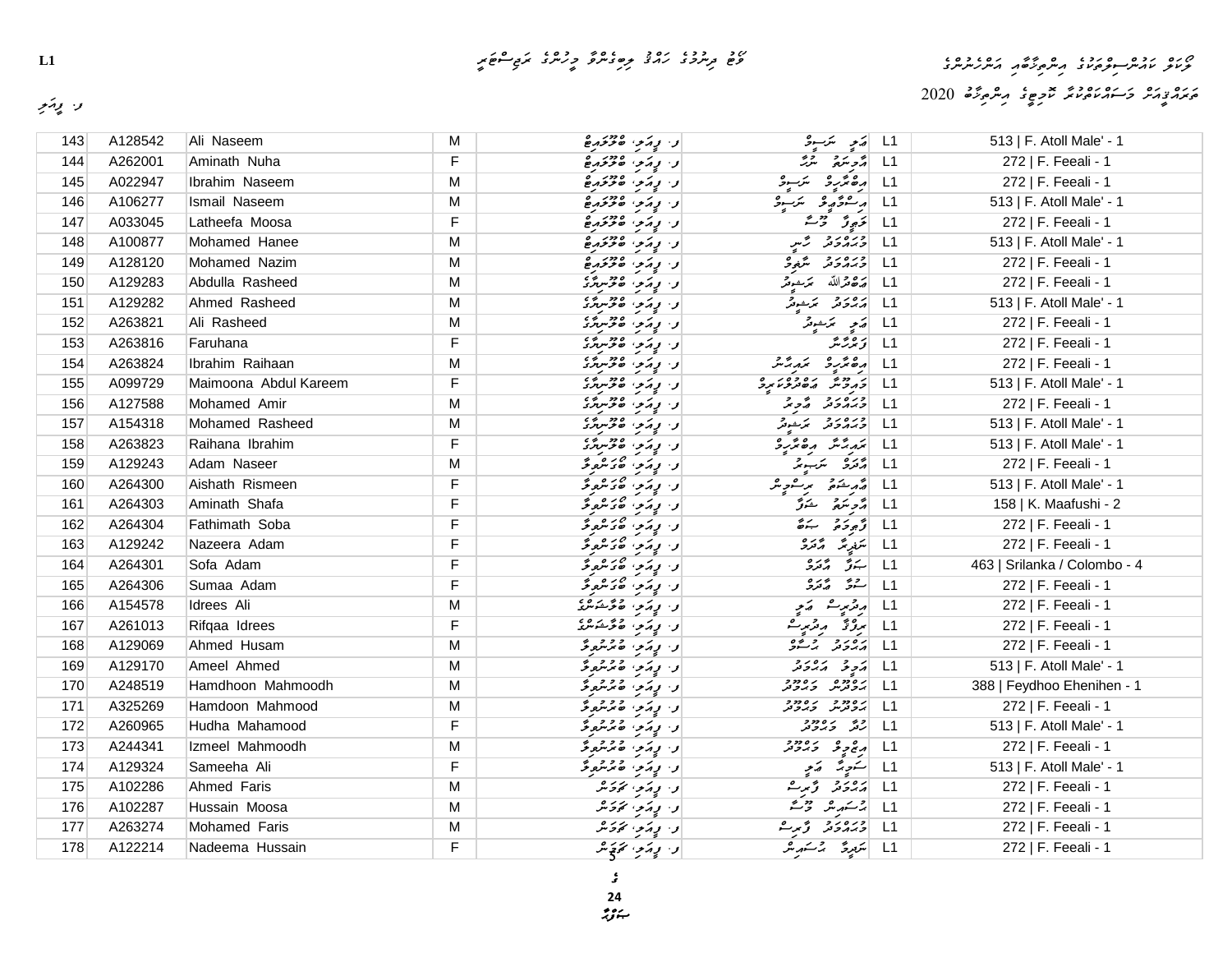| 143 | A128542 | Ali Naseem | M | ފ. ފީއަލި، ބުލޫމަރިޖް | އަލީ ނަސީމް | L1 | 513 \| F. Atoll Male' - 1 |
|---|---|---|---|---|---|---|---|
| 144 | A262001 | Aminath Nuha | F | ފ. ފީއަލި، ބުލޫމަރިޖް | އާމިނަތު ނުހާ | L1 | 272 \| F. Feeali - 1 |
| 145 | A022947 | Ibrahim Naseem | M | ފ. ފީއަލި، ބުލޫމަރިޖް | އިބްރާހީމް ނަސީމް | L1 | 272 \| F. Feeali - 1 |
| 146 | A106277 | Ismail Naseem | M | ފ. ފީއަލި، ބުލޫމަރިޖް | އިސްމާޢީލް ނަސީމް | L1 | 513 \| F. Atoll Male' - 1 |
| 147 | A033045 | Latheefa Moosa | F | ފ. ފީއަލި، ބުލޫމަރިޖް | ލަތީފާ މޫސާ | L1 | 272 \| F. Feeali - 1 |
| 148 | A100877 | Mohamed Hanee | M | ފ. ފީއަލި، ބުލޫމަރިޖް | މުހައްމަދު ހާނީ | L1 | 513 \| F. Atoll Male' - 1 |
| 149 | A128120 | Mohamed Nazim | M | ފ. ފީއަލި، ބުލޫމަރިޖް | މުހައްމަދު ނާޒިމް | L1 | 272 \| F. Feeali - 1 |
| 150 | A129283 | Abdulla Rasheed | M | ފ. ފީއަލި، ބުލޫނިދާގެ | އަބްދުﷲ ރަޝީދު | L1 | 272 \| F. Feeali - 1 |
| 151 | A129282 | Ahmed Rasheed | M | ފ. ފީއަލި، ބުލޫނިދާގެ | އަހްމަދު ރަޝީދު | L1 | 513 \| F. Atoll Male' - 1 |
| 152 | A263821 | Ali Rasheed | M | ފ. ފީއަލި، ބުލޫނިދާގެ | އަލީ ރަޝީދު | L1 | 272 \| F. Feeali - 1 |
| 153 | A263816 | Faruhana | F | ފ. ފީއަލި، ބުލޫނިދާގެ | ފަރުހާނާ | L1 | 272 \| F. Feeali - 1 |
| 154 | A263824 | Ibrahim Raihaan | M | ފ. ފީއަލި، ބުލޫނިދާގެ | އިބްރާހީމް ރައިހާން | L1 | 272 \| F. Feeali - 1 |
| 155 | A099729 | Maimoona Abdul Kareem | F | ފ. ފީއަލި، ބުލޫނިދާގެ | މައިމޫނާ އަބްދުލްކަރީމް | L1 | 513 \| F. Atoll Male' - 1 |
| 156 | A127588 | Mohamed Amir | M | ފ. ފީއަލި، ބުލޫނިދާގެ | މުހައްމަދު އާމިރު | L1 | 272 \| F. Feeali - 1 |
| 157 | A154318 | Mohamed Rasheed | M | ފ. ފީއަލި، ބުލޫނިދާގެ | މުހައްމަދު ރަޝީދު | L1 | 513 \| F. Atoll Male' - 1 |
| 158 | A263823 | Raihana Ibrahim | F | ފ. ފީއަލި، ބުލޫނިދާގެ | ރައިހާނާ އިބްރާހީމް | L1 | 513 \| F. Atoll Male' - 1 |
| 159 | A129243 | Adam Naseer | M | ފ. ފީއަލި، ބޯގަސްބުގާ | އާދަމް ނަސީރު | L1 | 272 \| F. Feeali - 1 |
| 160 | A264300 | Aishath Rismeen | F | ފ. ފީއަލި، ބޯގަސްބުގާ | އާއިޝަތު ރިސްމީން | L1 | 513 \| F. Atoll Male' - 1 |
| 161 | A264303 | Aminath Shafa | F | ފ. ފީއަލި، ބޯގަސްބުގާ | އާމިނަތު ޝަފާ | L1 | 158 \| K. Maafushi - 2 |
| 162 | A264304 | Fathimath Soba | F | ފ. ފީއަލި، ބޯގަސްބުގާ | ފާތިމަތު ސޮބާ | L1 | 272 \| F. Feeali - 1 |
| 163 | A129242 | Nazeera Adam | F | ފ. ފީއަލި، ބޯގަސްބުގާ | ނަޒީރާ އާދަމް | L1 | 272 \| F. Feeali - 1 |
| 164 | A264301 | Sofa Adam | F | ފ. ފީއަލި، ބޯގަސްބުގާ | ސޯފާ އާދަމް | L1 | 463 \| Srilanka / Colombo - 4 |
| 165 | A264306 | Sumaa Adam | F | ފ. ފީއަލި، ބޯގަސްބުގާ | ސުމާ އާދަމް | L1 | 272 \| F. Feeali - 1 |
| 166 | A154578 | Idrees Ali | M | ފ. ފީއަލި، ބުލޫޝަނީގެ | އިދްރީސް އަލީ | L1 | 272 \| F. Feeali - 1 |
| 167 | A261013 | Rifqaa Idrees | F | ފ. ފީއަލި، ބުލޫޝަނީގެ | ރިފްގާ އިދްރީސް | L1 | 272 \| F. Feeali - 1 |
| 168 | A129069 | Ahmed Husam | M | ފ. ފީއަލި، ބުރުސްބުގާ | އަހްމަދު ހުސާމް | L1 | 272 \| F. Feeali - 1 |
| 169 | A129170 | Ameel Ahmed | M | ފ. ފީއަލި، ބުރުސްބުގާ | އަމީލް އަހްމަދު | L1 | 513 \| F. Atoll Male' - 1 |
| 170 | A248519 | Hamdhoon Mahmoodh | M | ފ. ފީއަލި، ބުރުސްބުގާ | ހަމްދޫން މަހްމޫދު | L1 | 388 \| Feydhoo Ehenihen - 1 |
| 171 | A325269 | Hamdoon Mahmood | M | ފ. ފީއަލި، ބުރުސްބުގާ | ހަމްދޫން މަހްމޫދު | L1 | 272 \| F. Feeali - 1 |
| 172 | A260965 | Hudha Mahamood | F | ފ. ފީއަލި، ބުރުސްބުގާ | ހުދާ މަހްމޫދު | L1 | 513 \| F. Atoll Male' - 1 |
| 173 | A244341 | Izmeel Mahmoodh | M | ފ. ފީއަލި، ބުރުސްބުގާ | އިޒްމީލް މަހްމޫދު | L1 | 272 \| F. Feeali - 1 |
| 174 | A129324 | Sameeha Ali | F | ފ. ފީއަލި، ބުރުސްބުގާ | ސަމީހާ އަލީ | L1 | 513 \| F. Atoll Male' - 1 |
| 175 | A102286 | Ahmed Faris | M | ފ. ފީއަލި، ކަވަން | އަހްމަދު ފާރިސް | L1 | 272 \| F. Feeali - 1 |
| 176 | A102287 | Hussain Moosa | M | ފ. ފީއަލި، ކަވަން | ހުސައިން މޫސާ | L1 | 272 \| F. Feeali - 1 |
| 177 | A263274 | Mohamed Faris | M | ފ. ފީއަލި، ކަވަން | މުހައްމަދު ފާރިސް | L1 | 272 \| F. Feeali - 1 |
| 178 | A122214 | Nadeema Hussain | F | ފ. ފީއަލި، ކަވަން | ނަދީމާ ހުސައިން | L1 | 272 \| F. Feeali - 1 |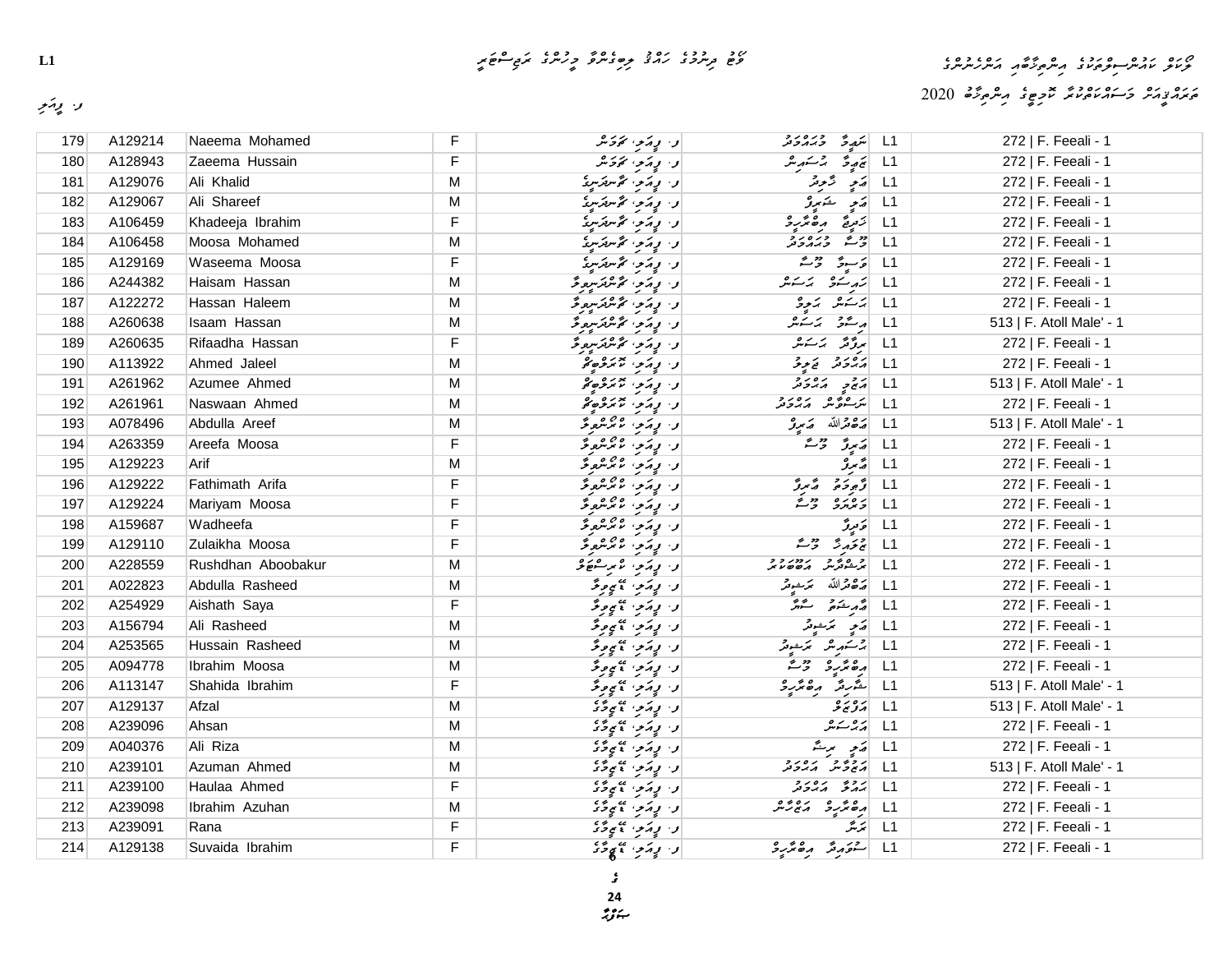ލޯކަލް ކައުންސިލްތަކުގެ އިންތިޚާބާއި އަންހެނުންގެ ތަރައްޤީއާއި ކޯޕަރޭޝަން ކޮމިޓީ އިންތިޚާބު 2020

ފ. ފީއަލި

| | | | | | | | |
|---|---|---|---|---|---|---|---|
| 179 | A129214 | Naeema Mohamed | F | ފ. ފީއަލި، ކަމަނާ | ނަޢީމާ މުޙައްމަދު | L1 | 272 \| F. Feeali - 1 |
| 180 | A128943 | Zaeema Hussain | F | ފ. ފީއަލި، ކަމަނާ | ޒަޢީމާ ހުސައިން | L1 | 272 \| F. Feeali - 1 |
| 181 | A129076 | Ali Khalid | M | ފ. ފީއަލި، ގުލިސްތާނު | އަލީ ޚާލިދު | L1 | 272 \| F. Feeali - 1 |
| 182 | A129067 | Ali Shareef | M | ފ. ފީއަލި، ގުލިސްތާނު | އަލީ ޝަރީފު | L1 | 272 \| F. Feeali - 1 |
| 183 | A106459 | Khadeeja Ibrahim | F | ފ. ފީއަލި، ގުލިސްތާނު | ޚަދީޖާ އިބްރާހީމް | L1 | 272 \| F. Feeali - 1 |
| 184 | A106458 | Moosa Mohamed | M | ފ. ފީއަލި، ގުލިސްތާނު | މޫސާ މުޙައްމަދު | L1 | 272 \| F. Feeali - 1 |
| 185 | A129169 | Waseema Moosa | F | ފ. ފީއަލި، ގުލިސްތާނު | ވަސީމާ މޫސާ | L1 | 272 \| F. Feeali - 1 |
| 186 | A244382 | Haisam Hassan | M | ފ. ފީއަލި، ގުލިސްތާނުވިލާ | ހައިސަމް ޙަސަން | L1 | 272 \| F. Feeali - 1 |
| 187 | A122272 | Hassan Haleem | M | ފ. ފީއަލި، ގުލިސްތާނުވިލާ | ޙަސަން ޙަލީމް | L1 | 272 \| F. Feeali - 1 |
| 188 | A260638 | Isaam Hassan | M | ފ. ފީއަލި، ގުލިސްތާނުވިލާ | ޢިޞާމް ޙަސަން | L1 | 513 \| F. Atoll Male' - 1 |
| 189 | A260635 | Rifaadha Hassan | F | ފ. ފީއަލި، ގުލިސްތާނުވިލާ | ރިފާދާ ޙަސަން | L1 | 272 \| F. Feeali - 1 |
| 190 | A113922 | Ahmed Jaleel | M | ފ. ފީއަލި، ގުރަބުދޮށު | އަޙްމަދު ޖަލީލް | L1 | 272 \| F. Feeali - 1 |
| 191 | A261962 | Azumee Ahmed | M | ފ. ފީއަލި، ގުރަބުދޮށު | އަޒުމީ އަޙްމަދު | L1 | 513 \| F. Atoll Male' - 1 |
| 192 | A261961 | Naswaan Ahmed | M | ފ. ފީއަލި، ގުރަބުދޮށު | ނަސްވާން އަޙްމަދު | L1 | 272 \| F. Feeali - 1 |
| 193 | A078496 | Abdulla Areef | M | ފ. ފީއަލި، ގުރުނޫވާ | އަބްދުﷲ ޢަރީފު | L1 | 513 \| F. Atoll Male' - 1 |
| 194 | A263359 | Areefa Moosa | F | ފ. ފީއަލި، ގުރުނޫވާ | ޢަރީފާ މޫސާ | L1 | 272 \| F. Feeali - 1 |
| 195 | A129223 | Arif | M | ފ. ފީއަލި، ގުރުނޫވާ | ޢާރިފު | L1 | 272 \| F. Feeali - 1 |
| 196 | A129222 | Fathimath Arifa | F | ފ. ފީއަލި، ގުރުނޫވާ | ފާތިމަތު ޢާރިފާ | L1 | 272 \| F. Feeali - 1 |
| 197 | A129224 | Mariyam Moosa | F | ފ. ފީއަލި، ގުރުނޫވާ | މަރިޔަމް މޫސާ | L1 | 272 \| F. Feeali - 1 |
| 198 | A159687 | Wadheefa | F | ފ. ފީއަލި، ގުރުނޫވާ | ވަޒީފާ | L1 | 272 \| F. Feeali - 1 |
| 199 | A129110 | Zulaikha Moosa | F | ފ. ފީއަލި، ގުރުނޫވާ | ޒުލައިޚާ މޫސާ | L1 | 272 \| F. Feeali - 1 |
| 200 | A228559 | Rushdhan Aboobakur | M | ފ. ފީއަލި، ގުލިސްޓަރ | ރުޝްދާން އަބޫބަކުރު | L1 | 272 \| F. Feeali - 1 |
| 201 | A022823 | Abdulla Rasheed | M | ފ. ފީއަލި، ގޯލްޑަން | އަބްދުﷲ ރަޝީދު | L1 | 272 \| F. Feeali - 1 |
| 202 | A254929 | Aishath Saya | F | ފ. ފީއަލި، ގޯލްޑަން | އައިޝަތު ސާޔާ | L1 | 272 \| F. Feeali - 1 |
| 203 | A156794 | Ali Rasheed | M | ފ. ފީއަލި، ގޯލްޑަން | އަލީ ރަޝީދު | L1 | 272 \| F. Feeali - 1 |
| 204 | A253565 | Hussain Rasheed | M | ފ. ފީއަލި، ގޯލްޑަން | ހުސައިން ރަޝީދު | L1 | 272 \| F. Feeali - 1 |
| 205 | A094778 | Ibrahim Moosa | M | ފ. ފީއަލި، ގޯލްޑަން | އިބްރާހީމް މޫސާ | L1 | 272 \| F. Feeali - 1 |
| 206 | A113147 | Shahida Ibrahim | F | ފ. ފީއަލި، ގޯލްޑަން | ޝާހިދާ އިބްރާހީމް | L1 | 513 \| F. Atoll Male' - 1 |
| 207 | A129137 | Afzal | M | ފ. ފީއަލި، ގޯލްޑަން | އަފްޟަލް | L1 | 513 \| F. Atoll Male' - 1 |
| 208 | A239096 | Ahsan | M | ފ. ފީއަލި، ގޯލްޑަން | އަޙްސަން | L1 | 272 \| F. Feeali - 1 |
| 209 | A040376 | Ali Riza | M | ފ. ފީއަލި، ގޯލްޑަން | އަލީ ރިޟާ | L1 | 272 \| F. Feeali - 1 |
| 210 | A239101 | Azuman Ahmed | M | ފ. ފީއަލި، ގޯލްޑަން | އަޒުމާން އަޙްމަދު | L1 | 513 \| F. Atoll Male' - 1 |
| 211 | A239100 | Haulaa Ahmed | F | ފ. ފީއަލި، ގޯލްޑަން | ހައުލާ އަޙްމަދު | L1 | 272 \| F. Feeali - 1 |
| 212 | A239098 | Ibrahim Azuhan | M | ފ. ފީއަލި، ގޯލްޑަން | އިބްރާހީމް އަޒުހާން | L1 | 272 \| F. Feeali - 1 |
| 213 | A239091 | Rana | F | ފ. ފީއަލި، ގޯލްޑަން | ރަނާ | L1 | 272 \| F. Feeali - 1 |
| 214 | A129138 | Suvaida Ibrahim | F | ފ. ފީއަލި، ގޯލްޑަން | ސުވައިދާ އިބްރާހީމް | L1 | 272 \| F. Feeali - 1 |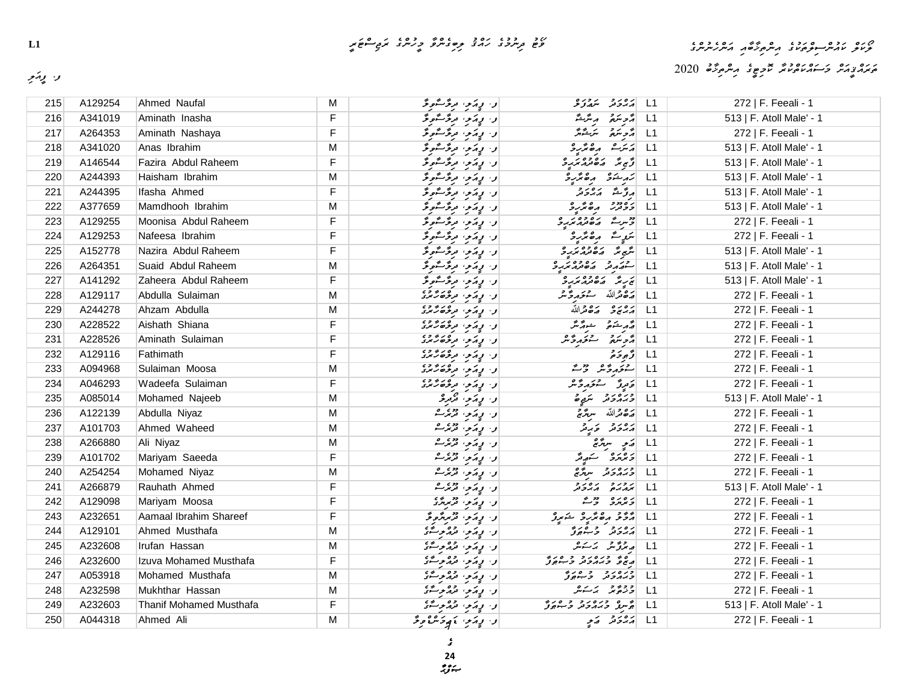| 215 | A129254 | Ahmed Naufal | M | ފ. ފީއަލި، ދިލާސާވިލާ | އަހުމަދު ނައުފަލް | L1 | 272 \| F. Feeali - 1 |
|---|---|---|---|---|---|---|---|
| 216 | A341019 | Aminath Inasha | F | ފ. ފީއަލި، ދިލާސާވިލާ | އާމިނަތު އިނާޝާ | L1 | 513 \| F. Atoll Male' - 1 |
| 217 | A264353 | Aminath Nashaya | F | ފ. ފީއަލި، ދިލާސާވިލާ | އާމިނަތު ނަޝާޔާ | L1 | 272 \| F. Feeali - 1 |
| 218 | A341020 | Anas Ibrahim | M | ފ. ފީއަލި، ދިލާސާވިލާ | އަނަސް އިބްރާހީމް | L1 | 513 \| F. Atoll Male' - 1 |
| 219 | A146544 | Fazira Abdul Raheem | F | ފ. ފީއަލި، ދިލާސާވިލާ | ފާޒިރާ އަބްދުލްރަހީމް | L1 | 513 \| F. Atoll Male' - 1 |
| 220 | A244393 | Haisham Ibrahim | M | ފ. ފީއަލި، ދިލާސާވިލާ | ހައިޝަމް އިބްރާހީމް | L1 | 513 \| F. Atoll Male' - 1 |
| 221 | A244395 | Ifasha Ahmed | F | ފ. ފީއަލި، ދިލާސާވިލާ | އިފާޝާ އަހުމަދު | L1 | 513 \| F. Atoll Male' - 1 |
| 222 | A377659 | Mamdhooh Ibrahim | M | ފ. ފީއަލި، ދިލާސާވިލާ | މަމްދޫޙް އިބްރާހީމް | L1 | 513 \| F. Atoll Male' - 1 |
| 223 | A129255 | Moonisa Abdul Raheem | F | ފ. ފީއަލި، ދިލާސާވިލާ | މޫނިސާ އަބްދުލްރަހީމް | L1 | 272 \| F. Feeali - 1 |
| 224 | A129253 | Nafeesa Ibrahim | F | ފ. ފީއަލި، ދިލާސާވިލާ | ނަފީސާ އިބްރާހީމް | L1 | 272 \| F. Feeali - 1 |
| 225 | A152778 | Nazira Abdul Raheem | F | ފ. ފީއަލި، ދިލާސާވިލާ | ނާޒިރާ އަބްދުލްރަހީމް | L1 | 513 \| F. Atoll Male' - 1 |
| 226 | A264351 | Suaid Abdul Raheem | M | ފ. ފީއަލި، ދިލާސާވިލާ | ސުއައިދު އަބްދުލްރަހީމް | L1 | 513 \| F. Atoll Male' - 1 |
| 227 | A141292 | Zaheera Abdul Raheem | F | ފ. ފީއަލި، ދިލާސާވިލާ | ޒަހީރާ އަބްދުލްރަހީމް | L1 | 513 \| F. Atoll Male' - 1 |
| 228 | A129117 | Abdulla Sulaiman | M | ފ. ފީއަލި، ދިލްބަހާރުގެ | އަބްދުﷲ ސުލައިމާން | L1 | 272 \| F. Feeali - 1 |
| 229 | A244278 | Ahzam Abdulla | M | ފ. ފީއަލި، ދިލްބަހާރުގެ | އަޙްޒަމް އަބްދުﷲ | L1 | 272 \| F. Feeali - 1 |
| 230 | A228522 | Aishath Shiana | F | ފ. ފީއަލި، ދިލްބަހާރުގެ | އާއިޝަތު ޝިއާނާ | L1 | 272 \| F. Feeali - 1 |
| 231 | A228526 | Aminath Sulaiman | F | ފ. ފީއަލި، ދިލްބަހާރުގެ | އާމިނަތު ސުލައިމާން | L1 | 272 \| F. Feeali - 1 |
| 232 | A129116 | Fathimath | F | ފ. ފީއަލި، ދިލްބަހާރުގެ | ފާތިމަތު | L1 | 272 \| F. Feeali - 1 |
| 233 | A094968 | Sulaiman Moosa | M | ފ. ފީއަލި، ދިލްބަހާރުގެ | ސުލައިމާން މޫސާ | L1 | 272 \| F. Feeali - 1 |
| 234 | A046293 | Wadeefa Sulaiman | F | ފ. ފީއަލި، ދިލްބަހާރުގެ | ވަދީފާ ސުލައިމާން | L1 | 272 \| F. Feeali - 1 |
| 235 | A085014 | Mohamed Najeeb | M | ފ. ފީއަލި، ދޮރީލް | މުޙައްމަދު ނަޖީބު | L1 | 513 \| F. Atoll Male' - 1 |
| 236 | A122139 | Abdulla Niyaz | M | ފ. ފީއަލި، ދޫރެސް | އަބްދުﷲ ނިޔާޒް | L1 | 272 \| F. Feeali - 1 |
| 237 | A101703 | Ahmed Waheed | M | ފ. ފީއަލި، ދޫރެސް | އަހުމަދު ވަހީދު | L1 | 272 \| F. Feeali - 1 |
| 238 | A266880 | Ali Niyaz | M | ފ. ފީއަލި، ދޫރެސް | އަލި ނިޔާޒް | L1 | 272 \| F. Feeali - 1 |
| 239 | A101702 | Mariyam Saeeda | F | ފ. ފީއަލި، ދޫރެސް | މަރިޔަމް ސައީދާ | L1 | 272 \| F. Feeali - 1 |
| 240 | A254254 | Mohamed Niyaz | M | ފ. ފީއަލި، ދޫރެސް | މުޙައްމަދު ނިޔާޒް | L1 | 272 \| F. Feeali - 1 |
| 241 | A266879 | Rauhath Ahmed | F | ފ. ފީއަލި، ދޫރެސް | ރައުހަތު އަހުމަދު | L1 | 513 \| F. Atoll Male' - 1 |
| 242 | A129098 | Mariyam Moosa | F | ފ. ފީއަލި، ދޫރިއްޔާ | މަރިޔަމް މޫސާ | L1 | 272 \| F. Feeali - 1 |
| 243 | A232651 | Aamaal Ibrahim Shareef | F | ފ. ފީއަލި، ދޫރިއްޔާވިލާ | އާމާލް އިބްރާހީމް ޝަރީފު | L1 | 272 \| F. Feeali - 1 |
| 244 | A129101 | Ahmed Musthafa | M | ފ. ފީއަލި، ދެއްވިސްގެ | އަހުމަދު މުސްތަފާ | L1 | 272 \| F. Feeali - 1 |
| 245 | A232608 | Irufan Hassan | M | ފ. ފީއަލި، ދެއްވިސްގެ | އިރުފާން ހަސަން | L1 | 272 \| F. Feeali - 1 |
| 246 | A232600 | Izuva Mohamed Musthafa | F | ފ. ފީއަލި، ދެއްވިސްގެ | އިޒުވާ މުޙައްމަދު މުސްތަފާ | L1 | 272 \| F. Feeali - 1 |
| 247 | A053918 | Mohamed Musthafa | M | ފ. ފީއަލި، ދެއްވިސްގެ | މުޙައްމަދު މުސްތަފާ | L1 | 272 \| F. Feeali - 1 |
| 248 | A232598 | Mukhthar Hassan | M | ފ. ފީއަލި، ދެއްވިސްގެ | މުޚްތާރު ހަސަން | L1 | 272 \| F. Feeali - 1 |
| 249 | A232603 | Thanif Mohamed Musthafa | F | ފ. ފީއަލި، ދެއްވިސްގެ | ތާނިފް މުޙައްމަދު މުސްތަފާ | L1 | 513 \| F. Atoll Male' - 1 |
| 250 | A044318 | Ahmed Ali | M | ފ. ފީއަލި، ގައިމަންޒިލާ | އަހުމަދު އަލި | L1 | 272 \| F. Feeali - 1 |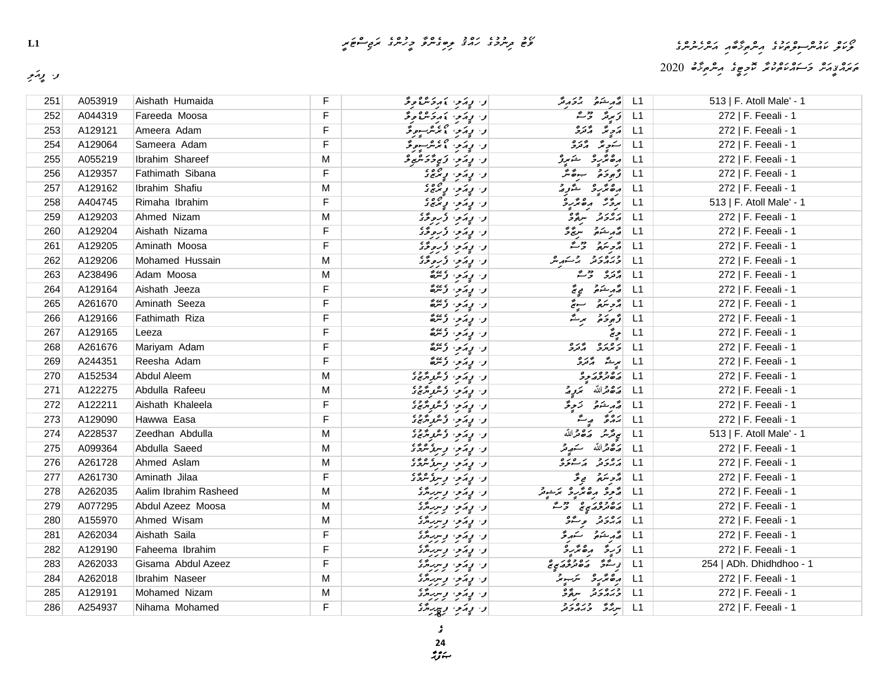ޕޯސްޓަލް ވޯޓުލާ ފަރާތްތައް ކަނޑައެޅޭ މަރުކަޒު (ވޯޓުފޮށި)  L1

ފެއިލި

| 251 | A053919 | Aishath Humaida | F | ފ. ފީއަލި، ގުލްޝަން ވިލާ | އައިޝަތު ހުމައިދާ | L1 | 513 \| F. Atoll Male' - 1 |
|---|---|---|---|---|---|---|---|
| 252 | A044319 | Fareeda Moosa | F | ފ. ފީއަލި، ގުލްޝަން ވިލާ | ފަރީދާ މޫސާ | L1 | 272 \| F. Feeali - 1 |
| 253 | A129121 | Ameera Adam | F | ފ. ފީއަލި، ގުލްއިސްވިލާ | އަމީރާ އާދަމް | L1 | 272 \| F. Feeali - 1 |
| 254 | A129064 | Sameera Adam | F | ފ. ފީއަލި، ގުލްއިސްވިލާ | ސަމީރާ އާދަމް | L1 | 272 \| F. Feeali - 1 |
| 255 | A055219 | Ibrahim Shareef | M | ފ. ފީއަލި، ފަޓްމަގުނޑުވާ | އިބްރާހީމް ޝަރީފް | L1 | 272 \| F. Feeali - 1 |
| 256 | A129357 | Fathimath Sibana | F | ފ. ފީއަލި، ފިހާރާ | ފާތިމަތު ސިބާނާ | L1 | 272 \| F. Feeali - 1 |
| 257 | A129162 | Ibrahim Shafiu | M | ފ. ފީއަލި، ފިހާރާ | އިބްރާހީމް ޝާފިޢު | L1 | 272 \| F. Feeali - 1 |
| 258 | A404745 | Rimaha Ibrahim | F | ފ. ފީއަލި، ފިހާރާ | ރިމާހާ އިބްރާހީމް | L1 | 513 \| F. Atoll Male' - 1 |
| 259 | A129203 | Ahmed Nizam | M | ފ. ފީއަލި، ފުރިވިލާ | އަހުމަދު ނިޒާމް | L1 | 272 \| F. Feeali - 1 |
| 260 | A129204 | Aishath Nizama | F | ފ. ފީއަލި، ފުރިވިލާ | އައިޝަތު ނިޒާމާ | L1 | 272 \| F. Feeali - 1 |
| 261 | A129205 | Aminath Moosa | F | ފ. ފީއަލި، ފުރިވިލާ | އާމިނަތު މޫސާ | L1 | 272 \| F. Feeali - 1 |
| 262 | A129206 | Mohamed Hussain | M | ފ. ފީއަލި، ފުރިވިލާ | މުހައްމަދު ހުސައިން | L1 | 272 \| F. Feeali - 1 |
| 263 | A238496 | Adam Moosa | M | ފ. ފީއަލި، ފެހިމާ | އާދަމް މޫސާ | L1 | 272 \| F. Feeali - 1 |
| 264 | A129164 | Aishath Jeeza | F | ފ. ފީއަލި، ފެހިމާ | އައިޝަތު ޖީޒާ | L1 | 272 \| F. Feeali - 1 |
| 265 | A261670 | Aminath Seeza | F | ފ. ފީއަލި، ފެހިމާ | އާމިނަތު ސީޒާ | L1 | 272 \| F. Feeali - 1 |
| 266 | A129166 | Fathimath Riza | F | ފ. ފީއަލި، ފެހިމާ | ފާތިމަތު ރިޒާ | L1 | 272 \| F. Feeali - 1 |
| 267 | A129165 | Leeza | F | ފ. ފީއަލި، ފެހިމާ | ލީޒާ | L1 | 272 \| F. Feeali - 1 |
| 268 | A261676 | Mariyam Adam | F | ފ. ފީއަލި، ފެހިމާ | މަރިޔަމް އާދަމް | L1 | 272 \| F. Feeali - 1 |
| 269 | A244351 | Reesha Adam | F | ފ. ފީއަލި، ފެހިމާ | ރީޝާ އާދަމް | L1 | 272 \| F. Feeali - 1 |
| 270 | A152534 | Abdul Aleem | M | ފ. ފީއަލި، ފެންފިޔާޒުގެ | އަބްދުލްއަލީމް | L1 | 272 \| F. Feeali - 1 |
| 271 | A122275 | Abdulla Rafeeu | M | ފ. ފީއަލި، ފެންފިޔާޒުގެ | އަބްދުﷲ ރަފީޢު | L1 | 272 \| F. Feeali - 1 |
| 272 | A122211 | Aishath Khaleela | F | ފ. ފީއަލި، ފެންފިޔާޒުގެ | އައިޝަތު ޚަލީލާ | L1 | 272 \| F. Feeali - 1 |
| 273 | A129090 | Hawwa Easa | F | ފ. ފީއަލި، ފެންފިޔާޒުގެ | ހައްވާ ޢީސާ | L1 | 272 \| F. Feeali - 1 |
| 274 | A228537 | Zeedhan Abdulla | M | ފ. ފީއަލި، ފެންފިޔާޒުގެ | ޒީދާން އަބްދުﷲ | L1 | 513 \| F. Atoll Male' - 1 |
| 275 | A099364 | Abdulla Saeed | M | ފ. ފީއަލި، ފިނިފެންމާގެ | އަބްދުﷲ ސަޢީދު | L1 | 272 \| F. Feeali - 1 |
| 276 | A261728 | Ahmed Aslam | M | ފ. ފީއަލި، ފިނިފެންމާގެ | އަހުމަދު އަސްލަމް | L1 | 272 \| F. Feeali - 1 |
| 277 | A261730 | Aminath Jilaa | F | ފ. ފީއަލި، ފިނިފެންމާގެ | އާމިނަތު ޖިލާ | L1 | 272 \| F. Feeali - 1 |
| 278 | A262035 | Aalim Ibrahim Rasheed | M | ފ. ފީއަލި، ފިނިހިރިގެ | އާލިމް އިބްރާހީމް ރަޝީދު | L1 | 272 \| F. Feeali - 1 |
| 279 | A077295 | Abdul Azeez Moosa | M | ފ. ފީއަލި، ފިނިހިރިގެ | އަބްދުލްޢަޒީޒު މޫސާ | L1 | 272 \| F. Feeali - 1 |
| 280 | A155970 | Ahmed Wisam | M | ފ. ފީއަލި، ފިނިހިރިގެ | އަހުމަދު ވިސާމް | L1 | 272 \| F. Feeali - 1 |
| 281 | A262034 | Aishath Saila | F | ފ. ފީއަލި، ފިނިހިރިގެ | އައިޝަތު ސައިލާ | L1 | 272 \| F. Feeali - 1 |
| 282 | A129190 | Faheema Ibrahim | F | ފ. ފީއަލި، ފިނިހިރިގެ | ފަހީމާ އިބްރާހީމް | L1 | 272 \| F. Feeali - 1 |
| 283 | A262033 | Gisama Abdul Azeez | F | ފ. ފީއަލި، ފިނިހިރިގެ | ގިސާމާ އަބްދުލްޢަޒީޒު | L1 | 254 \| ADh. Dhidhdhoo - 1 |
| 284 | A262018 | Ibrahim Naseer | M | ފ. ފީއަލި، ފިނިހިރިގެ | އިބްރާހީމް ނަސީރު | L1 | 272 \| F. Feeali - 1 |
| 285 | A129191 | Mohamed Nizam | M | ފ. ފީއަލި، ފިނިހިރިގެ | މުހައްމަދު ނިޒާމް | L1 | 272 \| F. Feeali - 1 |
| 286 | A254937 | Nihama Mohamed | F | ފ. ފީއަލި، ފިނިހިރިގެ | ނިހާމާ މުހައްމަދު | L1 | 272 \| F. Feeali - 1 |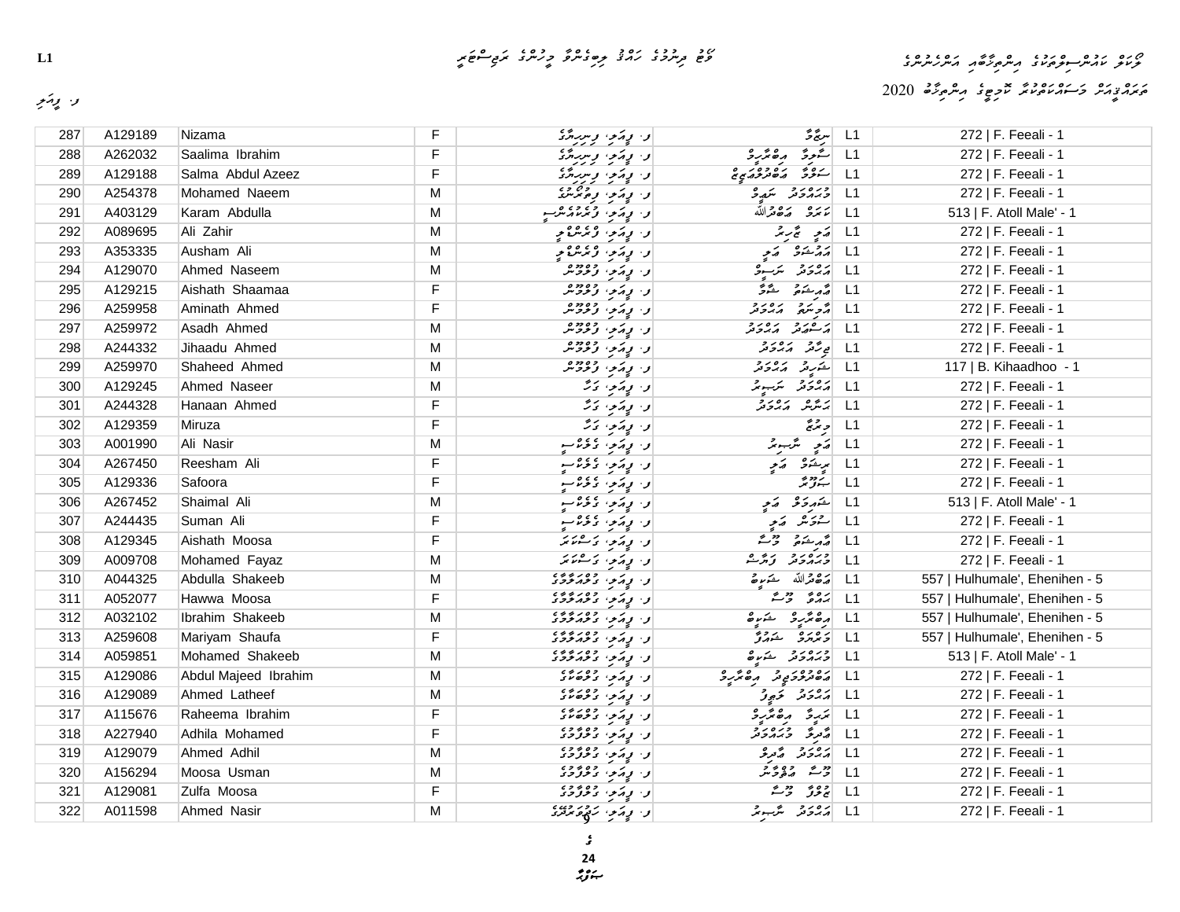ޕާރލިމެންޓްރީ އިންތިޚާބު 2020 ގެ ބަރަށްތަކުގެ އިސްވީދޫ ފީއަލި ދާއިރާ

ފ. ފީއަލި

| | | | | | | | |
|---|---|---|---|---|---|---|---|
| 287 | A129189 | Nizama | F | ފ. ފީއަލި، ފިނިހިރިގެ | ނިޒާމާ | L1 | 272 \| F. Feeali - 1 |
| 288 | A262032 | Saalima Ibrahim | F | ފ. ފީއަލި، ފިނިހިރިގެ | ސާލިމާ އިބްރާހިމް | L1 | 272 \| F. Feeali - 1 |
| 289 | A129188 | Salma Abdul Azeez | F | ފ. ފީއަލި، ފިނިހިރިގެ | ސަލްމާ އަބްދުލްޢަޒީޒް | L1 | 272 \| F. Feeali - 1 |
| 290 | A254378 | Mohamed Naeem | M | ފ. ފީއަލި، ފިތުރޯސް | މުޙައްމަދު ނަޢީމް | L1 | 272 \| F. Feeali - 1 |
| 291 | A403129 | Karam Abdulla | M | ފ. ފީއަލި، ފްރެންޑްޝިޕް | ކަރަމް އަބްދުﷲ | L1 | 513 \| F. Atoll Male' - 1 |
| 292 | A089695 | Ali Zahir | M | ފ. ފީއަލި، ފްރެންޑްޝިޕް | އަލި ޒާހިރު | L1 | 272 \| F. Feeali - 1 |
| 293 | A353335 | Ausham Ali | M | ފ. ފީއަލި، ފްރެންޑްޝިޕް | އައުޝަމް އަލި | L1 | 272 \| F. Feeali - 1 |
| 294 | A129070 | Ahmed Naseem | M | ފ. ފީއަލި، ފުލްމޫން | އަޙްމަދު ނަސީމް | L1 | 272 \| F. Feeali - 1 |
| 295 | A129215 | Aishath Shaamaa | F | ފ. ފީއަލި، ފުލްމޫން | އާއިޝަތު ޝާމާ | L1 | 272 \| F. Feeali - 1 |
| 296 | A259958 | Aminath Ahmed | F | ފ. ފީއަލި، ފުލްމޫން | އާމިނަތު އަޙްމަދު | L1 | 272 \| F. Feeali - 1 |
| 297 | A259972 | Asadh Ahmed | M | ފ. ފީއަލި، ފުލްމޫން | އަސްޢަދު އަޙްމަދު | L1 | 272 \| F. Feeali - 1 |
| 298 | A244332 | Jihaadu Ahmed | M | ފ. ފީއަލި، ފުލްމޫން | ޖިހާދު އަޙްމަދު | L1 | 272 \| F. Feeali - 1 |
| 299 | A259970 | Shaheed Ahmed | M | ފ. ފީއަލި، ފުލްމޫން | ޝަހީދު އަޙްމަދު | L1 | 117 \| B. Kihaadhoo - 1 |
| 300 | A129245 | Ahmed Naseer | M | ފ. ފީއަލި، ގަސް | އަޙްމަދު ނަސީރު | L1 | 272 \| F. Feeali - 1 |
| 301 | A244328 | Hanaan Ahmed | F | ފ. ފީއަލި، ގަސް | ހަނާން އަޙްމަދު | L1 | 272 \| F. Feeali - 1 |
| 302 | A129359 | Miruza | F | ފ. ފީއަލި، ގަސް | މިރުޒާ | L1 | 272 \| F. Feeali - 1 |
| 303 | A001990 | Ali Nasir | M | ފ. ފީއަލި، ގޯލްޑަންސީ | އަލި ނާސިރު | L1 | 272 \| F. Feeali - 1 |
| 304 | A267450 | Reesham Ali | F | ފ. ފީއަލި، ގޯލްޑަންސީ | ރީޝަމް އަލި | L1 | 272 \| F. Feeali - 1 |
| 305 | A129336 | Safoora | F | ފ. ފީއަލި، ގޯލްޑަންސީ | ސަފޫރާ | L1 | 272 \| F. Feeali - 1 |
| 306 | A267452 | Shaimal Ali | M | ފ. ފީއަލި، ގޯލްޑަންސީ | ޝައިމަލް އަލި | L1 | 513 \| F. Atoll Male' - 1 |
| 307 | A244435 | Suman Ali | F | ފ. ފީއަލި، ގޯލްޑަންސީ | ސުމަން އަލި | L1 | 272 \| F. Feeali - 1 |
| 308 | A129345 | Aishath Moosa | F | ފ. ފީއަލި، ގަސްކަނަ | އާއިޝަތު މޫސާ | L1 | 272 \| F. Feeali - 1 |
| 309 | A009708 | Mohamed Fayaz | M | ފ. ފީއަލި، ގަސްކަނަ | މުޙައްމަދު ފައްޔާޒު | L1 | 272 \| F. Feeali - 1 |
| 310 | A044325 | Abdulla Shakeeb | M | ފ. ފީއަލި، ގުލްއަފްޝާނާ | އަބްދުﷲ ޝަކީބު | L1 | 557 \| Hulhumale', Ehenihen - 5 |
| 311 | A052077 | Hawwa Moosa | F | ފ. ފީއަލި، ގުލްއަފްޝާނާ | ހައްވާ މޫސާ | L1 | 557 \| Hulhumale', Ehenihen - 5 |
| 312 | A032102 | Ibrahim Shakeeb | M | ފ. ފީއަލި، ގުލްއަފްޝާނާ | އިބްރާހިމް ޝަކީބު | L1 | 557 \| Hulhumale', Ehenihen - 5 |
| 313 | A259608 | Mariyam Shaufa | F | ފ. ފީއަލި، ގުލްއަފްޝާނާ | މަރިޔަމް ޝައުފާ | L1 | 557 \| Hulhumale', Ehenihen - 5 |
| 314 | A059851 | Mohamed Shakeeb | M | ފ. ފީއަލި، ގުލްއަފްޝާނާ | މުޙައްމަދު ޝަކީބު | L1 | 513 \| F. Atoll Male' - 1 |
| 315 | A129086 | Abdul Majeed Ibrahim | M | ފ. ފީއަލި، ގުލްބަހާރު | އަބްދުލްމަޖީދު އިބްރާހިމް | L1 | 272 \| F. Feeali - 1 |
| 316 | A129089 | Ahmed Latheef | M | ފ. ފީއަލި، ގުލްބަހާރު | އަޙްމަދު ލަޠީފު | L1 | 272 \| F. Feeali - 1 |
| 317 | A115676 | Raheema Ibrahim | F | ފ. ފީއަލި، ގުލްބަހާރު | ރަޙީމާ އިބްރާހިމް | L1 | 272 \| F. Feeali - 1 |
| 318 | A227940 | Adhila Mohamed | F | ފ. ފީއަލި، ގުލްފާމާގެ | އާދިލާ މުޙައްމަދު | L1 | 272 \| F. Feeali - 1 |
| 319 | A129079 | Ahmed Adhil | M | ފ. ފީއަލި، ގުލްފާމާގެ | އަޙްމަދު އާދިލް | L1 | 272 \| F. Feeali - 1 |
| 320 | A156294 | Moosa Usman | M | ފ. ފީއަލި، ގުލްފާމާގެ | މޫސާ ޢުޘްމާން | L1 | 272 \| F. Feeali - 1 |
| 321 | A129081 | Zulfa Moosa | F | ފ. ފީއަލި، ގުލްފާމާގެ | ޒުލްފާ މޫސާ | L1 | 272 \| F. Feeali - 1 |
| 322 | A011598 | Ahmed Nasir | M | ފ. ފީއަލި، ހަވީރުމާގެ | އަޙްމަދު ނާސިރު | L1 | 272 \| F. Feeali - 1 |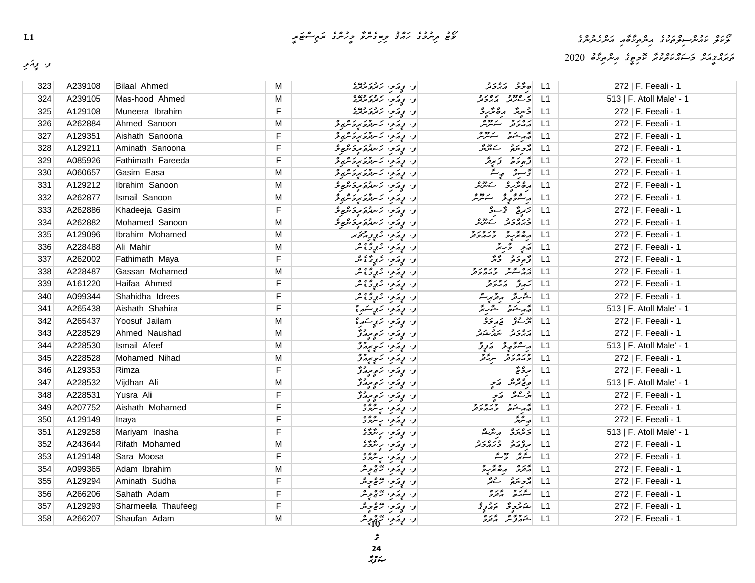# ޕާލަމެންޓްރީ އިންތިޚާބު 2020 ގައި ވޯޓުލާން އެލިޖިބަލް ވޯޓަރުންގެ ލިސްޓު

ފ. ފީއަލި

| # | ID | Name | Sex | Address | Name (Dhivehi) | Island | Box |
|---|---|---|---|---|---|---|---|
| 323 | A239108 | Bilaal Ahmed | M | ފ. ފީއަލި، ހަދަވައްދޫގެ | ބިލާލް އަޙްމަދު | L1 | 272 \| F. Feeali - 1 |
| 324 | A239105 | Mas-hood Ahmed | M | ފ. ފީއަލި، ހަދަވައްދޫގެ | މަސްހޫދު އަޙްމަދު | L1 | 513 \| F. Atoll Male' - 1 |
| 325 | A129108 | Muneera Ibrahim | F | ފ. ފީއަލި، ހަދަވައްދޫގެ | މުނީރާ އިބްރާހީމް | L1 | 272 \| F. Feeali - 1 |
| 326 | A262884 | Ahmed Sanoon | M | ފ. ފީއަލި، ހަސަނުވިލާމާޅޮލް | އަޙްމަދު ސަނޫން | L1 | 272 \| F. Feeali - 1 |
| 327 | A129351 | Aishath Sanoona | F | ފ. ފީއަލި، ހަސަނުވިލާމާޅޮލް | އާއިޝަތު ސަނޫނާ | L1 | 272 \| F. Feeali - 1 |
| 328 | A129211 | Aminath Sanoona | F | ފ. ފީއަލި، ހަސަނުވިލާމާޅޮލް | އާމިނަތު ސަނޫނާ | L1 | 272 \| F. Feeali - 1 |
| 329 | A085926 | Fathimath Fareeda | F | ފ. ފީއަލި، ހަސަނުވިލާމާޅޮލް | ފާތިމަތު ފަރީދާ | L1 | 272 \| F. Feeali - 1 |
| 330 | A060657 | Gasim Easa | M | ފ. ފީއަލި، ހަސަނުވިލާމާޅޮލް | ޤާސިމް ޢީސާ | L1 | 272 \| F. Feeali - 1 |
| 331 | A129212 | Ibrahim Sanoon | M | ފ. ފީއަލި، ހަސަނުވިލާމާޅޮލް | އިބްރާހީމް ސަނޫން | L1 | 272 \| F. Feeali - 1 |
| 332 | A262877 | Ismail Sanoon | M | ފ. ފީއަލި، ހަސަނުވިލާމާޅޮލް | އިސްމާޢީލް ސަނޫން | L1 | 272 \| F. Feeali - 1 |
| 333 | A262886 | Khadeeja Gasim | F | ފ. ފީއަލި، ހަސަނުވިލާމާޅޮލް | ޚަދީޖާ ޤާސިމް | L1 | 272 \| F. Feeali - 1 |
| 334 | A262882 | Mohamed Sanoon | M | ފ. ފީއަލި، ހަސަނުވިލާމާޅޮލް | މުޙައްމަދު ސަނޫން | L1 | 272 \| F. Feeali - 1 |
| 335 | A129096 | Ibrahim Mohamed | M | ފ. ފީއަލި، ހެޔޮވިއްޔާގެ | އިބްރާހީމް މުޙައްމަދު | L1 | 272 \| F. Feeali - 1 |
| 336 | A228488 | Ali Mahir | M | ފ. ފީއަލި، ހެލިޔާގެ | ޢަލީ މާހިރު | L1 | 272 \| F. Feeali - 1 |
| 337 | A262002 | Fathimath Maya | F | ފ. ފީއަލި، ހެލިޔާގެ | ފާތިމަތު މާޔާ | L1 | 272 \| F. Feeali - 1 |
| 338 | A228487 | Gassan Mohamed | M | ފ. ފީއަލި، ހެލިޔާގެ | ޣައްސާން މުޙައްމަދު | L1 | 272 \| F. Feeali - 1 |
| 339 | A161220 | Haifaa Ahmed | F | ފ. ފީއަލި، ހެލިޔާގެ | ހައިފާ އަޙްމަދު | L1 | 272 \| F. Feeali - 1 |
| 340 | A099344 | Shahidha Idrees | F | ފ. ފީއަލި، ހެލިޔާގެ | ޝާހިދާ އިދްރީސް | L1 | 272 \| F. Feeali - 1 |
| 341 | A265438 | Aishath Shahira | F | ފ. ފީއަލި، ހަވީރުސަންއާ | އާއިޝަތު ޝާހިރާ | L1 | 513 \| F. Atoll Male' - 1 |
| 342 | A265437 | Yoosuf Jailam | M | ފ. ފީއަލި، ހަވީރުސަންއާ | ޔޫސުފް ޖައިލަމް | L1 | 272 \| F. Feeali - 1 |
| 343 | A228529 | Ahmed Naushad | M | ފ. ފީއަލި، ހަވިނިއްޔާ | އަޙްމަދު ނައުޝާދު | L1 | 272 \| F. Feeali - 1 |
| 344 | A228530 | Ismail Afeef | M | ފ. ފީއަލި، ހަވިނިއްޔާ | އިސްމާޢީލް ޢަފީފް | L1 | 513 \| F. Atoll Male' - 1 |
| 345 | A228528 | Mohamed Nihad | M | ފ. ފީއަލި، ހަވިނިއްޔާ | މުޙައްމަދު ނިހާދު | L1 | 272 \| F. Feeali - 1 |
| 346 | A129353 | Rimza | F | ފ. ފީއަލި، ހަވިނިއްޔާ | ރިމްޒާ | L1 | 272 \| F. Feeali - 1 |
| 347 | A228532 | Vijdhan Ali | M | ފ. ފީއަލި، ހަވިނިއްޔާ | ވިޖްދާން ޢަލީ | L1 | 513 \| F. Atoll Male' - 1 |
| 348 | A228531 | Yusra Ali | F | ފ. ފީއަލި، ހަވިނިއްޔާ | ޔުސްރާ ޢަލީ | L1 | 272 \| F. Feeali - 1 |
| 349 | A207752 | Aishath Mohamed | F | ފ. ފީއަލި، ހިނގާގެ | އާއިޝަތު މުޙައްމަދު | L1 | 272 \| F. Feeali - 1 |
| 350 | A129149 | Inaya | F | ފ. ފީއަލި، ހިނގާގެ | އިނާޔާ | L1 | 272 \| F. Feeali - 1 |
| 351 | A129258 | Mariyam Inasha | F | ފ. ފީއަލި، ހިނގާގެ | މަރިޔަމް އިނާޝާ | L1 | 513 \| F. Atoll Male' - 1 |
| 352 | A243644 | Rifath Mohamed | F | ފ. ފީއަލި، ހިނގާގެ | ރިފްޢަތު މުޙައްމަދު | L1 | 272 \| F. Feeali - 1 |
| 353 | A129148 | Sara Moosa | F | ފ. ފީއަލި، ހިނގާގެ | ސާރާ މޫސާ | L1 | 272 \| F. Feeali - 1 |
| 354 | A099365 | Adam Ibrahim | M | ފ. ފީއަލި، ހޫރާވިލާ | އާދަމް އިބްރާހީމް | L1 | 272 \| F. Feeali - 1 |
| 355 | A129294 | Aminath Sudha | F | ފ. ފީއަލި، ހޫރާވިލާ | އާމިނަތު ސުދާ | L1 | 272 \| F. Feeali - 1 |
| 356 | A266206 | Sahath Adam | F | ފ. ފީއަލި، ހޫރާވިލާ | ސަޙަތު އާދަމް | L1 | 272 \| F. Feeali - 1 |
| 357 | A129293 | Sharmeela Thaufeeg | F | ފ. ފީއަލި، ހޫރާވިލާ | ޝަރުމީލާ ތައުފީޤު | L1 | 272 \| F. Feeali - 1 |
| 358 | A266207 | Shaufan Adam | M | ފ. ފީއަލި، ހޫރާވިލާ | ޝައުފާން އާދަމް | L1 | 272 \| F. Feeali - 1 |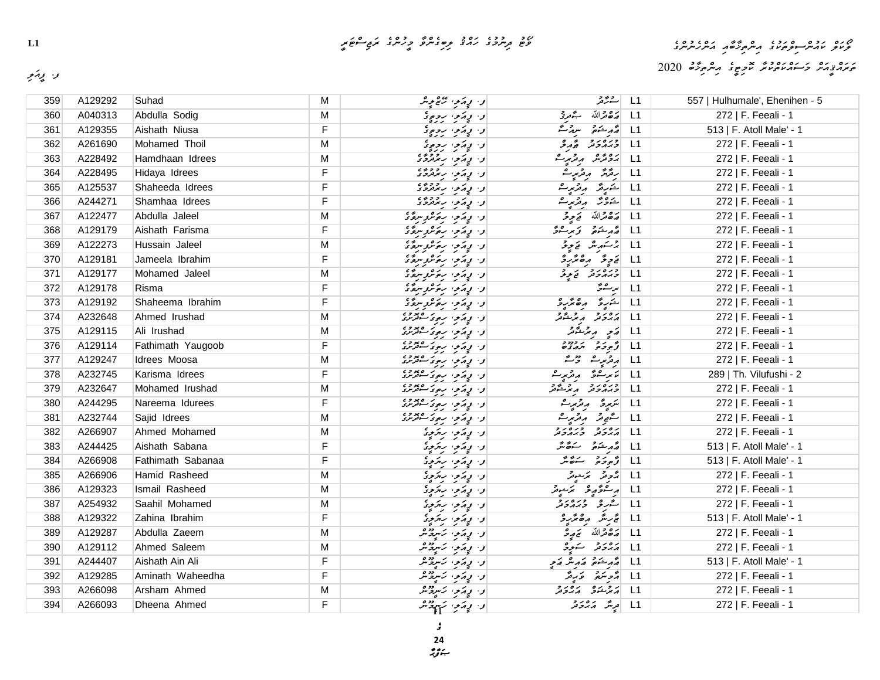ވ. ފީއަލި

| 359 | A129292 | Suhad | M | ފ. ފީއަލި، ރޯޒްވިލާ | ސުހާދު | L1 | 557 \| Hulhumale', Ehenihen - 5 |
|---|---|---|---|---|---|---|---|
| 360 | A040313 | Abdulla Sodig | M | ފ. ފީއަލި، ހިލިތީގެ | އަބްދުﷲ ޞާދިޤު | L1 | 272 \| F. Feeali - 1 |
| 361 | A129355 | Aishath Niusa | F | ފ. ފީއަލި، ހިލިތީގެ | އާއިޝަތު ނިއުސާ | L1 | 513 \| F. Atoll Male' - 1 |
| 362 | A261690 | Mohamed Thoil | M | ފ. ފީއަލި، ހިލިތީގެ | މުޙައްމަދު ޠާއިލް | L1 | 272 \| F. Feeali - 1 |
| 363 | A228492 | Hamdhaan Idrees | M | ފ. ފީއަލި، ހިރުދުވާގެ | ޙަމްދާން އިދްރީސް | L1 | 272 \| F. Feeali - 1 |
| 364 | A228495 | Hidaya Idrees | F | ފ. ފީއަލި، ހިރުދުވާގެ | ހިދާޔާ އިދްރީސް | L1 | 272 \| F. Feeali - 1 |
| 365 | A125537 | Shaheeda Idrees | F | ފ. ފީއަލި، ހިރުދުވާގެ | ޝަހީދާ އިދްރީސް | L1 | 272 \| F. Feeali - 1 |
| 366 | A244271 | Shamhaa Idrees | F | ފ. ފީއަލި، ހިރުދުވާގެ | ޝަމްހާ އިދްރީސް | L1 | 272 \| F. Feeali - 1 |
| 367 | A122477 | Abdulla Jaleel | M | ފ. ފީއަލި، ހިވަރުވިނާގެ | އަބްދުﷲ ޖަލީލް | L1 | 272 \| F. Feeali - 1 |
| 368 | A129179 | Aishath Farisma | F | ފ. ފީއަލި، ހިވަރުވިނާގެ | އާއިޝަތު ފަރިސްމާ | L1 | 272 \| F. Feeali - 1 |
| 369 | A122273 | Hussain Jaleel | M | ފ. ފީއަލި، ހިވަރުވިނާގެ | ޙުސައިން ޖަލީލް | L1 | 272 \| F. Feeali - 1 |
| 370 | A129181 | Jameela Ibrahim | F | ފ. ފީއަލި، ހިވަރުވިނާގެ | ޖަމީލާ އިބްރާހީމް | L1 | 272 \| F. Feeali - 1 |
| 371 | A129177 | Mohamed Jaleel | M | ފ. ފީއަލި، ހިވަރުވިނާގެ | މުޙައްމަދު ޖަލީލް | L1 | 272 \| F. Feeali - 1 |
| 372 | A129178 | Risma | F | ފ. ފީއަލި، ހިވަރުވިނާގެ | ރިސްމާ | L1 | 272 \| F. Feeali - 1 |
| 373 | A129192 | Shaheema Ibrahim | F | ފ. ފީއަލި، ހިވަރުވިނާގެ | ޝަހީމާ އިބްރާހީމް | L1 | 272 \| F. Feeali - 1 |
| 374 | A232648 | Ahmed Irushad | M | ފ. ފީއަލި، ހިތިގަސްދޮރުގެ | އަޙްމަދު އިރުޝާދު | L1 | 272 \| F. Feeali - 1 |
| 375 | A129115 | Ali Irushad | M | ފ. ފީއަލި، ހިތިގަސްދޮރުގެ | އަލީ އިރުޝާދު | L1 | 272 \| F. Feeali - 1 |
| 376 | A129114 | Fathimath Yaugoob | F | ފ. ފީއަލި، ހިތިގަސްދޮރުގެ | ފާތިމަތު ޔައުޤޫބު | L1 | 272 \| F. Feeali - 1 |
| 377 | A129247 | Idrees Moosa | M | ފ. ފީއަލި، ހިތިގަސްދޮރުގެ | އިދްރީސް މޫސާ | L1 | 272 \| F. Feeali - 1 |
| 378 | A232745 | Karisma Idrees | F | ފ. ފީއަލި، ހިތިގަސްދޮރުގެ | ކަރިސްމާ އިދްރީސް | L1 | 289 \| Th. Vilufushi - 2 |
| 379 | A232647 | Mohamed Irushad | M | ފ. ފީއަލި، ހިތިގަސްދޮރުގެ | މުޙައްމަދު އިރުޝާދު | L1 | 272 \| F. Feeali - 1 |
| 380 | A244295 | Nareema Idurees | F | ފ. ފީއަލި، ހިތިގަސްދޮރުގެ | ނަރީމާ އިދުރީސް | L1 | 272 \| F. Feeali - 1 |
| 381 | A232744 | Sajid Idrees | M | ފ. ފީއަލި، ހިތިގަސްދޮރުގެ | ސާޖިދު އިދްރީސް | L1 | 272 \| F. Feeali - 1 |
| 382 | A266907 | Ahmed Mohamed | M | ފ. ފީއަލި، ހިޔަލީގެ | އަޙްމަދު މުޙައްމަދު | L1 | 272 \| F. Feeali - 1 |
| 383 | A244425 | Aishath Sabana | F | ފ. ފީއަލި، ހިޔަލީގެ | އާއިޝަތު ސަބާނާ | L1 | 513 \| F. Atoll Male' - 1 |
| 384 | A266908 | Fathimath Sabanaa | F | ފ. ފީއަލި، ހިޔަލީގެ | ފާތިމަތު ސަބާނާ | L1 | 513 \| F. Atoll Male' - 1 |
| 385 | A266906 | Hamid Rasheed | M | ފ. ފީއަލި، ހިޔަލީގެ | ޙާމިދު ރަޝީދު | L1 | 272 \| F. Feeali - 1 |
| 386 | A129323 | Ismail Rasheed | M | ފ. ފީއަލި، ހިޔަލީގެ | އިސްމާއީލް ރަޝީދު | L1 | 272 \| F. Feeali - 1 |
| 387 | A254932 | Saahil Mohamed | M | ފ. ފީއަލި، ހިޔަލީގެ | ސާހިލް މުޙައްމަދު | L1 | 272 \| F. Feeali - 1 |
| 388 | A129322 | Zahina Ibrahim | F | ފ. ފީއަލި، ހިޔަލީގެ | ޒާހިނާ އިބްރާހީމް | L1 | 513 \| F. Atoll Male' - 1 |
| 389 | A129287 | Abdulla Zaeem | M | ފ. ފީއަލި، ހަނިމޫން | އަބްދުﷲ ޒަޢީމް | L1 | 272 \| F. Feeali - 1 |
| 390 | A129112 | Ahmed Saleem | M | ފ. ފީއަލި، ހަނިމޫން | އަޙްމަދު ސަލީމް | L1 | 272 \| F. Feeali - 1 |
| 391 | A244407 | Aishath Ain Ali | F | ފ. ފީއަލި، ހަނިމޫން | އާއިޝަތު ޢައިން ޢަލީ | L1 | 513 \| F. Atoll Male' - 1 |
| 392 | A129285 | Aminath Waheedha | F | ފ. ފީއަލި، ހަނިމޫން | އާމިނަތު ވަޙީދާ | L1 | 272 \| F. Feeali - 1 |
| 393 | A266098 | Arsham Ahmed | M | ފ. ފީއަލި، ހަނިމޫން | އަރުޝަމް އަޙްމަދު | L1 | 272 \| F. Feeali - 1 |
| 394 | A266093 | Dheena Ahmed | F | ފ. ފީއަލި، ހަނިމޫން | ދީނާ އަޙްމަދު | L1 | 272 \| F. Feeali - 1 |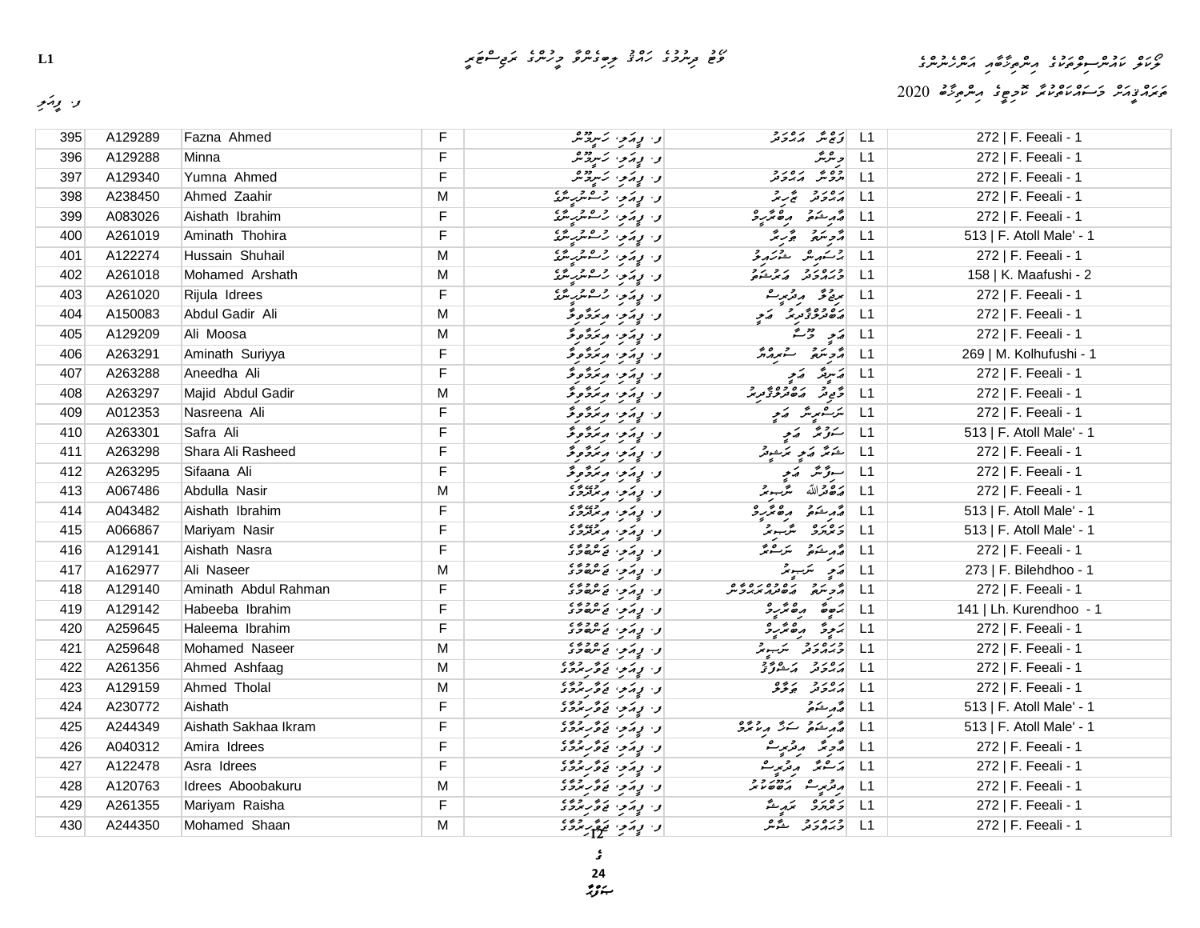| 395 | A129289 | Fazna Ahmed | F | و· وٍٖمَرَمِ، دَسِرِدٌّرْ | وَيْمْ مَرْدَدَر | L1 | 272 \| F. Feeali - 1 |
|---|---|---|---|---|---|---|---|
| 396 | A129288 | Minna | F | و· وٍٖمَرَمِ، دَسِرِدٌّرْ | وِسْرُسٌ | L1 | 272 \| F. Feeali - 1 |
| 397 | A129340 | Yumna Ahmed | F | و· وٍٖمَرَمِ، دَسِرِدٌّرْ | مرْوْسٌ مَرْدَدَر | L1 | 272 \| F. Feeali - 1 |
| 398 | A238450 | Ahmed Zaahir | M | و· وٍٖمَرَمِ، رْسْرْبِرْبِسْرُ | مَرْدَدَر تَجْرِبْر | L1 | 272 \| F. Feeali - 1 |
| 399 | A083026 | Aishath Ibrahim | F | و· وٍٖمَرَمِ، رْسْرْبِرْبِسْرُ | مُّهْرِشَمْ مِرْمُّرِدْ | L1 | 272 \| F. Feeali - 1 |
| 400 | A261019 | Aminath Thohira | F | و· وٍٖمَرَمِ، رْسْرْبِرْبِسْرُ | مُّحِسَمْ جُرِبْرٌ | L1 | 513 \| F. Atoll Male' - 1 |
| 401 | A122274 | Hussain Shuhail | M | و· وٍٖمَرَمِ، رْسْرْبِرْبِسْرُ | بُرْسَهِرْ شْرَمُّدْ | L1 | 272 \| F. Feeali - 1 |
| 402 | A261018 | Mohamed Arshath | M | و· وٍٖمَرَمِ، رْسْرْبِرْبِسْرُ | وَبَرْدَدَر مَرْسْمَرْ | L1 | 158 \| K. Maafushi - 2 |
| 403 | A261020 | Rijula Idrees | F | و· وٍٖمَرَمِ، رْسْرْبِرْبِسْرُ | بِرِجُرُّ مِرْتَرِسْ | L1 | 272 \| F. Feeali - 1 |
| 404 | A150083 | Abdul Gadir Ali | M | و· وٍٖمَرَمِ، مِرَرُّوِرُّ | مَدْهُرْدُرْمِرْ مَرِ | L1 | 272 \| F. Feeali - 1 |
| 405 | A129209 | Ali Moosa | M | و· وٍٖمَرَمِ، مِرَرُّوِرُّ | مَرِ وُّسُّ | L1 | 272 \| F. Feeali - 1 |
| 406 | A263291 | Aminath Suriyya | F | و· وٍٖمَرَمِ، مِرَرُّوِرُّ | مُّحِسَمْ سُمِرْمُّ | L1 | 269 \| M. Kolhufushi - 1 |
| 407 | A263288 | Aneedha Ali | F | و· وٍٖمَرَمِ، مِرَرُّوِرُّ | مَسِرِدُّ مَرِ | L1 | 272 \| F. Feeali - 1 |
| 408 | A263297 | Majid Abdul Gadir | M | و· وٍٖمَرَمِ، مِرَرُّوِرُّ | وَّجِدْ مَدْهُرْدُرْمِرْ | L1 | 272 \| F. Feeali - 1 |
| 409 | A012353 | Nasreena Ali | F | و· وٍٖمَرَمِ، مِرَرُّوِرُّ | سَرَسْمِرِسٌ مَرِ | L1 | 272 \| F. Feeali - 1 |
| 410 | A263301 | Safra Ali | F | و· وٍٖمَرَمِ، مِرَرُّوِرُّ | سَوْبُرْ مَرِ | L1 | 513 \| F. Atoll Male' - 1 |
| 411 | A263298 | Shara Ali Rasheed | F | و· وٍٖمَرَمِ، مِرَرُّوِرُّ | شَمُّرْ مَرِ بَرَشِيدُ | L1 | 272 \| F. Feeali - 1 |
| 412 | A263295 | Sifaana Ali | F | و· وٍٖمَرَمِ، مِرَرُّوِرُّ | سِوَّسٌ مَرِ | L1 | 272 \| F. Feeali - 1 |
| 413 | A067486 | Abdulla Nasir | M | و· وٍٖمَرَمِ، مِرْمُرْدِرْ | مَدْهُرْاللّه سُّرْسِوِرْ | L1 | 272 \| F. Feeali - 1 |
| 414 | A043482 | Aishath Ibrahim | F | و· وٍٖمَرَمِ، مِرْمُرْدِرْ | مُّهْرِشَمْ مِرْمُّرِدْ | L1 | 513 \| F. Atoll Male' - 1 |
| 415 | A066867 | Mariyam Nasir | F | و· وٍٖمَرَمِ، مِرْمُرْدِرْ | دَمْرَدْ سُّرْسِوِرْ | L1 | 513 \| F. Atoll Male' - 1 |
| 416 | A129141 | Aishath Nasra | F | و· وٍٖمَرَمِ، مَسْهُرْدِرْ | مُّهْرِشَمْ سَرَسْمُّرْ | L1 | 272 \| F. Feeali - 1 |
| 417 | A162977 | Ali Naseer | M | و· وٍٖمَرَمِ، مَسْهُرْدِرْ | مَرِ سَرَسِوِرْ | L1 | 273 \| F. Bilehdhoo - 1 |
| 418 | A129140 | Aminath Abdul Rahman | F | و· وٍٖمَرَمِ، مَسْهُرْدِرْ | مُّحِسَمْ مَدْهُرْمُرْبَرْدُّسْ | L1 | 272 \| F. Feeali - 1 |
| 419 | A129142 | Habeeba Ibrahim | F | و· وٍٖمَرَمِ، مَسْهُرْدِرْ | بَهِهُ مِرْمُّرِدْ | L1 | 141 \| Lh. Kurendhoo - 1 |
| 420 | A259645 | Haleema Ibrahim | F | و· وٍٖمَرَمِ، مَسْهُرْدِرْ | بَرِدُّ مِرْمُّرِدْ | L1 | 272 \| F. Feeali - 1 |
| 421 | A259648 | Mohamed Naseer | M | و· وٍٖمَرَمِ، مَسْهُرْدِرْ | وَبَرْدَدَر سَرَسِوِرْ | L1 | 272 \| F. Feeali - 1 |
| 422 | A261356 | Ahmed Ashfaag | M | و· وٍٖمَرَمِ، مَوَّرِبْرُدِرْ | مَرْدَدَر مَرْشْوُّرْ | L1 | 272 \| F. Feeali - 1 |
| 423 | A129159 | Ahmed Tholal | M | و· وٍٖمَرَمِ، مَوَّرِبْرُدِرْ | مَرْدَدَر جَرُّرْ | L1 | 272 \| F. Feeali - 1 |
| 424 | A230772 | Aishath | F | و· وٍٖمَرَمِ، مَوَّرِبْرُدِرْ | مُّهْرِشَمْ | L1 | 513 \| F. Atoll Male' - 1 |
| 425 | A244349 | Aishath Sakhaa Ikram | F | و· وٍٖمَرَمِ، مَوَّرِبْرُدِرْ | مُّهْرِشَمْ سَرُّ مِرْمُّرْدْ | L1 | 513 \| F. Atoll Male' - 1 |
| 426 | A040312 | Amira Idrees | F | و· وٍٖمَرَمِ، مَوَّرِبْرُدِرْ | مُّحِبْرُ مِرْتَرِسْ | L1 | 272 \| F. Feeali - 1 |
| 427 | A122478 | Asra Idrees | F | و· وٍٖمَرَمِ، مَوَّرِبْرُدِرْ | مَرَسْمُّرْ مِرْتَرِسْ | L1 | 272 \| F. Feeali - 1 |
| 428 | A120763 | Idrees Aboobakuru | M | و· وٍٖمَرَمِ، مَوَّرِبْرُدِرْ | مِرْتَرِسْ مَدْهُرْمَرْ | L1 | 272 \| F. Feeali - 1 |
| 429 | A261355 | Mariyam Raisha | F | و· وٍٖمَرَمِ، مَوَّرِبْرُدِرْ | دَمْرَدْ بَرَمِشُّ | L1 | 272 \| F. Feeali - 1 |
| 430 | A244350 | Mohamed Shaan | M | و· وٍٖمَرَمِ، مَوَّرِبْرُدِرْ | وَبَرْدَدَر شُّسْ | L1 | 272 \| F. Feeali - 1 |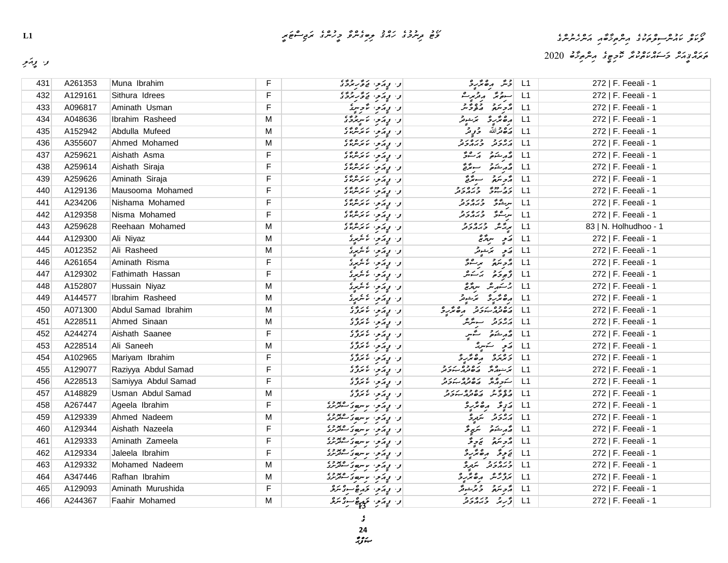| 431 | A261353 | Muna Ibrahim | F | ފ. ފީއަލި، ޤަވާޢިދުގެ | މުނާ އިބްރާހީމް | L1 | 272 \| F. Feeali - 1 |
|---|---|---|---|---|---|---|---|
| 432 | A129161 | Sithura Idrees | F | ފ. ފީއަލި، ޤަވާޢިދުގެ | ސިތުރާ އިދްރީސް | L1 | 272 \| F. Feeali - 1 |
| 433 | A096817 | Aminath Usman | F | ފ. ފީއަލި، ގާލިބުގެ | އާމިނަތު އުސްމާން | L1 | 272 \| F. Feeali - 1 |
| 434 | A048636 | Ibrahim Rasheed | M | ފ. ފީއަލި، ކާނިބުގެ | އިބްރާހީމް ރަޝީދު | L1 | 272 \| F. Feeali - 1 |
| 435 | A152942 | Abdulla Mufeed | M | ފ. ފީއަލި، ކަރަންކާގެ | އަބްދުﷲ މުފީދު | L1 | 272 \| F. Feeali - 1 |
| 436 | A355607 | Ahmed Mohamed | M | ފ. ފީއަލި، ކަރަންކާގެ | އަޙްމަދު މުޙައްމަދު | L1 | 272 \| F. Feeali - 1 |
| 437 | A259621 | Aishath Asma | F | ފ. ފީއަލި، ކަރަންކާގެ | އާއިޝަތު އަސްމާ | L1 | 272 \| F. Feeali - 1 |
| 438 | A259614 | Aishath Siraja | F | ފ. ފީއަލި، ކަރަންކާގެ | އާއިޝަތު ސިރާޖާ | L1 | 272 \| F. Feeali - 1 |
| 439 | A259626 | Aminath Siraja | F | ފ. ފީއަލި، ކަރަންކާގެ | އާމިނަތު ސިރާޖާ | L1 | 272 \| F. Feeali - 1 |
| 440 | A129136 | Mausooma Mohamed | F | ފ. ފީއަލި، ކަރަންކާގެ | މައުޞޫމާ މުޙައްމަދު | L1 | 272 \| F. Feeali - 1 |
| 441 | A234206 | Nishama Mohamed | F | ފ. ފީއަލި، ކަރަންކާގެ | ނިޝާމާ މުޙައްމަދު | L1 | 272 \| F. Feeali - 1 |
| 442 | A129358 | Nisma Mohamed | F | ފ. ފީއަލި، ކަރަންކާގެ | ނިސްމާ މުޙައްމަދު | L1 | 272 \| F. Feeali - 1 |
| 443 | A259628 | Reehaan Mohamed | M | ފ. ފީއަލި، ކަރަންކާގެ | ރީހާން މުޙައްމަދު | L1 | 83 \| N. Holhudhoo - 1 |
| 444 | A129300 | Ali Niyaz | M | ފ. ފީއަލި، ކާނިރީގެ | އަލި ނިޔާޒު | L1 | 272 \| F. Feeali - 1 |
| 445 | A012352 | Ali Rasheed | M | ފ. ފީއަލި، ކާނިރީގެ | އަލި ރަޝީދު | L1 | 272 \| F. Feeali - 1 |
| 446 | A261654 | Aminath Risma | F | ފ. ފީއަލި، ކާނިރީގެ | އާމިނަތު ރިސްމާ | L1 | 272 \| F. Feeali - 1 |
| 447 | A129302 | Fathimath Hassan | F | ފ. ފީއަލި، ކާނިރީގެ | ފާތިމަތު ހަސަން | L1 | 272 \| F. Feeali - 1 |
| 448 | A152807 | Hussain Niyaz | M | ފ. ފީއަލި، ކާނިރީގެ | ހުސައިން ނިޔާޒު | L1 | 272 \| F. Feeali - 1 |
| 449 | A144577 | Ibrahim Rasheed | M | ފ. ފީއަލި، ކާނިރީގެ | އިބްރާހީމް ރަޝީދު | L1 | 272 \| F. Feeali - 1 |
| 450 | A071300 | Abdul Samad Ibrahim | M | ފ. ފީއަލި، ކާރަފާގެ | އަބްދުއްސަމަދު އިބްރާހީމް | L1 | 272 \| F. Feeali - 1 |
| 451 | A228511 | Ahmed Sinaan | M | ފ. ފީއަލި، ކާރަފާގެ | އަޙްމަދު ސިނާން | L1 | 272 \| F. Feeali - 1 |
| 452 | A244274 | Aishath Saanee | F | ފ. ފީއަލި، ކާރަފާގެ | އާއިޝަތު ސާނީ | L1 | 272 \| F. Feeali - 1 |
| 453 | A228514 | Ali Saneeh | M | ފ. ފީއަލި، ކާރަފާގެ | އަލި ސަނީހު | L1 | 272 \| F. Feeali - 1 |
| 454 | A102965 | Mariyam Ibrahim | F | ފ. ފީއަލި، ކާރަފާގެ | މަރިޔަމް އިބްރާހީމް | L1 | 272 \| F. Feeali - 1 |
| 455 | A129077 | Raziyya Abdul Samad | F | ފ. ފީއަލި، ކާރަފާގެ | ރާޒިއްޔާ އަބްދުއްސަމަދު | L1 | 272 \| F. Feeali - 1 |
| 456 | A228513 | Samiyya Abdul Samad | F | ފ. ފީއަލި، ކާރަފާގެ | ސަމިއްޔާ އަބްދުއްސަމަދު | L1 | 272 \| F. Feeali - 1 |
| 457 | A148829 | Usman Abdul Samad | M | ފ. ފީއަލި، ކާރަފާގެ | އުސްމާން އަބްދުއްސަމަދު | L1 | 272 \| F. Feeali - 1 |
| 458 | A267447 | Ageela Ibrahim | F | ފ. ފީއަލި، ކިނބިގަސްދޮށުގެ | އަޤީލާ އިބްރާހީމް | L1 | 272 \| F. Feeali - 1 |
| 459 | A129339 | Ahmed Nadeem | M | ފ. ފީއަލި، ކިނބިގަސްދޮށުގެ | އަޙްމަދު ނަދީމް | L1 | 272 \| F. Feeali - 1 |
| 460 | A129344 | Aishath Nazeela | F | ފ. ފީއަލި، ކިނބިގަސްދޮށުގެ | އާއިޝަތު ނަޒީލާ | L1 | 272 \| F. Feeali - 1 |
| 461 | A129333 | Aminath Zameela | F | ފ. ފީއަލި، ކިނބިގަސްދޮށުގެ | އާމިނަތު ޒަމީލާ | L1 | 272 \| F. Feeali - 1 |
| 462 | A129334 | Jaleela Ibrahim | F | ފ. ފީއަލި، ކިނބިގަސްދޮށުގެ | ޖަލީލާ އިބްރާހީމް | L1 | 272 \| F. Feeali - 1 |
| 463 | A129332 | Mohamed Nadeem | M | ފ. ފީއަލި، ކިނބިގަސްދޮށުގެ | މުޙައްމަދު ނަދީމް | L1 | 272 \| F. Feeali - 1 |
| 464 | A347446 | Rafhan Ibrahim | M | ފ. ފީއަލި، ކިނބިގަސްދޮށުގެ | ރަފްހާން އިބްރާހީމް | L1 | 272 \| F. Feeali - 1 |
| 465 | A129093 | Aminath Murushida | F | ފ. ފީއަލި، ލައިޓްހައުސް | އާމިނަތު މުރުޝިދާ | L1 | 272 \| F. Feeali - 1 |
| 466 | A244367 | Faahir Mohamed | M | ފ. ފީއަލި، ލައިޓްހައުސް | ފާހިރު މުޙައްމަދު | L1 | 272 \| F. Feeali - 1 |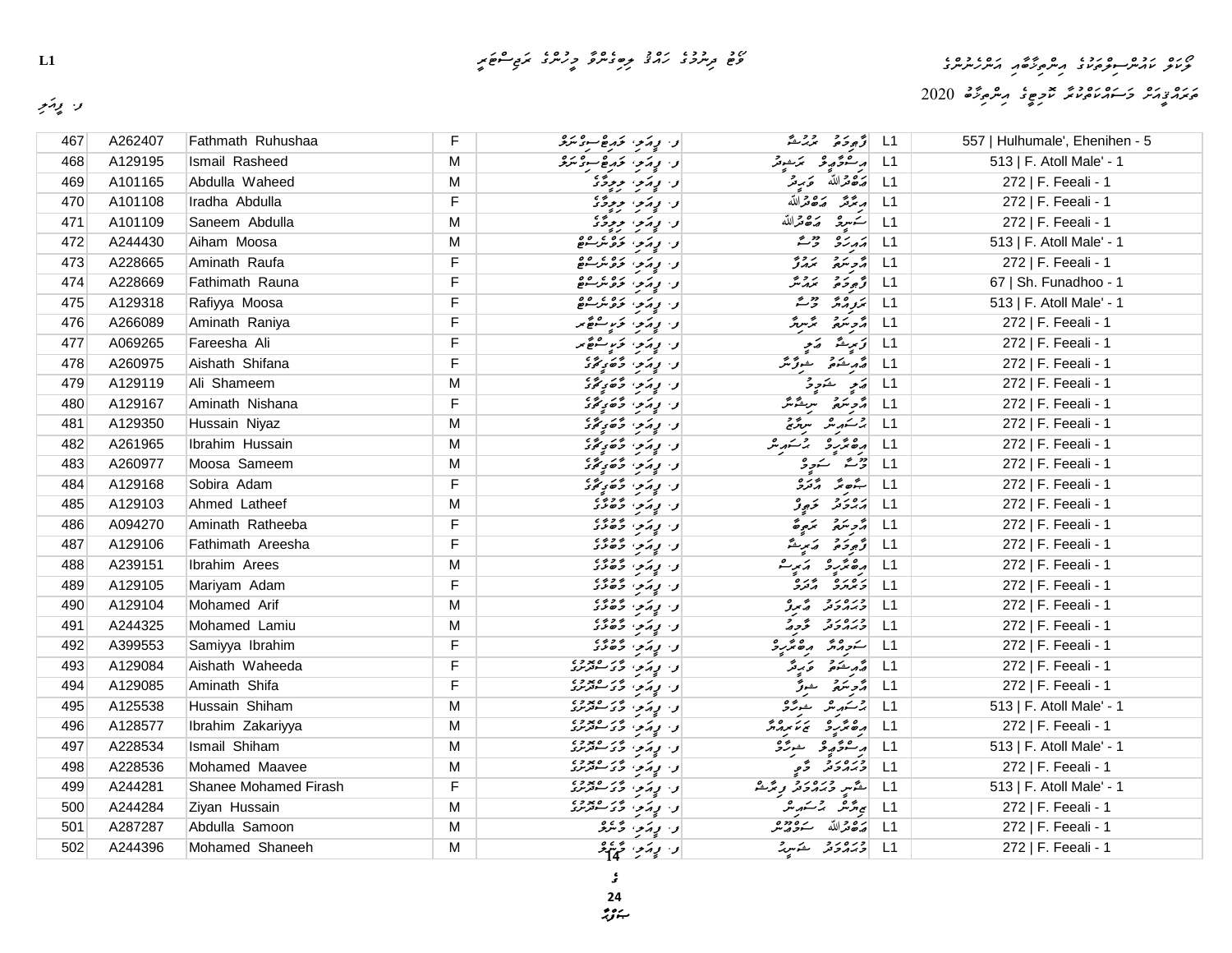ލޯކަލް ކައުންސިލްތަކާއި އަންހެނުންގެ ތަރައްޤީއަށް މަސައްކަތްކުރާ ކޮމިޓީތަކުގެ އިންތިޚާބު 2020

ފ. ފީއަލި

| 467 | A262407 | Fathmath Ruhushaa | F | ފ. ފީއަލި، ވައިޓްސްޓޯން | ފާތިމަތު ރުހުޝާ | L1 | 557 \| Hulhumale', Ehenihen - 5 |
|---|---|---|---|---|---|---|---|
| 468 | A129195 | Ismail Rasheed | M | ފ. ފީއަލި، ވައިޓްސްޓޯން | އިސްމާޢީލް ރަޝީދު | L1 | 513 \| F. Atoll Male' - 1 |
| 469 | A101165 | Abdulla Waheed | M | ފ. ފީއަލި، ވިލިމާގެ | އަބްދުﷲ ވަޙީދު | L1 | 272 \| F. Feeali - 1 |
| 470 | A101108 | Iradha Abdulla | F | ފ. ފީއަލި، ވިލިމާގެ | އިރާދާ އަބްދުﷲ | L1 | 272 \| F. Feeali - 1 |
| 471 | A101109 | Saneem Abdulla | M | ފ. ފީއަލި، ވިލިމާގެ | ސަނީމް އަބްދުﷲ | L1 | 272 \| F. Feeali - 1 |
| 472 | A244430 | Aiham Moosa | M | ފ. ފީއަލި، ވަލްނަސްޓް | އައިހަމް މޫސާ | L1 | 513 \| F. Atoll Male' - 1 |
| 473 | A228665 | Aminath Raufa | F | ފ. ފީއަލި، ވަލްނަސްޓް | އާމިނަތު ރައުފާ | L1 | 272 \| F. Feeali - 1 |
| 474 | A228669 | Fathimath Rauna | F | ފ. ފީއަލި، ވަލްނަސްޓް | ފާތިމަތު ރައުނާ | L1 | 67 \| Sh. Funadhoo - 1 |
| 475 | A129318 | Rafiyya Moosa | F | ފ. ފީއަލި، ވަލްނަސްޓް | ރަފިއްޔާ މޫސާ | L1 | 513 \| F. Atoll Male' - 1 |
| 476 | A266089 | Aminath Raniya | F | ފ. ފީއަލި، ވެލިސްޓަރ | އާމިނަތު ރާނިޔާ | L1 | 272 \| F. Feeali - 1 |
| 477 | A069265 | Fareesha Ali | F | ފ. ފީއަލި، ވެލިސްޓަރ | ފަރީޝާ ޢަލީ | L1 | 272 \| F. Feeali - 1 |
| 478 | A260975 | Aishath Shifana | F | ފ. ފީއަލި، މާބަނޑުގޭ | އައިޝަތު ޝިފާނާ | L1 | 272 \| F. Feeali - 1 |
| 479 | A129119 | Ali Shameem | M | ފ. ފީއަލި، މާބަނޑުގޭ | ޢަލީ ޝަމީމް | L1 | 272 \| F. Feeali - 1 |
| 480 | A129167 | Aminath Nishana | F | ފ. ފީއަލި، މާބަނޑުގޭ | އާމިނަތު ނިޝާނާ | L1 | 272 \| F. Feeali - 1 |
| 481 | A129350 | Hussain Niyaz | M | ފ. ފީއަލި، މާބަނޑުގޭ | ޙުސައިން ނިޔާޒް | L1 | 272 \| F. Feeali - 1 |
| 482 | A261965 | Ibrahim Hussain | M | ފ. ފީއަލި، މާބަނޑުގޭ | އިބްރާހީމް ޙުސައިން | L1 | 272 \| F. Feeali - 1 |
| 483 | A260977 | Moosa Sameem | M | ފ. ފީއަލި، މާބަނޑުގޭ | މޫސާ ސަމީމް | L1 | 272 \| F. Feeali - 1 |
| 484 | A129168 | Sobira Adam | F | ފ. ފީއަލި، މާބަނޑުގޭ | ޞާބިރާ އާދަމް | L1 | 272 \| F. Feeali - 1 |
| 485 | A129103 | Ahmed Latheef | M | ފ. ފީއަލި، މާބުލުގެ | އަޙްމަދު ލަޠީފް | L1 | 272 \| F. Feeali - 1 |
| 486 | A094270 | Aminath Ratheeba | F | ފ. ފީއަލި، މާބުލުގެ | އާމިނަތު ރަތީބާ | L1 | 272 \| F. Feeali - 1 |
| 487 | A129106 | Fathimath Areesha | F | ފ. ފީއަލި، މާބުލުގެ | ފާތިމަތު އަރީޝާ | L1 | 272 \| F. Feeali - 1 |
| 488 | A239151 | Ibrahim Arees | M | ފ. ފީއަލި، މާބުލުގެ | އިބްރާހީމް އަރީސް | L1 | 272 \| F. Feeali - 1 |
| 489 | A129105 | Mariyam Adam | F | ފ. ފީއަލި، މާބުލުގެ | މަރިޔަމް އާދަމް | L1 | 272 \| F. Feeali - 1 |
| 490 | A129104 | Mohamed Arif | M | ފ. ފީއަލި، މާބުލުގެ | މުޙައްމަދު އާރިފް | L1 | 272 \| F. Feeali - 1 |
| 491 | A244325 | Mohamed Lamiu | M | ފ. ފީއަލި، މާބުލުގެ | މުޙައްމަދު ލާމިޢު | L1 | 272 \| F. Feeali - 1 |
| 492 | A399553 | Samiyya Ibrahim | F | ފ. ފީއަލި، މާބުލުގެ | ސަމިއްޔާ އިބްރާހީމް | L1 | 272 \| F. Feeali - 1 |
| 493 | A129084 | Aishath Waheeda | F | ފ. ފީއަލި، މާވަސްމަދުރުގެ | އައިޝަތު ވަޙީދާ | L1 | 272 \| F. Feeali - 1 |
| 494 | A129085 | Aminath Shifa | F | ފ. ފީއަލި، މާވަސްމަދުރުގެ | އާމިނަތު ޝިފާ | L1 | 272 \| F. Feeali - 1 |
| 495 | A125538 | Hussain Shiham | M | ފ. ފީއަލި، މާވަސްމަދުރުގެ | ޙުސައިން ޝިހާމް | L1 | 513 \| F. Atoll Male' - 1 |
| 496 | A128577 | Ibrahim Zakariyya | M | ފ. ފީއަލި، މާވަސްމަދުރުގެ | އިބްރާހީމް ޒަކަރިއްޔާ | L1 | 272 \| F. Feeali - 1 |
| 497 | A228534 | Ismail Shiham | M | ފ. ފީއަލި، މާވަސްމަދުރުގެ | އިސްމާޢީލް ޝިހާމް | L1 | 513 \| F. Atoll Male' - 1 |
| 498 | A228536 | Mohamed Maavee | M | ފ. ފީއަލި، މާވަސްމަދުރުގެ | މުޙައްމަދު މާވީ | L1 | 272 \| F. Feeali - 1 |
| 499 | A244281 | Shanee Mohamed Firash | F | ފ. ފީއަލި، މާވަސްމަދުރުގެ | ޝާނީ މުޙައްމަދު ފިރާޝް | L1 | 513 \| F. Atoll Male' - 1 |
| 500 | A244284 | Ziyan Hussain | M | ފ. ފީއަލި، މާވަސްމަދުރުގެ | ޒިޔާން ޙުސައިން | L1 | 272 \| F. Feeali - 1 |
| 501 | A287287 | Abdulla Samoon | M | ފ. ފީއަލި، މާނަމް | އަބްދުﷲ ސަމޫން | L1 | 272 \| F. Feeali - 1 |
| 502 | A244396 | Mohamed Shaneeh | M | ފ. ފީއަލި، މާނަމް | މުޙައްމަދު ޝަނީހް | L1 | 272 \| F. Feeali - 1 |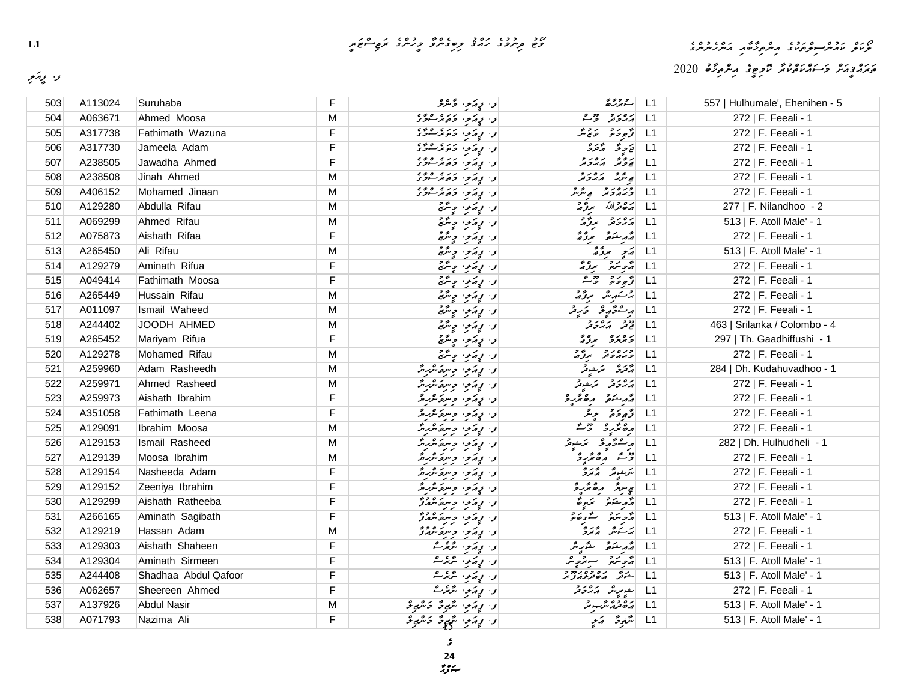ޓޫރިޒަމް ކައުންސިލްތަކުގެ އިންތިޚާބު އަސްސަލާމު

ޖަދުވަލު ވަސީލަތުގެ ދާއިރާ އިންތިޚާބު 2020

ފ. ފީއަލި

| 503 | A113024 | Suruhaba | F | ފ. ފީއަލި، މާނެލް | ސުރުހަބާ | L1 | 557 \| Hulhumale', Ehenihen - 5 |
|---|---|---|---|---|---|---|---|
| 504 | A063671 | Ahmed Moosa | M | ފ. ފީއަލި، މަތަރުސްވާދީ | އަހުމަދު މޫސާ | L1 | 272 \| F. Feeali - 1 |
| 505 | A317738 | Fathimath Wazuna | F | ފ. ފީއަލި، މަތަރުސްވާދީ | ފާތިމަތު ވަޒުނާ | L1 | 272 \| F. Feeali - 1 |
| 506 | A317730 | Jameela Adam | F | ފ. ފީއަލި، މަތަރުސްވާދީ | ޖަމީލާ އާދަމް | L1 | 272 \| F. Feeali - 1 |
| 507 | A238505 | Jawadha Ahmed | F | ފ. ފީއަލި، މަތަރުސްވާދީ | ޖަވާދާ އަހުމަދު | L1 | 272 \| F. Feeali - 1 |
| 508 | A238508 | Jinah Ahmed | M | ފ. ފީއަލި، މަތަރުސްވާދީ | ޖިނާހް އަހުމަދު | L1 | 272 \| F. Feeali - 1 |
| 509 | A406152 | Mohamed Jinaan | M | ފ. ފީއަލި، މަތަރުސްވާދީ | މުހައްމަދު ޖިނާން | L1 | 272 \| F. Feeali - 1 |
| 510 | A129280 | Abdulla Rifau | M | ފ. ފީއަލި، ވިނަރޫ | އަބްދުﷲ ރިފާއު | L1 | 277 \| F. Nilandhoo - 2 |
| 511 | A069299 | Ahmed Rifau | M | ފ. ފީއަލި، ވިނަރޫ | އަހުމަދު ރިފާއު | L1 | 513 \| F. Atoll Male' - 1 |
| 512 | A075873 | Aishath Rifaa | F | ފ. ފީއަލި، ވިނަރޫ | އައިޝަތު ރިފާއާ | L1 | 272 \| F. Feeali - 1 |
| 513 | A265450 | Ali Rifau | M | ފ. ފީއަލި، ވިނަރޫ | އަލި ރިފާއު | L1 | 513 \| F. Atoll Male' - 1 |
| 514 | A129279 | Aminath Rifua | F | ފ. ފީއަލި، ވިނަރޫ | އާމިނަތު ރިފުއާ | L1 | 272 \| F. Feeali - 1 |
| 515 | A049414 | Fathimath Moosa | F | ފ. ފީއަލި، ވިނަރޫ | ފާތިމަތު މޫސާ | L1 | 272 \| F. Feeali - 1 |
| 516 | A265449 | Hussain Rifau | M | ފ. ފީއަލި، ވިނަރޫ | ހުސައިން ރިފާއު | L1 | 272 \| F. Feeali - 1 |
| 517 | A011097 | Ismail Waheed | M | ފ. ފީއަލި، ވިނަރޫ | އިސްމާއިލް ވަހީދު | L1 | 272 \| F. Feeali - 1 |
| 518 | A244402 | JOODH AHMED | M | ފ. ފީއަލި، ވިނަރޫ | ޖޫދު އަހުމަދު | L1 | 463 \| Srilanka / Colombo - 4 |
| 519 | A265452 | Mariyam Rifua | F | ފ. ފީއަލި، ވިނަރޫ | މަރިޔަމް ރިފުއާ | L1 | 297 \| Th. Gaadhiffushi - 1 |
| 520 | A129278 | Mohamed Rifau | M | ފ. ފީއަލި، ވިނަރޫ | މުހައްމަދު ރިފާއު | L1 | 272 \| F. Feeali - 1 |
| 521 | A259960 | Adam Rasheedh | M | ފ. ފީއަލި، ވިނަމާރީނާ | އާދަމް ރަޝީދު | L1 | 284 \| Dh. Kudahuvadhoo - 1 |
| 522 | A259971 | Ahmed Rasheed | M | ފ. ފީއަލި، ވިނަމާރީނާ | އަހުމަދު ރަޝީދު | L1 | 272 \| F. Feeali - 1 |
| 523 | A259973 | Aishath Ibrahim | F | ފ. ފީއަލި، ވިނަމާރީނާ | އައިޝަތު އިބްރާހީމް | L1 | 272 \| F. Feeali - 1 |
| 524 | A351058 | Fathimath Leena | F | ފ. ފީއަލި، ވިނަމާރީނާ | ފާތިމަތު ލީނާ | L1 | 272 \| F. Feeali - 1 |
| 525 | A129091 | Ibrahim Moosa | M | ފ. ފީއަލި، ވިނަމާރީނާ | އިބްރާހީމް މޫސާ | L1 | 272 \| F. Feeali - 1 |
| 526 | A129153 | Ismail Rasheed | M | ފ. ފީއަލި، ވިނަމާރީނާ | އިސްމާއިލް ރަޝީދު | L1 | 282 \| Dh. Hulhudheli - 1 |
| 527 | A129139 | Moosa Ibrahim | M | ފ. ފީއަލި، ވިނަމާރީނާ | މޫސާ އިބްރާހީމް | L1 | 272 \| F. Feeali - 1 |
| 528 | A129154 | Nasheeda Adam | F | ފ. ފީއަލި، ވިނަމާރީނާ | ނަޝީދާ އާދަމް | L1 | 272 \| F. Feeali - 1 |
| 529 | A129152 | Zeeniya Ibrahim | F | ފ. ފީއަލި، ވިނަމާރީނާ | ޒީނިޔާ އިބްރާހީމް | L1 | 272 \| F. Feeali - 1 |
| 530 | A129299 | Aishath Ratheeba | F | ފ. ފީއަލި، ވިނަމާރީނާގެ | އައިޝަތު ރަތީބާ | L1 | 272 \| F. Feeali - 1 |
| 531 | A266165 | Aminath Sagibath | F | ފ. ފީއަލި، ވިނަމާރީނާގެ | އާމިނަތު ސާގިބަތު | L1 | 513 \| F. Atoll Male' - 1 |
| 532 | A129219 | Hassan Adam | M | ފ. ފީއަލި، ވިނަމާރީނާގެ | ހަސަން އާދަމް | L1 | 272 \| F. Feeali - 1 |
| 533 | A129303 | Aishath Shaheen | F | ފ. ފީއަލި، ސާރާސް | އައިޝަތު ޝާހީން | L1 | 272 \| F. Feeali - 1 |
| 534 | A129304 | Aminath Sirmeen | F | ފ. ފީއަލި، ސާރާސް | އާމިނަތު ސިރުމީން | L1 | 513 \| F. Atoll Male' - 1 |
| 535 | A244408 | Shadhaa Abdul Qafoor | F | ފ. ފީއަލި، ސާރާސް | ޝަދާ އަބްދުލްޤަފޫރު | L1 | 513 \| F. Atoll Male' - 1 |
| 536 | A062657 | Sheereen Ahmed | F | ފ. ފީއަލި، ސާރާސް | ޝީރީން އަހުމަދު | L1 | 272 \| F. Feeali - 1 |
| 537 | A137926 | Abdul Nasir | M | ފ. ފީއަލި، ސާނިމާ ވަންޏާވު | އަބްދުލްނާޞިރު | L1 | 513 \| F. Atoll Male' - 1 |
| 538 | A071793 | Nazima Ali | F | ފ. ފީއަލި، ސާނިމާ ވަންޏާވު | ނާޒިމާ އަލި | L1 | 513 \| F. Atoll Male' - 1 |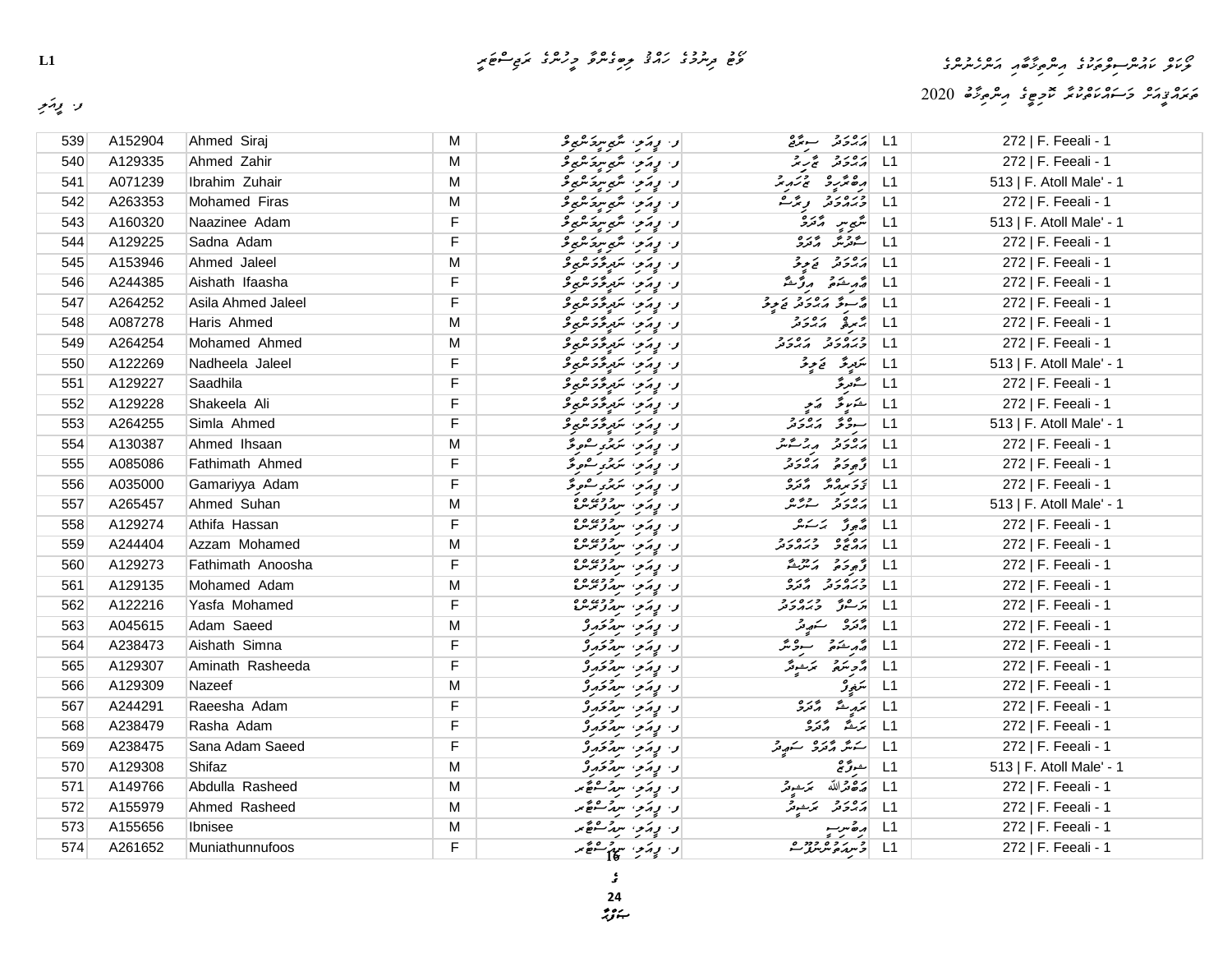ޕާލިމެންޓް އިންތިޚާބު 2020 ގެ ބޭނުމަށް ވޯޓަރުންގެ ލިސްޓު

ވ. ފީއަލި

| 539 | A152904 | Ahmed Siraj | M | ފ. ފީއަލި، ނާޒިނީނިވާސްވިލާ | އަޙްމަދު ސިރާޖް | L1 | 272 \| F. Feeali - 1 |
|---|---|---|---|---|---|---|---|
| 540 | A129335 | Ahmed Zahir | M | ފ. ފީއަލި، ނާޒިނީނިވާސްވިލާ | އަޙްމަދު ޒާހިރު | L1 | 272 \| F. Feeali - 1 |
| 541 | A071239 | Ibrahim Zuhair | M | ފ. ފީއަލި، ނާޒިނީނިވާސްވިލާ | އިބްރާހީމް ޒުހައިރު | L1 | 513 \| F. Atoll Male' - 1 |
| 542 | A263353 | Mohamed Firas | M | ފ. ފީއަލި، ނާޒިނީނިވާސްވިލާ | މުޙައްމަދު ފިރާސް | L1 | 272 \| F. Feeali - 1 |
| 543 | A160320 | Naazinee Adam | F | ފ. ފީއަލި، ނާޒިނީނިވާސްވިލާ | ނާޒިނީ އާދަމް | L1 | 513 \| F. Atoll Male' - 1 |
| 544 | A129225 | Sadna Adam | F | ފ. ފީއަލި، ނާޒިނީނިވާސްވިލާ | ސަދްނާ އާދަމް | L1 | 272 \| F. Feeali - 1 |
| 545 | A153946 | Ahmed Jaleel | M | ފ. ފީއަލި، ނަދީމާގެނިވާސްވިލާ | އަޙްމަދު ޖަލީލް | L1 | 272 \| F. Feeali - 1 |
| 546 | A244385 | Aishath Ifaasha | F | ފ. ފީއަލި، ނަދީމާގެނިވާސްވިލާ | އައިޝަތު އިފާޝާ | L1 | 272 \| F. Feeali - 1 |
| 547 | A264252 | Asila Ahmed Jaleel | F | ފ. ފީއަލި، ނަދީމާގެނިވާސްވިލާ | އާސިލާ އަޙްމަދު ޖަލީލް | L1 | 272 \| F. Feeali - 1 |
| 548 | A087278 | Haris Ahmed | M | ފ. ފީއަލި، ނަދީމާގެނިވާސްވިލާ | ހާރިސް އަޙްމަދު | L1 | 272 \| F. Feeali - 1 |
| 549 | A264254 | Mohamed Ahmed | M | ފ. ފީއަލި، ނަދީމާގެނިވާސްވިލާ | މުޙައްމަދު އަޙްމަދު | L1 | 272 \| F. Feeali - 1 |
| 550 | A122269 | Nadheela Jaleel | F | ފ. ފީއަލި، ނަދީމާގެނިވާސްވިލާ | ނަދީލާ ޖަލީލް | L1 | 513 \| F. Atoll Male' - 1 |
| 551 | A129227 | Saadhila | F | ފ. ފީއަލި، ނަދީމާގެނިވާސްވިލާ | ސާދިލާ | L1 | 272 \| F. Feeali - 1 |
| 552 | A129228 | Shakeela Ali | F | ފ. ފީއަލި، ނަދީމާގެނިވާސްވިލާ | ޝަކީލާ އަލި | L1 | 272 \| F. Feeali - 1 |
| 553 | A264255 | Simla Ahmed | F | ފ. ފީއަލި، ނަދީމާގެނިވާސްވިލާ | ސިމްލާ އަޙްމަދު | L1 | 513 \| F. Atoll Male' - 1 |
| 554 | A130387 | Ahmed Ihsaan | M | ފ. ފީއަލި، ނަރުގިސްވިލާ | އަޙްމަދު އިޙްސާން | L1 | 272 \| F. Feeali - 1 |
| 555 | A085086 | Fathimath Ahmed | F | ފ. ފީއަލި، ނަރުގިސްވިލާ | ފާތިމަތު އަޙްމަދު | L1 | 272 \| F. Feeali - 1 |
| 556 | A035000 | Gamariyya Adam | F | ފ. ފީއަލި، ނަރުގިސްވިލާ | ގަމަރިއްޔާ އާދަމް | L1 | 272 \| F. Feeali - 1 |
| 557 | A265457 | Ahmed Suhan | M | ފ. ފީއަލި، ނިއުފްރަންސް | އަޙްމަދު ސުހާން | L1 | 513 \| F. Atoll Male' - 1 |
| 558 | A129274 | Athifa Hassan | F | ފ. ފީއަލި، ނިއުފްރަންސް | އާތިފާ ޙަސަން | L1 | 272 \| F. Feeali - 1 |
| 559 | A244404 | Azzam Mohamed | M | ފ. ފީއަލި، ނިއުފްރަންސް | އައްޒާމް މުޙައްމަދު | L1 | 272 \| F. Feeali - 1 |
| 560 | A129273 | Fathimath Anoosha | F | ފ. ފީއަލި، ނިއުފްރަންސް | ފާތިމަތު އަނޫޝާ | L1 | 272 \| F. Feeali - 1 |
| 561 | A129135 | Mohamed Adam | M | ފ. ފީއަލި، ނިއުފްރަންސް | މުޙައްމަދު އާދަމް | L1 | 272 \| F. Feeali - 1 |
| 562 | A122216 | Yasfa Mohamed | F | ފ. ފީއަލި، ނިއުފްރަންސް | ޔަސްފާ މުޙައްމަދު | L1 | 272 \| F. Feeali - 1 |
| 563 | A045615 | Adam Saeed | M | ފ. ފީއަލި، ނިއުމަހުލް | އާދަމް ސައީދު | L1 | 272 \| F. Feeali - 1 |
| 564 | A238473 | Aishath Simna | F | ފ. ފީއަލި، ނިއުމަހުލް | އައިޝަތު ސިމްނާ | L1 | 272 \| F. Feeali - 1 |
| 565 | A129307 | Aminath Rasheeda | F | ފ. ފީއަލި، ނިއުމަހުލް | އާމިނަތު ރަޝީދާ | L1 | 272 \| F. Feeali - 1 |
| 566 | A129309 | Nazeef | M | ފ. ފީއަލި، ނިއުމަހުލް | ނަޒީފް | L1 | 272 \| F. Feeali - 1 |
| 567 | A244291 | Raeesha Adam | F | ފ. ފީއަލި، ނިއުމަހުލް | ރައީޝާ އާދަމް | L1 | 272 \| F. Feeali - 1 |
| 568 | A238479 | Rasha Adam | F | ފ. ފީއަލި، ނިއުމަހުލް | ރަޝާ އާދަމް | L1 | 272 \| F. Feeali - 1 |
| 569 | A238475 | Sana Adam Saeed | F | ފ. ފީއަލި، ނިއުމަހުލް | ސަނާ އާދަމް ސައީދު | L1 | 272 \| F. Feeali - 1 |
| 570 | A129308 | Shifaz | M | ފ. ފީއަލި، ނިއުމަހުލް | ޝިފާޒް | L1 | 513 \| F. Atoll Male' - 1 |
| 571 | A149766 | Abdulla Rasheed | M | ފ. ފީއަލި، ނިއުސްޓާރ | އަބްދުﷲ ރަޝީދު | L1 | 272 \| F. Feeali - 1 |
| 572 | A155979 | Ahmed Rasheed | M | ފ. ފީއަލި، ނިއުސްޓާރ | އަޙްމަދު ރަޝީދު | L1 | 272 \| F. Feeali - 1 |
| 573 | A155656 | Ibnisee | M | ފ. ފީއަލި، ނިއުސްޓާރ | އިބްނިސީ | L1 | 272 \| F. Feeali - 1 |
| 574 | A261652 | Muniathunnufoos | F | ފ. ފީއަލި، ނިއުސްޓާރ | މުނިއަތުންނުފޫސް | L1 | 272 \| F. Feeali - 1 |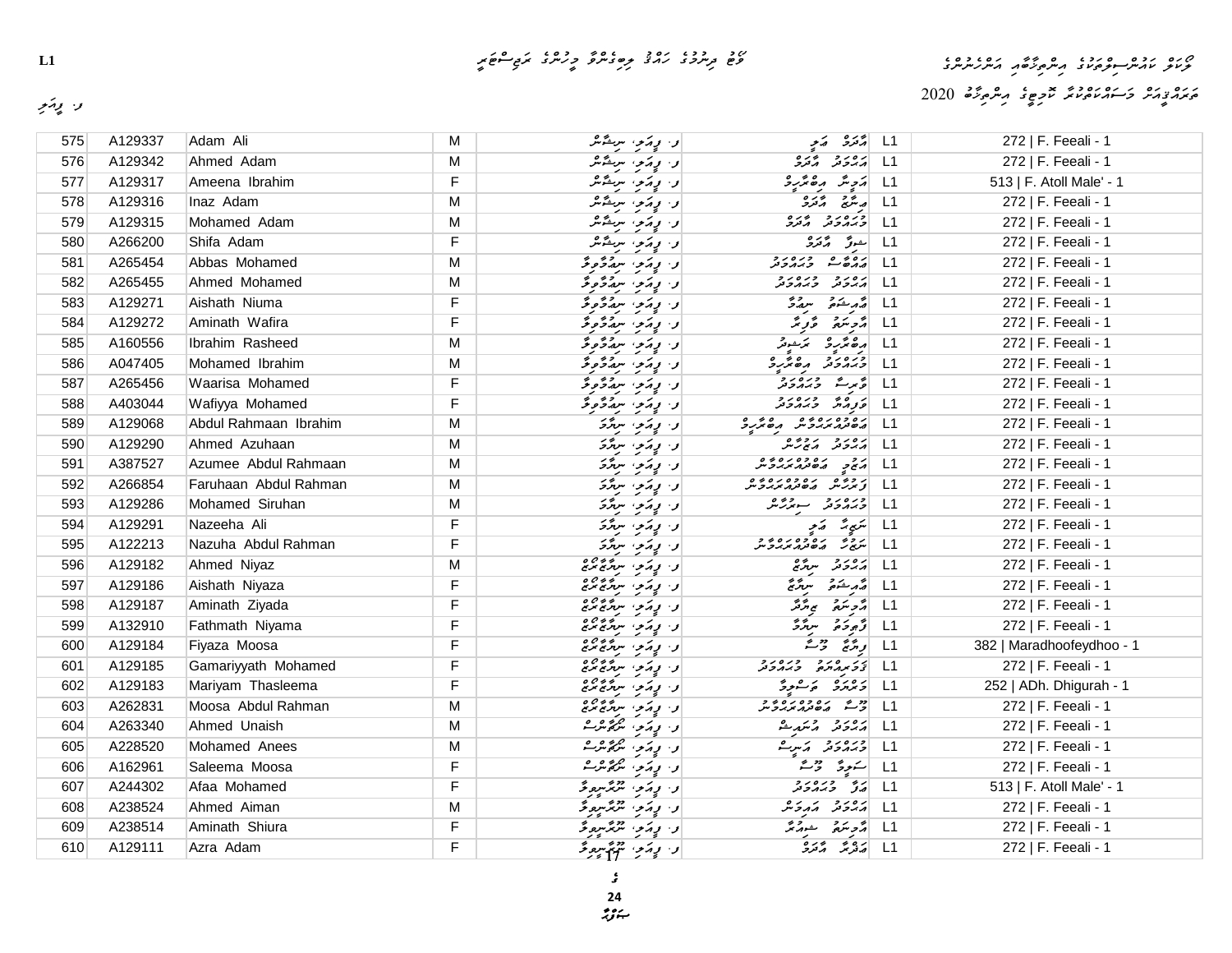ވ. ފީއަލި

| 575 | A129337 | Adam Ali | M | ފ. ފީއަލި، ނިޝާން | އާދަމް އަލި | L1 | 272 \| F. Feeali - 1 |
|---|---|---|---|---|---|---|---|
| 576 | A129342 | Ahmed Adam | M | ފ. ފީއަލި، ނިޝާން | އަޙްމަދު އާދަމް | L1 | 272 \| F. Feeali - 1 |
| 577 | A129317 | Ameena Ibrahim | F | ފ. ފީއަލި، ނިޝާން | އަމީނާ އިބްރާހީމް | L1 | 513 \| F. Atoll Male' - 1 |
| 578 | A129316 | Inaz Adam | M | ފ. ފީއަލި، ނިޝާން | އިނާޒް އާދަމް | L1 | 272 \| F. Feeali - 1 |
| 579 | A129315 | Mohamed Adam | M | ފ. ފީއަލި، ނިޝާން | މުޙައްމަދު އާދަމް | L1 | 272 \| F. Feeali - 1 |
| 580 | A266200 | Shifa Adam | F | ފ. ފީއަލި، ނިޝާން | ޝިފާ އާދަމް | L1 | 272 \| F. Feeali - 1 |
| 581 | A265454 | Abbas Mohamed | M | ފ. ފީއަލި، ނިއުމާވިލާ | އައްބާސް މުޙައްމަދު | L1 | 272 \| F. Feeali - 1 |
| 582 | A265455 | Ahmed Mohamed | M | ފ. ފީއަލި، ނިއުމާވިލާ | އަޙްމަދު މުޙައްމަދު | L1 | 272 \| F. Feeali - 1 |
| 583 | A129271 | Aishath Niuma | F | ފ. ފީއަލި، ނިއުމާވިލާ | އާއިޝަތު ނިއުމާ | L1 | 272 \| F. Feeali - 1 |
| 584 | A129272 | Aminath Wafira | F | ފ. ފީއަލި، ނިއުމާވިލާ | އާމިނަތު ވާފިރާ | L1 | 272 \| F. Feeali - 1 |
| 585 | A160556 | Ibrahim Rasheed | M | ފ. ފީއަލި، ނިއުމާވިލާ | އިބްރާހީމް ރަޝީދު | L1 | 272 \| F. Feeali - 1 |
| 586 | A047405 | Mohamed Ibrahim | M | ފ. ފީއަލި، ނިއުމާވިލާ | މުޙައްމަދު އިބްރާހީމް | L1 | 272 \| F. Feeali - 1 |
| 587 | A265456 | Waarisa Mohamed | F | ފ. ފީއަލި، ނިއުމާވިލާ | ވާރިސާ މުޙައްމަދު | L1 | 272 \| F. Feeali - 1 |
| 588 | A403044 | Wafiyya Mohamed | F | ފ. ފީއަލި، ނިއުމާވިލާ | ވަފިއްޔާ މުޙައްމަދު | L1 | 272 \| F. Feeali - 1 |
| 589 | A129068 | Abdul Rahmaan Ibrahim | M | ފ. ފީއަލި، ނިޔާމާ | އަބްދުއްރަޙްމާން އިބްރާހީމް | L1 | 272 \| F. Feeali - 1 |
| 590 | A129290 | Ahmed Azuhaan | M | ފ. ފީއަލި، ނިޔާމާ | އަޙްމަދު އަޒުހާން | L1 | 272 \| F. Feeali - 1 |
| 591 | A387527 | Azumee Abdul Rahmaan | M | ފ. ފީއަލި، ނިޔާމާ | އަޒުމީ އަބްދުއްރަޙްމާން | L1 | 272 \| F. Feeali - 1 |
| 592 | A266854 | Faruhaan Abdul Rahman | M | ފ. ފީއަލި، ނިޔާމާ | ފަރުހާން އަބްދުއްރަޙްމާން | L1 | 272 \| F. Feeali - 1 |
| 593 | A129286 | Mohamed Siruhan | M | ފ. ފީއަލި، ނިޔާމާ | މުޙައްމަދު ސިރުހާން | L1 | 272 \| F. Feeali - 1 |
| 594 | A129291 | Nazeeha Ali | F | ފ. ފީއަލި، ނިޔާމާ | ނަޒީހާ އަލި | L1 | 272 \| F. Feeali - 1 |
| 595 | A122213 | Nazuha Abdul Rahman | F | ފ. ފީއަލި، ނިޔާމާ | ނަޒުހާ އަބްދުއްރަޙްމާން | L1 | 272 \| F. Feeali - 1 |
| 596 | A129182 | Ahmed Niyaz | M | ފ. ފީއަލި، ނިޔާޒްގެ | އަޙްމަދު ނިޔާޒް | L1 | 272 \| F. Feeali - 1 |
| 597 | A129186 | Aishath Niyaza | F | ފ. ފީއަލި، ނިޔާޒްގެ | އާއިޝަތު ނިޔާޒާ | L1 | 272 \| F. Feeali - 1 |
| 598 | A129187 | Aminath Ziyada | F | ފ. ފީއަލި، ނިޔާޒްގެ | އާމިނަތު ޒިޔާދާ | L1 | 272 \| F. Feeali - 1 |
| 599 | A132910 | Fathmath Niyama | F | ފ. ފީއަލި، ނިޔާޒްގެ | ފާތިމަތު ނިޔާމާ | L1 | 272 \| F. Feeali - 1 |
| 600 | A129184 | Fiyaza Moosa | F | ފ. ފީއަލި، ނިޔާޒްގެ | ފިޔާޒާ މޫސާ | L1 | 382 \| Maradhoofeydhoo - 1 |
| 601 | A129185 | Gamariyyath Mohamed | F | ފ. ފީއަލި، ނިޔާޒްގެ | ގަމަރިއްޔަތު މުޙައްމަދު | L1 | 272 \| F. Feeali - 1 |
| 602 | A129183 | Mariyam Thasleema | F | ފ. ފީއަލި، ނިޔާޒްގެ | މަރިޔަމް ތަސްލީމާ | L1 | 252 \| ADh. Dhigurah - 1 |
| 603 | A262831 | Moosa Abdul Rahman | M | ފ. ފީއަލި، ނިޔާޒްގެ | މޫސާ އަބްދުއްރަޙްމާން | L1 | 272 \| F. Feeali - 1 |
| 604 | A263340 | Ahmed Unaish | M | ފ. ފީއަލި، ނޫރާނީސް | އަޙްމަދު އުނައިޝް | L1 | 272 \| F. Feeali - 1 |
| 605 | A228520 | Mohamed Anees | M | ފ. ފީއަލި، ނޫރާނީސް | މުޙައްމަދު އަނީސް | L1 | 272 \| F. Feeali - 1 |
| 606 | A162961 | Saleema Moosa | F | ފ. ފީއަލި، ނޫރާނީސް | ސަލީމާ މޫސާ | L1 | 272 \| F. Feeali - 1 |
| 607 | A244302 | Afaa Mohamed | F | ފ. ފީއަލި، ނޫރާނީވިލާ | އަފާ މުޙައްމަދު | L1 | 513 \| F. Atoll Male' - 1 |
| 608 | A238524 | Ahmed Aiman | M | ފ. ފީއަލި، ނޫރާނީވިލާ | އަޙްމަދު އައިމަން | L1 | 272 \| F. Feeali - 1 |
| 609 | A238514 | Aminath Shiura | F | ފ. ފީއަލި، ނޫރާނީވިލާ | އާމިނަތު ޝިއުރާ | L1 | 272 \| F. Feeali - 1 |
| 610 | A129111 | Azra Adam | F | ފ. ފީއަލި، ނޫރާނީވިލާ | އަޒްރާ އާދަމް | L1 | 272 \| F. Feeali - 1 |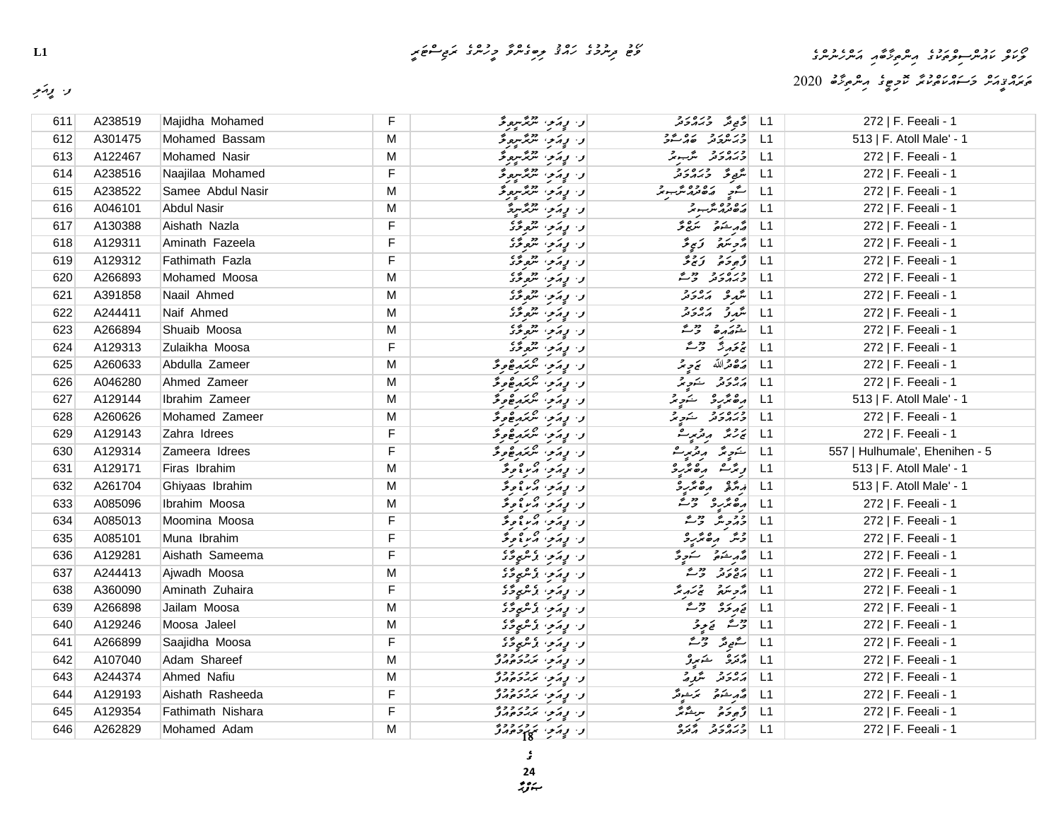ޖުމްހޫރިއްޔާގެ ރައީސް އިންތިޚާބު 2020 ... ފ. ފީއަލި

| 611 | A238519 | Majidha Mohamed | F | ފ. ފީއަލި، ނޫރާނީވިލާ | މާޖިދާ މުޙައްމަދު | L1 | 272 \| F. Feeali - 1 |
|---|---|---|---|---|---|---|---|
| 612 | A301475 | Mohamed Bassam | M | ފ. ފީއަލި، ނޫރާނީވިލާ | މުޙައްމަދު ބައްސާމު | L1 | 513 \| F. Atoll Male' - 1 |
| 613 | A122467 | Mohamed Nasir | M | ފ. ފީއަލި، ނޫރާނީވިލާ | މުޙައްމަދު ނާސިރު | L1 | 272 \| F. Feeali - 1 |
| 614 | A238516 | Naajilaa Mohamed | F | ފ. ފީއަލި، ނޫރާނީވިލާ | ނާޖިލާ މުޙައްމަދު | L1 | 272 \| F. Feeali - 1 |
| 615 | A238522 | Samee Abdul Nasir | M | ފ. ފީއަލި، ނޫރާނީވިލާ | ސަމީ އަބްދުއްނާސިރު | L1 | 272 \| F. Feeali - 1 |
| 616 | A046101 | Abdul Nasir | M | ފ. ފީއަލި، ނޫރާނީގެ | އަބްދުއްނާސިރު | L1 | 272 \| F. Feeali - 1 |
| 617 | A130388 | Aishath Nazla | F | ފ. ފީއަލި، ނޫވިލާގެ | އާއިޝަތު ނަޒްލާ | L1 | 272 \| F. Feeali - 1 |
| 618 | A129311 | Aminath Fazeela | F | ފ. ފީއަލި، ނޫވިލާގެ | އާމިނަތު ފަޒީލާ | L1 | 272 \| F. Feeali - 1 |
| 619 | A129312 | Fathimath Fazla | F | ފ. ފީއަލި، ނޫވިލާގެ | ފާތިމަތު ފަޟްލާ | L1 | 272 \| F. Feeali - 1 |
| 620 | A266893 | Mohamed Moosa | M | ފ. ފީއަލި، ނޫވިލާގެ | މުޙައްމަދު މޫސާ | L1 | 272 \| F. Feeali - 1 |
| 621 | A391858 | Naail Ahmed | M | ފ. ފީއަލި، ނޫވިލާގެ | ނާއިލް އަޙްމަދު | L1 | 272 \| F. Feeali - 1 |
| 622 | A244411 | Naif Ahmed | M | ފ. ފީއަލި، ނޫވިލާގެ | ނާއިފު އަޙްމަދު | L1 | 272 \| F. Feeali - 1 |
| 623 | A266894 | Shuaib Moosa | M | ފ. ފީއަލި، ނޫވިލާގެ | ޝުޢައިބު މޫސާ | L1 | 272 \| F. Feeali - 1 |
| 624 | A129313 | Zulaikha Moosa | F | ފ. ފީއަލި، ނޫވިލާގެ | ޒުލައިޚާ މޫސާ | L1 | 272 \| F. Feeali - 1 |
| 625 | A260633 | Abdulla Zameer | M | ފ. ފީއަލި، ނޫރަނބުވިލާ | އަބްދުﷲ ޒަމީރު | L1 | 272 \| F. Feeali - 1 |
| 626 | A046280 | Ahmed Zameer | M | ފ. ފީއަލި، ނޫރަނބުވިލާ | އަޙްމަދު ޒަމީރު | L1 | 272 \| F. Feeali - 1 |
| 627 | A129144 | Ibrahim Zameer | M | ފ. ފީއަލި، ނޫރަނބުވިލާ | އިބްރާހީމް ޒަމީރު | L1 | 513 \| F. Atoll Male' - 1 |
| 628 | A260626 | Mohamed Zameer | M | ފ. ފީއަލި، ނޫރަނބުވިލާ | މުޙައްމަދު ޒަމީރު | L1 | 272 \| F. Feeali - 1 |
| 629 | A129143 | Zahra Idrees | F | ފ. ފީއަލި، ނޫރަނބުވިލާ | ޒަހްރާ އިދްރީސް | L1 | 272 \| F. Feeali - 1 |
| 630 | A129314 | Zameera Idrees | F | ފ. ފީއަލި، ނޫރަނބުވިލާ | ޒަމީރާ އިދްރީސް | L1 | 557 \| Hulhumale', Ehenihen - 5 |
| 631 | A129171 | Firas Ibrahim | M | ފ. ފީއަލި، އޯކިޑްވިލާ | ފިރާސް އިބްރާހީމް | L1 | 513 \| F. Atoll Male' - 1 |
| 632 | A261704 | Ghiyaas Ibrahim | M | ފ. ފީއަލި، އޯކިޑްވިލާ | ޣިޔާޘް އިބްރާހީމް | L1 | 513 \| F. Atoll Male' - 1 |
| 633 | A085096 | Ibrahim Moosa | M | ފ. ފީއަލި، އޯކިޑްވިލާ | އިބްރާހީމް މޫސާ | L1 | 272 \| F. Feeali - 1 |
| 634 | A085013 | Moomina Moosa | F | ފ. ފީއަލި، އޯކިޑްވިލާ | މޫމިނާ މޫސާ | L1 | 272 \| F. Feeali - 1 |
| 635 | A085101 | Muna Ibrahim | F | ފ. ފީއަލި، އޯކިޑްވިލާ | މުނާ އިބްރާހީމް | L1 | 272 \| F. Feeali - 1 |
| 636 | A129281 | Aishath Sameema | F | ފ. ފީއަލި، ޕެންސީވިލާގެ | އާއިޝަތު ސަމީމާ | L1 | 272 \| F. Feeali - 1 |
| 637 | A244413 | Ajwadh Moosa | M | ފ. ފީއަލި، ޕެންސީވިލާގެ | އަޖްވަދު މޫސާ | L1 | 272 \| F. Feeali - 1 |
| 638 | A360090 | Aminath Zuhaira | F | ފ. ފީއަލި، ޕެންސީވިލާގެ | އާމިނަތު ޒުހައިރާ | L1 | 272 \| F. Feeali - 1 |
| 639 | A266898 | Jailam Moosa | M | ފ. ފީއަލި، ޕެންސީވިލާގެ | ޖައިލަމް މޫސާ | L1 | 272 \| F. Feeali - 1 |
| 640 | A129246 | Moosa Jaleel | M | ފ. ފީއަލި، ޕެންސީވިލާގެ | މޫސާ ޖަލީލު | L1 | 272 \| F. Feeali - 1 |
| 641 | A266899 | Saajidha Moosa | F | ފ. ފީއަލި، ޕެންސީވިލާގެ | ސާޖިދާ މޫސާ | L1 | 272 \| F. Feeali - 1 |
| 642 | A107040 | Adam Shareef | M | ފ. ފީއަލި، ރަނގަޅުމާފުށި | އާދަމް ޝަރީފް | L1 | 272 \| F. Feeali - 1 |
| 643 | A244374 | Ahmed Nafiu | M | ފ. ފީއަލި، ރަނގަޅުމާފުށި | އަޙްމަދު ނާފިޢު | L1 | 272 \| F. Feeali - 1 |
| 644 | A129193 | Aishath Rasheeda | F | ފ. ފީއަލި، ރަނގަޅުމާފުށި | އާއިޝަތު ރަޝީދާ | L1 | 272 \| F. Feeali - 1 |
| 645 | A129354 | Fathimath Nishara | F | ފ. ފީއަލި، ރަނގަޅުމާފުށި | ފާތިމަތު ނިޝާރާ | L1 | 272 \| F. Feeali - 1 |
| 646 | A262829 | Mohamed Adam | M | ފ. ފީއަލި، ރަނގަޅުމާފުށި | މުޙައްމަދު އާދަމް | L1 | 272 \| F. Feeali - 1 |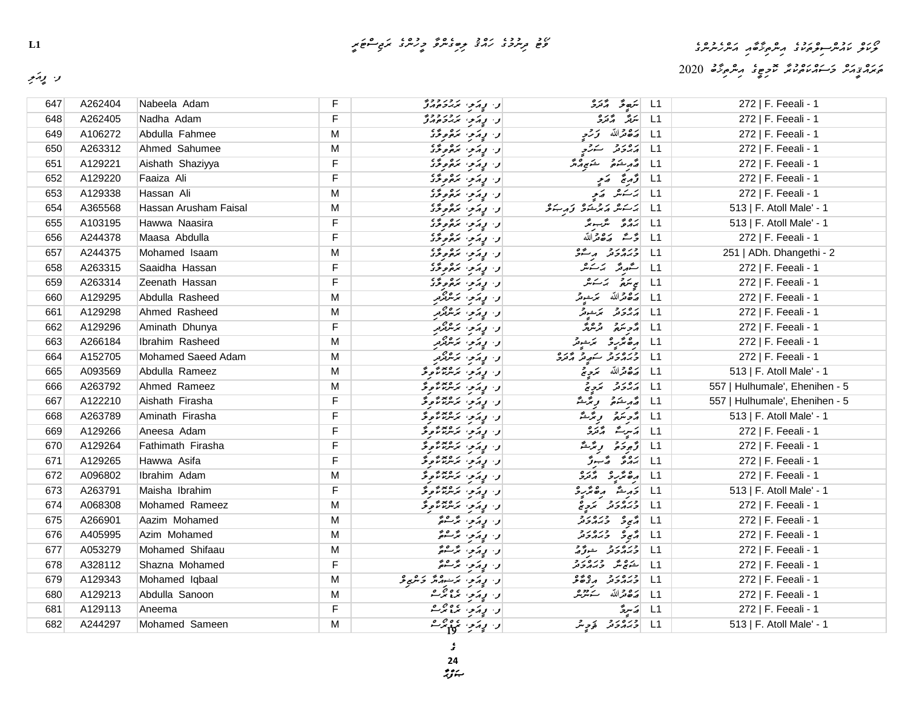| 647 | A262404 | Nabeela Adam | F | ވ. ފީއަލި، ރަންމަލުއަދޫ | ނަބީލާ އާދަމް | L1 | 272 \| F. Feeali - 1 |
|---|---|---|---|---|---|---|---|
| 648 | A262405 | Nadha Adam | F | ވ. ފީއަލި، ރަންމަލުއަދޫ | ނަދާ އާދަމް | L1 | 272 \| F. Feeali - 1 |
| 649 | A106272 | Abdulla Fahmee | M | ވ. ފީއަލި، ރަތްމަލްގެ | އަބްދުﷲ ފަހުމީ | L1 | 272 \| F. Feeali - 1 |
| 650 | A263312 | Ahmed Sahumee | M | ވ. ފީއަލި، ރަތްމަލްގެ | އަޙްމަދު ސަހުމީ | L1 | 272 \| F. Feeali - 1 |
| 651 | A129221 | Aishath Shaziyya | F | ވ. ފީއަލި، ރަތްމަލްގެ | އާއިޝަތު ޝާޒިއްޔާ | L1 | 272 \| F. Feeali - 1 |
| 652 | A129220 | Faaiza Ali | F | ވ. ފީއަލި، ރަތްމަލްގެ | ފާއިޒާ އަލީ | L1 | 272 \| F. Feeali - 1 |
| 653 | A129338 | Hassan Ali | M | ވ. ފީއަލި، ރަތްމަލްގެ | ހަސަން އަލީ | L1 | 272 \| F. Feeali - 1 |
| 654 | A365568 | Hassan Arusham Faisal | M | ވ. ފީއަލި، ރަތްމަލްގެ | ހަސަން އަރުޝަމް ފައިސަލް | L1 | 513 \| F. Atoll Male' - 1 |
| 655 | A103195 | Hawwa Naasira | F | ވ. ފީއަލި، ރަތްމަލްގެ | ހައްވާ ނާސިރާ | L1 | 513 \| F. Atoll Male' - 1 |
| 656 | A244378 | Maasa Abdulla | F | ވ. ފީއަލި، ރަތްމަލްގެ | މާސާ އަބްދުﷲ | L1 | 272 \| F. Feeali - 1 |
| 657 | A244375 | Mohamed Isaam | M | ވ. ފީއަލި، ރަތްމަލްގެ | މުޙައްމަދު އިސާމް | L1 | 251 \| ADh. Dhangethi - 2 |
| 658 | A263315 | Saaidha Hassan | F | ވ. ފީއަލި، ރަތްމަލްގެ | ސާއިދާ ހަސަން | L1 | 272 \| F. Feeali - 1 |
| 659 | A263314 | Zeenath Hassan | F | ވ. ފީއަލި، ރަތްމަލްގެ | ޒީނަތު ހަސަން | L1 | 272 \| F. Feeali - 1 |
| 660 | A129295 | Abdulla Rasheed | M | ވ. ފީއަލި، ރަންދޮރު | އަބްދުﷲ ރަޝީދު | L1 | 272 \| F. Feeali - 1 |
| 661 | A129298 | Ahmed Rasheed | M | ވ. ފީއަލި، ރަންދޮރު | އަޙްމަދު ރަޝީދު | L1 | 272 \| F. Feeali - 1 |
| 662 | A129296 | Aminath Dhunya | F | ވ. ފީއަލި، ރަންދޮރު | އާމިނަތު ދުންޔާ | L1 | 272 \| F. Feeali - 1 |
| 663 | A266184 | Ibrahim Rasheed | M | ވ. ފީއަލި، ރަންދޮރު | އިބްރާހީމް ރަޝީދު | L1 | 272 \| F. Feeali - 1 |
| 664 | A152705 | Mohamed Saeed Adam | M | ވ. ފީއަލި، ރަންދޮރު | މުޙައްމަދު ސަޢީދު އާދަމް | L1 | 272 \| F. Feeali - 1 |
| 665 | A093569 | Abdulla Rameez | M | ވ. ފީއަލި، ރަންނާރީވިލާ | އަބްދުﷲ ރަމީޒު | L1 | 513 \| F. Atoll Male' - 1 |
| 666 | A263792 | Ahmed Rameez | M | ވ. ފީއަލި، ރަންނާރީވިލާ | އަޙްމަދު ރަމީޒު | L1 | 557 \| Hulhumale', Ehenihen - 5 |
| 667 | A122210 | Aishath Firasha | F | ވ. ފީއަލި، ރަންނާރީވިލާ | އާއިޝަތު ފިރާޝާ | L1 | 557 \| Hulhumale', Ehenihen - 5 |
| 668 | A263789 | Aminath Firasha | F | ވ. ފީއަލި، ރަންނާރީވިލާ | އާމިނަތު ފިރާޝާ | L1 | 513 \| F. Atoll Male' - 1 |
| 669 | A129266 | Aneesa Adam | F | ވ. ފީއަލި، ރަންނާރީވިލާ | އަނީސާ އާދަމް | L1 | 272 \| F. Feeali - 1 |
| 670 | A129264 | Fathimath Firasha | F | ވ. ފީއަލި، ރަންނާރީވިލާ | ފާތިމަތު ފިރާޝާ | L1 | 272 \| F. Feeali - 1 |
| 671 | A129265 | Hawwa Asifa | F | ވ. ފީއަލި، ރަންނާރީވިލާ | ހައްވާ އާސިފާ | L1 | 272 \| F. Feeali - 1 |
| 672 | A096802 | Ibrahim Adam | M | ވ. ފީއަލި، ރަންނާރީވިލާ | އިބްރާހީމް އާދަމް | L1 | 272 \| F. Feeali - 1 |
| 673 | A263791 | Maisha Ibrahim | F | ވ. ފީއަލި، ރަންނާރީވިލާ | މައިޝާ އިބްރާހީމް | L1 | 513 \| F. Atoll Male' - 1 |
| 674 | A068308 | Mohamed Rameez | M | ވ. ފީއަލި، ރަންނާރީވިލާ | މުޙައްމަދު ރަމީޒު | L1 | 272 \| F. Feeali - 1 |
| 675 | A266901 | Aazim Mohamed | M | ވ. ފީއަލި، ރާސްތާ | އާޒިމް މުޙައްމަދު | L1 | 272 \| F. Feeali - 1 |
| 676 | A405995 | Azim Mohamed | M | ވ. ފީއަލި، ރާސްތާ | އާޒިމް މުޙައްމަދު | L1 | 272 \| F. Feeali - 1 |
| 677 | A053279 | Mohamed Shifaau | M | ވ. ފީއަލި، ރާސްތާ | މުޙައްމަދު ޝިފާއު | L1 | 272 \| F. Feeali - 1 |
| 678 | A328112 | Shazna Mohamed | F | ވ. ފީއަލި، ރާސްތާ | ޝަޒްނާ މުޙައްމަދު | L1 | 272 \| F. Feeali - 1 |
| 679 | A129343 | Mohamed Iqbaal | M | ވ. ފީއަލި، ރަސްއާލާ ވަންނޮޅު | މުޙައްމަދު އިގްބާލް | L1 | 272 \| F. Feeali - 1 |
| 680 | A129213 | Abdulla Sanoon | M | ވ. ފީއަލި، ރޭވިރޯޒް | އަބްދުﷲ ސަނޫން | L1 | 272 \| F. Feeali - 1 |
| 681 | A129113 | Aneema | F | ވ. ފީއަލި، ރޭވިރޯޒް | އަނީމާ | L1 | 272 \| F. Feeali - 1 |
| 682 | A244297 | Mohamed Sameen | M | ވ. ފީއަލި، ރޭވިރޯޒް | މުޙައްމަދު ޝަމީން | L1 | 513 \| F. Atoll Male' - 1 |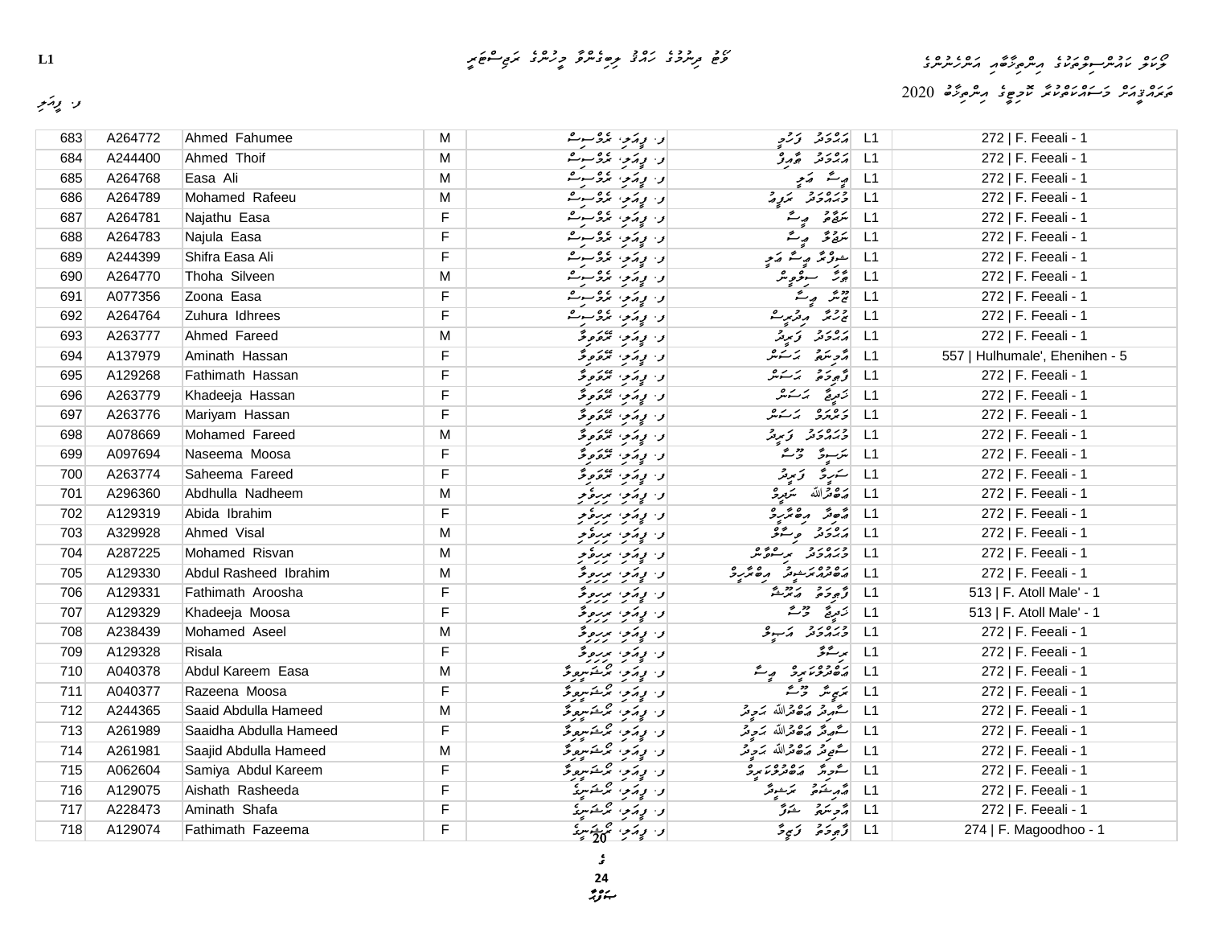ޕާރލިމެންޓަރީ އިންތިޚާބު 2020 - ވޯޓުލާ ފަރާތްތަކުގެ ލިސްޓު

ފ. ފީއަލި

| 683 | A264772 | Ahmed Fahumee | M | ފ. ފީއަލި، ރަތްމަސް | އަހުމަދު ފަހުމީ | L1 | 272 \| F. Feeali - 1 |
|---|---|---|---|---|---|---|---|
| 684 | A244400 | Ahmed Thoif | M | ފ. ފީއަލި، ރަތްމަސް | އަހުމަދު ޘާއިފު | L1 | 272 \| F. Feeali - 1 |
| 685 | A264768 | Easa Ali | M | ފ. ފީއަލި، ރަތްމަސް | ޢީސާ ޢަލީ | L1 | 272 \| F. Feeali - 1 |
| 686 | A264789 | Mohamed Rafeeu | M | ފ. ފީއަލި، ރަތްމަސް | މުޙައްމަދު ރަފީޢު | L1 | 272 \| F. Feeali - 1 |
| 687 | A264781 | Najathu Easa | F | ފ. ފީއަލި، ރަތްމަސް | ނަޖާތު ޢީސާ | L1 | 272 \| F. Feeali - 1 |
| 688 | A264783 | Najula Easa | F | ފ. ފީއަލި، ރަތްމަސް | ނަޖުލާ ޢީސާ | L1 | 272 \| F. Feeali - 1 |
| 689 | A244399 | Shifra Easa Ali | F | ފ. ފީއަލި، ރަތްމަސް | ޝިފްރާ ޢީސާ ޢަލީ | L1 | 272 \| F. Feeali - 1 |
| 690 | A264770 | Thoha Silveen | M | ފ. ފީއަލި، ރަތްމަސް | ޠާހާ ސިލްވީން | L1 | 272 \| F. Feeali - 1 |
| 691 | A077356 | Zoona Easa | F | ފ. ފީއަލި، ރަތްމަސް | ޒޫނާ ޢީސާ | L1 | 272 \| F. Feeali - 1 |
| 692 | A264764 | Zuhura Idhrees | F | ފ. ފީއަލި، ރަތްމަސް | ޒުހުރާ އިދްރީސް | L1 | 272 \| F. Feeali - 1 |
| 693 | A263777 | Ahmed Fareed | M | ފ. ފީއަލި، ރޯޒްވިލާ | އަހުމަދު ފަރީދު | L1 | 272 \| F. Feeali - 1 |
| 694 | A137979 | Aminath Hassan | F | ފ. ފީއަލި، ރޯޒްވިލާ | އާމިނަތު ޙަސަން | L1 | 557 \| Hulhumale', Ehenihen - 5 |
| 695 | A129268 | Fathimath Hassan | F | ފ. ފީއަލި، ރޯޒްވިލާ | ފާތިމަތު ޙަސަން | L1 | 272 \| F. Feeali - 1 |
| 696 | A263779 | Khadeeja Hassan | F | ފ. ފީއަލި، ރޯޒްވިލާ | ޚަދީޖާ ޙަސަން | L1 | 272 \| F. Feeali - 1 |
| 697 | A263776 | Mariyam Hassan | F | ފ. ފީއަލި، ރޯޒްވިލާ | މަރިޔަމް ޙަސަން | L1 | 272 \| F. Feeali - 1 |
| 698 | A078669 | Mohamed Fareed | M | ފ. ފީއަލި، ރޯޒްވިލާ | މުޙައްމަދު ފަރީދު | L1 | 272 \| F. Feeali - 1 |
| 699 | A097694 | Naseema Moosa | F | ފ. ފީއަލި، ރޯޒްވިލާ | ނަސީމާ މޫސާ | L1 | 272 \| F. Feeali - 1 |
| 700 | A263774 | Saheema Fareed | F | ފ. ފީއަލި، ރޯޒްވިލާ | ސަހީމާ ފަރީދު | L1 | 272 \| F. Feeali - 1 |
| 701 | A296360 | Abdhulla Nadheem | M | ފ. ފީއަލި، ރިހިވެލި | އަބްދުﷲ ނަދީމް | L1 | 272 \| F. Feeali - 1 |
| 702 | A129319 | Abida Ibrahim | F | ފ. ފީއަލި، ރިހިވެލި | އާބިދާ އިބްރާހީމް | L1 | 272 \| F. Feeali - 1 |
| 703 | A329928 | Ahmed Visal | M | ފ. ފީއަލި، ރިހިވެލި | އަހުމަދު ވިޞާލް | L1 | 272 \| F. Feeali - 1 |
| 704 | A287225 | Mohamed Risvan | M | ފ. ފީއަލި، ރިހިވެލި | މުޙައްމަދު ރިސްވާން | L1 | 272 \| F. Feeali - 1 |
| 705 | A129330 | Abdul Rasheed Ibrahim | M | ފ. ފީއަލި، ރިހިވިލާ | އަބްދުއްރަޝީދު އިބްރާހީމް | L1 | 272 \| F. Feeali - 1 |
| 706 | A129331 | Fathimath Aroosha | F | ފ. ފީއަލި، ރިހިވިލާ | ފާތިމަތު އަރޫޝާ | L1 | 513 \| F. Atoll Male' - 1 |
| 707 | A129329 | Khadeeja Moosa | F | ފ. ފީއަލި، ރިހިވިލާ | ޚަދީޖާ މޫސާ | L1 | 513 \| F. Atoll Male' - 1 |
| 708 | A238439 | Mohamed Aseel | M | ފ. ފީއަލި، ރިހިވިލާ | މުޙައްމަދު އަސީލް | L1 | 272 \| F. Feeali - 1 |
| 709 | A129328 | Risala | F | ފ. ފީއަލި، ރިހިވިލާ | ރިސާލާ | L1 | 272 \| F. Feeali - 1 |
| 710 | A040378 | Abdul Kareem Easa | M | ފ. ފީއަލި، ރޯޝަނީވިލާ | އަބްދުލްކަރީމް ޢީސާ | L1 | 272 \| F. Feeali - 1 |
| 711 | A040377 | Razeena Moosa | F | ފ. ފީއަލި، ރޯޝަނީވިލާ | ރަޒީނާ މޫސާ | L1 | 272 \| F. Feeali - 1 |
| 712 | A244365 | Saaid Abdulla Hameed | M | ފ. ފީއަލި، ރޯޝަނީވިލާ | ސާއިދު އަބްދުﷲ ޙަމީދު | L1 | 272 \| F. Feeali - 1 |
| 713 | A261989 | Saaidha Abdulla Hameed | F | ފ. ފީއަލި، ރޯޝަނީވިލާ | ސާއިދާ އަބްދުﷲ ޙަމީދު | L1 | 272 \| F. Feeali - 1 |
| 714 | A261981 | Saajid Abdulla Hameed | M | ފ. ފީއަލި، ރޯޝަނީވިލާ | ސާޖިދު އަބްދުﷲ ޙަމީދު | L1 | 272 \| F. Feeali - 1 |
| 715 | A062604 | Samiya Abdul Kareem | F | ފ. ފީއަލި، ރޯޝަނީވިލާ | ސާމިޔާ އަބްދުލްކަރީމް | L1 | 272 \| F. Feeali - 1 |
| 716 | A129075 | Aishath Rasheeda | F | ފ. ފީއަލި، ރޯޝަނީގެ | އާއިޝަތު ރަޝީދާ | L1 | 272 \| F. Feeali - 1 |
| 717 | A228473 | Aminath Shafa | F | ފ. ފީއަލި، ރޯޝަނީގެ | އާމިނަތު ޝަފާ | L1 | 272 \| F. Feeali - 1 |
| 718 | A129074 | Fathimath Fazeema | F | ފ. ފީއަލި، ރޯޝަނީގެ | ފާތިމަތު ފަޒީމާ | L1 | 274 \| F. Magoodhoo - 1 |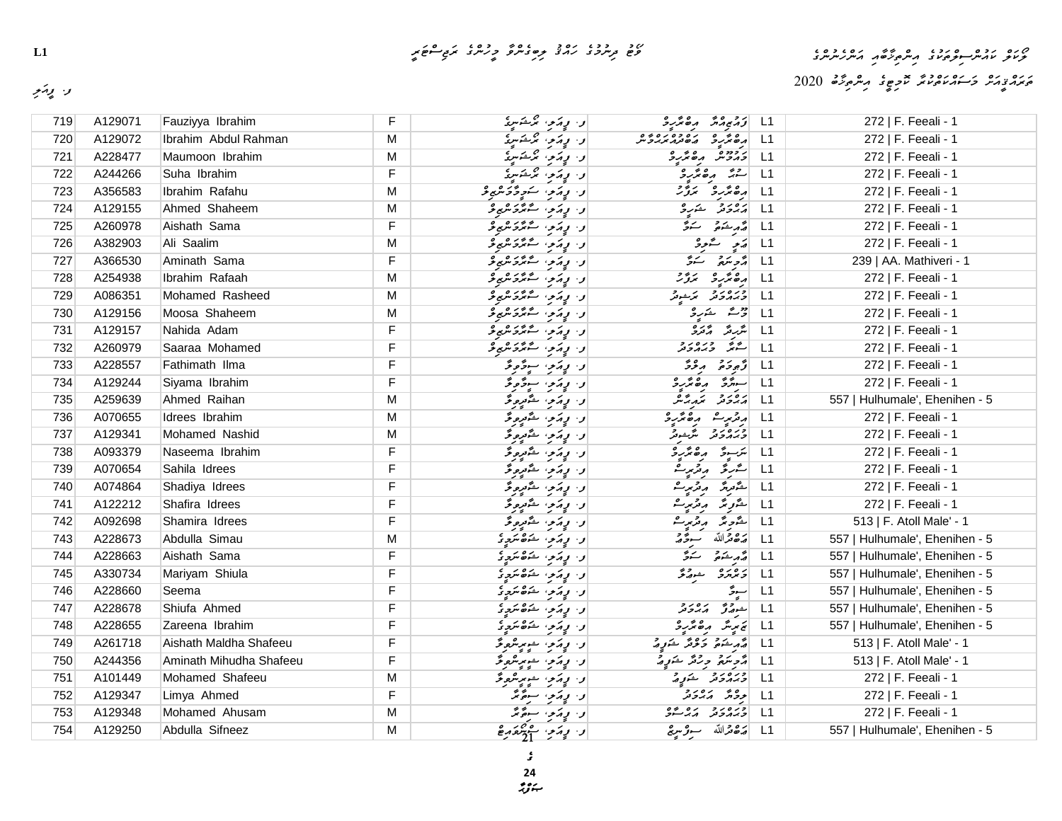| 719 | A129071 | Fauziyya Ibrahim | F | ފ. ފީއަލި، ރޯޝަނީގެ | ފައުޒިއްޔާ އިބްރާހީމް | L1 | 272 \| F. Feeali - 1 |
|---|---|---|---|---|---|---|---|
| 720 | A129072 | Ibrahim Abdul Rahman | M | ފ. ފީއަލި، ރޯޝަނީގެ | އިބްރާހީމް އަބްދުއްރަޙްމާން | L1 | 272 \| F. Feeali - 1 |
| 721 | A228477 | Maumoon Ibrahim | M | ފ. ފީއަލި، ރޯޝަނީގެ | މައުމޫން އިބްރާހީމް | L1 | 272 \| F. Feeali - 1 |
| 722 | A244266 | Suha Ibrahim | F | ފ. ފީއަލި، ރޯޝަނީގެ | ސުހާ އިބްރާހީމް | L1 | 272 \| F. Feeali - 1 |
| 723 | A356583 | Ibrahim Rafahu | M | ފ. ފީއަލި، ސަވީމާގެ | އިބްރާހީމް ރަފާހު | L1 | 272 \| F. Feeali - 1 |
| 724 | A129155 | Ahmed Shaheem | M | ފ. ފީއަލި، ސާރާމަންޒިލް | އަޙްމަދު ޝަހީމް | L1 | 272 \| F. Feeali - 1 |
| 725 | A260978 | Aishath Sama | F | ފ. ފީއަލި، ސާރާމަންޒިލް | އާއިޝަތު ސަމާ | L1 | 272 \| F. Feeali - 1 |
| 726 | A382903 | Ali Saalim | M | ފ. ފީއަލި، ސާރާމަންޒިލް | އަލި ސާލިމް | L1 | 272 \| F. Feeali - 1 |
| 727 | A366530 | Aminath Sama | F | ފ. ފީއަލި، ސާރާމަންޒިލް | އާމިނަތު ސަމާ | L1 | 239 \| AA. Mathiveri - 1 |
| 728 | A254938 | Ibrahim Rafaah | M | ފ. ފީއަލި، ސާރާމަންޒިލް | އިބްރާހީމް ރަފާހު | L1 | 272 \| F. Feeali - 1 |
| 729 | A086351 | Mohamed Rasheed | M | ފ. ފީއަލި، ސާރާމަންޒިލް | މުޙައްމަދު ރަޝީދު | L1 | 272 \| F. Feeali - 1 |
| 730 | A129156 | Moosa Shaheem | M | ފ. ފީއަލި، ސާރާމަންޒިލް | މޫސާ ޝަހީމް | L1 | 272 \| F. Feeali - 1 |
| 731 | A129157 | Nahida Adam | F | ފ. ފީއަލި، ސާރާމަންޒިލް | ނާހިދާ އާދަމް | L1 | 272 \| F. Feeali - 1 |
| 732 | A260979 | Saaraa Mohamed | F | ފ. ފީއަލި، ސާރާމަންޒިލް | ސާރާ މުޙައްމަދު | L1 | 272 \| F. Feeali - 1 |
| 733 | A228557 | Fathimath Ilma | F | ފ. ފީއަލި، ސިލްވާވިލާ | ފާތިމަތު އިލްމާ | L1 | 272 \| F. Feeali - 1 |
| 734 | A129244 | Siyama Ibrahim | F | ފ. ފީއަލި، ސިލްވާވިލާ | ސިޔާމާ އިބްރާހީމް | L1 | 272 \| F. Feeali - 1 |
| 735 | A259639 | Ahmed Raihan | M | ފ. ފީއަލި، ޝާދީވިލާ | އަޙްމަދު ރައިހާން | L1 | 557 \| Hulhumale', Ehenihen - 5 |
| 736 | A070655 | Idrees Ibrahim | M | ފ. ފީއަލި، ޝާދީވިލާ | އިދްރީސް އިބްރާހީމް | L1 | 272 \| F. Feeali - 1 |
| 737 | A129341 | Mohamed Nashid | M | ފ. ފީއަލި، ޝާދީވިލާ | މުޙައްމަދު ނާޝިދު | L1 | 272 \| F. Feeali - 1 |
| 738 | A093379 | Naseema Ibrahim | F | ފ. ފީއަލި، ޝާދީވިލާ | ނަސީމާ އިބްރާހީމް | L1 | 272 \| F. Feeali - 1 |
| 739 | A070654 | Sahila Idrees | F | ފ. ފީއަލި، ޝާދީވިލާ | ސާހިލާ އިދްރީސް | L1 | 272 \| F. Feeali - 1 |
| 740 | A074864 | Shadiya Idrees | F | ފ. ފީއަލި، ޝާދީވިލާ | ޝާދިޔާ އިދްރީސް | L1 | 272 \| F. Feeali - 1 |
| 741 | A122212 | Shafira Idrees | F | ފ. ފީއަލި، ޝާދީވިލާ | ޝާފިރާ އިދްރީސް | L1 | 272 \| F. Feeali - 1 |
| 742 | A092698 | Shamira Idrees | F | ފ. ފީއަލި، ޝާދީވިލާ | ޝާމިރާ އިދްރީސް | L1 | 513 \| F. Atoll Male' - 1 |
| 743 | A228673 | Abdulla Simau | M | ފ. ފީއަލި، ޝަބްނަމީގެ | އަބްދުﷲ ސިމާއު | L1 | 557 \| Hulhumale', Ehenihen - 5 |
| 744 | A228663 | Aishath Sama | F | ފ. ފީއަލި، ޝަބްނަމީގެ | އާއިޝަތު ސަމާ | L1 | 557 \| Hulhumale', Ehenihen - 5 |
| 745 | A330734 | Mariyam Shiula | F | ފ. ފީއަލި، ޝަބްނަމީގެ | މަރިޔަމް ޝިއުލާ | L1 | 557 \| Hulhumale', Ehenihen - 5 |
| 746 | A228660 | Seema | F | ފ. ފީއަލި، ޝަބްނަމީގެ | ސީމާ | L1 | 557 \| Hulhumale', Ehenihen - 5 |
| 747 | A228678 | Shiufa Ahmed | F | ފ. ފީއަލި، ޝަބްނަމީގެ | ޝިއުފާ އަޙްމަދު | L1 | 557 \| Hulhumale', Ehenihen - 5 |
| 748 | A228655 | Zareena Ibrahim | F | ފ. ފީއަލި، ޝަބްނަމީގެ | ޒަރީނާ އިބްރާހީމް | L1 | 557 \| Hulhumale', Ehenihen - 5 |
| 749 | A261718 | Aishath Maldha Shafeeu | F | ފ. ފީއަލި، ޝިރީންވިލާ | އާއިޝަތު މަލްދާ ޝަފީއު | L1 | 513 \| F. Atoll Male' - 1 |
| 750 | A244356 | Aminath Mihudha Shafeeu | F | ފ. ފީއަލި، ޝިރީންވިލާ | އާމިނަތު މިހުދާ ޝަފީއު | L1 | 513 \| F. Atoll Male' - 1 |
| 751 | A101449 | Mohamed Shafeeu | M | ފ. ފީއަލި، ޝިރީންވިލާ | މުޙައްމަދު ޝަފީއު | L1 | 272 \| F. Feeali - 1 |
| 752 | A129347 | Limya Ahmed | F | ފ. ފީއަލި، ސިލްވަރ | ލިމްޔާ އަޙްމަދު | L1 | 272 \| F. Feeali - 1 |
| 753 | A129348 | Mohamed Ahusam | M | ފ. ފީއަލި، ސިލްވަރ | މުޙައްމަދު އަޙުސަމް | L1 | 272 \| F. Feeali - 1 |
| 754 | A129250 | Abdulla Sifneez | M | ފ. ފީއަލި، ސިލްވަރއިޓް | އަބްދުﷲ ސިފްނީޒް | L1 | 557 \| Hulhumale', Ehenihen - 5 |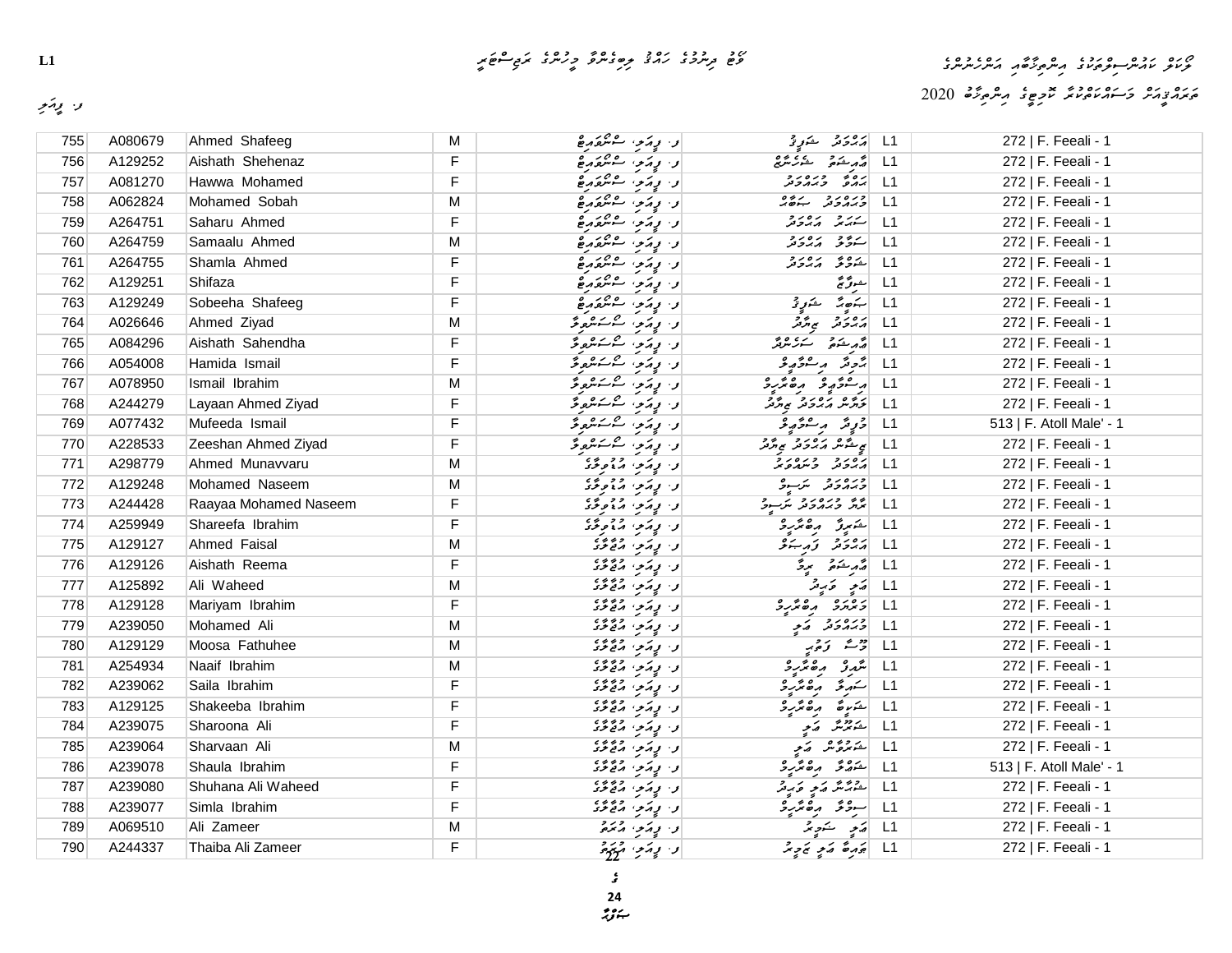| 755 | A080679 | Ahmed Shafeeg | M | ފ. ފީޢަލި، ސުނބުލާމިޤް | އަހުމަދު ޝަފީގު | L1 | 272 \| F. Feeali - 1 |
|---|---|---|---|---|---|---|---|
| 756 | A129252 | Aishath Shehenaz | F | ފ. ފީޢަލި، ސުނބުލާމިޤް | އާއިޝަތު ޝެހެނާޒް | L1 | 272 \| F. Feeali - 1 |
| 757 | A081270 | Hawwa Mohamed | F | ފ. ފީޢަލި، ސުނބުލާމިޤް | ހައްވާ މުހައްމަދު | L1 | 272 \| F. Feeali - 1 |
| 758 | A062824 | Mohamed Sobah | M | ފ. ފީޢަލި، ސުނބުލާމިޤް | މުހައްމަދު ސަބާހް | L1 | 272 \| F. Feeali - 1 |
| 759 | A264751 | Saharu Ahmed | F | ފ. ފީޢަލި، ސުނބުލާމިޤް | ސަހަރު އަހުމަދު | L1 | 272 \| F. Feeali - 1 |
| 760 | A264759 | Samaalu Ahmed | M | ފ. ފީޢަލި، ސުނބުލާމިޤް | ސަމާލު އަހުމަދު | L1 | 272 \| F. Feeali - 1 |
| 761 | A264755 | Shamla Ahmed | F | ފ. ފީޢަލި، ސުނބުލާމިޤް | ޝަމްލާ އަހުމަދު | L1 | 272 \| F. Feeali - 1 |
| 762 | A129251 | Shifaza | F | ފ. ފީޢަލި، ސުނބުލާމިޤް | ޝިފާޒާ | L1 | 272 \| F. Feeali - 1 |
| 763 | A129249 | Sobeeha Shafeeg | F | ފ. ފީޢަލި، ސުނބުލާމިޤް | ސަބީހާ ޝަފީގު | L1 | 272 \| F. Feeali - 1 |
| 764 | A026646 | Ahmed Ziyad | M | ފ. ފީޢަލި، ސުސަނބުގެ | އަހުމަދު ޒިޔާދު | L1 | 272 \| F. Feeali - 1 |
| 765 | A084296 | Aishath Sahendha | F | ފ. ފީޢަލި، ސުސަނބުގެ | އާއިޝަތު ސަހެންދާ | L1 | 272 \| F. Feeali - 1 |
| 766 | A054008 | Hamida Ismail | F | ފ. ފީޢަލި، ސުސަނބުގެ | ހާމިދާ އިސްމާޢީލް | L1 | 272 \| F. Feeali - 1 |
| 767 | A078950 | Ismail Ibrahim | M | ފ. ފީޢަލި، ސުސަނބުގެ | އިސްމާޢީލް އިބްރާހީމް | L1 | 272 \| F. Feeali - 1 |
| 768 | A244279 | Layaan Ahmed Ziyad | F | ފ. ފީޢަލި، ސުސަނބުގެ | ލަޔާން އަހުމަދު ޒިޔާދު | L1 | 272 \| F. Feeali - 1 |
| 769 | A077432 | Mufeeda Ismail | F | ފ. ފީޢަލި، ސުސަނބުގެ | މުފީދާ އިސްމާޢީލް | L1 | 513 \| F. Atoll Male' - 1 |
| 770 | A228533 | Zeeshan Ahmed Ziyad | F | ފ. ފީޢަލި، ސުސަނބުގެ | ޒީޝާން އަހުމަދު ޒިޔާދު | L1 | 272 \| F. Feeali - 1 |
| 771 | A298779 | Ahmed Munavvaru | M | ފ. ފީޢަލި، އަޒުރުވިލާ | އަހުމަދު މުނައްވަރު | L1 | 272 \| F. Feeali - 1 |
| 772 | A129248 | Mohamed Naseem | M | ފ. ފީޢަލި، އަޒުރުވިލާ | މުހައްމަދު ނަސީމް | L1 | 272 \| F. Feeali - 1 |
| 773 | A244428 | Raayaa Mohamed Naseem | F | ފ. ފީޢަލި، އަޒުރުވިލާ | ރާޔާ މުހައްމަދު ނަސީމް | L1 | 272 \| F. Feeali - 1 |
| 774 | A259949 | Shareefa Ibrahim | F | ފ. ފީޢަލި، އަޒުރުވިލާ | ޝަރީފާ އިބްރާހީމް | L1 | 272 \| F. Feeali - 1 |
| 775 | A129127 | Ahmed Faisal | M | ފ. ފީޢަލި، އަޒުރުގެ | އަހުމަދު ފައިސަލް | L1 | 272 \| F. Feeali - 1 |
| 776 | A129126 | Aishath Reema | F | ފ. ފީޢަލި، އަޒުރުގެ | އާއިޝަތު ރީމާ | L1 | 272 \| F. Feeali - 1 |
| 777 | A125892 | Ali Waheed | M | ފ. ފީޢަލި، އަޒުރުގެ | އަލި ވަހީދު | L1 | 272 \| F. Feeali - 1 |
| 778 | A129128 | Mariyam Ibrahim | F | ފ. ފީޢަލި، އަޒުރުގެ | މަރިޔަމް އިބްރާހީމް | L1 | 272 \| F. Feeali - 1 |
| 779 | A239050 | Mohamed Ali | M | ފ. ފީޢަލި، އަޒުރުގެ | މުހައްމަދު އަލި | L1 | 272 \| F. Feeali - 1 |
| 780 | A129129 | Moosa Fathuhee | M | ފ. ފީޢަލި، އަޒުރުގެ | މޫސާ ފަތުހީ | L1 | 272 \| F. Feeali - 1 |
| 781 | A254934 | Naaif Ibrahim | M | ފ. ފީޢަލި، އަޒުރުގެ | ނާއިފް އިބްރާހީމް | L1 | 272 \| F. Feeali - 1 |
| 782 | A239062 | Saila Ibrahim | F | ފ. ފީޢަލި، އަޒުރުގެ | ސައިލާ އިބްރާހީމް | L1 | 272 \| F. Feeali - 1 |
| 783 | A129125 | Shakeeba Ibrahim | F | ފ. ފީޢަލި، އަޒުރުގެ | ޝަކީބާ އިބްރާހީމް | L1 | 272 \| F. Feeali - 1 |
| 784 | A239075 | Sharoona Ali | F | ފ. ފީޢަލި، އަޒުރުގެ | ޝަރޫނާ އަލި | L1 | 272 \| F. Feeali - 1 |
| 785 | A239064 | Sharvaan Ali | M | ފ. ފީޢަލި، އަޒުރުގެ | ޝަރްވާން އަލި | L1 | 272 \| F. Feeali - 1 |
| 786 | A239078 | Shaula Ibrahim | F | ފ. ފީޢަލި، އަޒުރުގެ | ޝައުލާ އިބްރާހީމް | L1 | 513 \| F. Atoll Male' - 1 |
| 787 | A239080 | Shuhana Ali Waheed | F | ފ. ފީޢަލި، އަޒުރުގެ | ޝުހާނާ އަލި ވަހީދު | L1 | 272 \| F. Feeali - 1 |
| 788 | A239077 | Simla Ibrahim | F | ފ. ފީޢަލި، އަޒުރުގެ | ސިމްލާ އިބްރާހީމް | L1 | 272 \| F. Feeali - 1 |
| 789 | A069510 | Ali Zameer | M | ފ. ފީޢަލި، އުރަމާ | އަލި ޒަމީރު | L1 | 272 \| F. Feeali - 1 |
| 790 | A244337 | Thaiba Ali Zameer | F | ފ. ފީޢަލި، އުރަމާ | ތައިބާ އަލި ޒަމީރު | L1 | 272 \| F. Feeali - 1 |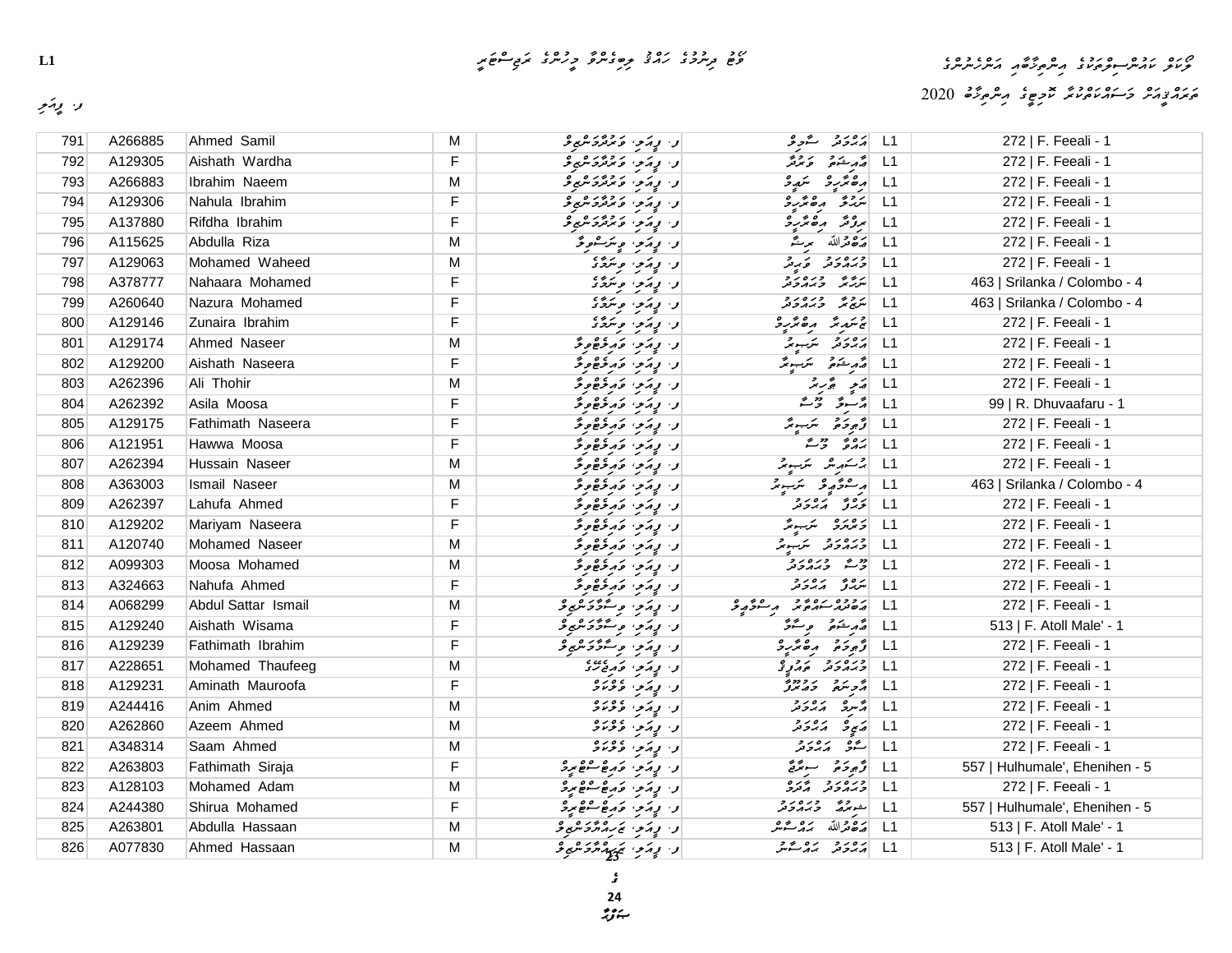| 791 | A266885 | Ahmed Samil | M | ފ. ފީއަލި، ޖަރުދާގަސްޖެހި | އަހުމަދު ސާމިލް | L1 | 272 \| F. Feeali - 1 |
|---|---|---|---|---|---|---|---|
| 792 | A129305 | Aishath Wardha | F | ފ. ފީއަލި، ޖަރުދާގަސްޖެހި | އާއިޝަތު ވަރްދާ | L1 | 272 \| F. Feeali - 1 |
| 793 | A266883 | Ibrahim Naeem | M | ފ. ފީއަލި، ޖަރުދާގަސްޖެހި | އިބްރާހީމް ނައީމް | L1 | 272 \| F. Feeali - 1 |
| 794 | A129306 | Nahula Ibrahim | F | ފ. ފީއަލި، ޖަރުދާގަސްޖެހި | ނަހުލާ އިބްރާހީމް | L1 | 272 \| F. Feeali - 1 |
| 795 | A137880 | Rifdha Ibrahim | F | ފ. ފީއަލި، ޖަރުދާގަސްޖެހި | ރިފްދާ އިބްރާހީމް | L1 | 272 \| F. Feeali - 1 |
| 796 | A115625 | Abdulla Riza | M | ފ. ފީއަލި، ވިނަސްވިލާ | އަބްދުﷲ ރިޒާ | L1 | 272 \| F. Feeali - 1 |
| 797 | A129063 | Mohamed Waheed | M | ފ. ފީއަލި، ވިނަރެގެ | މުހައްމަދު ވަހީދު | L1 | 272 \| F. Feeali - 1 |
| 798 | A378777 | Nahaara Mohamed | F | ފ. ފީއަލި، ވިނަރެގެ | ނަހާރާ މުހައްމަދު | L1 | 463 \| Srilanka / Colombo - 4 |
| 799 | A260640 | Nazura Mohamed | F | ފ. ފީއަލި، ވިނަރެގެ | ނަޒުރާ މުހައްމަދު | L1 | 463 \| Srilanka / Colombo - 4 |
| 800 | A129146 | Zunaira Ibrahim | F | ފ. ފީއަލި، ވިނަރެގެ | ޒުނައިރާ އިބްރާހީމް | L1 | 272 \| F. Feeali - 1 |
| 801 | A129174 | Ahmed Naseer | M | ފ. ފީއަލި، ފައިވްޓްރީވިލާ | އަހުމަދު ނަސީރު | L1 | 272 \| F. Feeali - 1 |
| 802 | A129200 | Aishath Naseera | F | ފ. ފީއަލި، ފައިވްޓްރީވިލާ | އާއިޝަތު ނަސީރާ | L1 | 272 \| F. Feeali - 1 |
| 803 | A262396 | Ali Thohir | M | ފ. ފީއަލި، ފައިވްޓްރީވިލާ | އަލި ތާހިރު | L1 | 272 \| F. Feeali - 1 |
| 804 | A262392 | Asila Moosa | F | ފ. ފީއަލި، ފައިވްޓްރީވިލާ | އާސިލާ މޫސާ | L1 | 99 \| R. Dhuvaafaru - 1 |
| 805 | A129175 | Fathimath Naseera | F | ފ. ފީއަލި، ފައިވްޓްރީވިލާ | ފާތިމަތު ނަސީރާ | L1 | 272 \| F. Feeali - 1 |
| 806 | A121951 | Hawwa Moosa | F | ފ. ފީއަލި، ފައިވްޓްރީވިލާ | ހައްވާ މޫސާ | L1 | 272 \| F. Feeali - 1 |
| 807 | A262394 | Hussain Naseer | M | ފ. ފީއަލި، ފައިވްޓްރީވިލާ | ހުސައިން ނަސީރު | L1 | 272 \| F. Feeali - 1 |
| 808 | A363003 | Ismail Naseer | M | ފ. ފީއަލި، ފައިވްޓްރީވިލާ | އިސްމާއީލް ނަސީރު | L1 | 463 \| Srilanka / Colombo - 4 |
| 809 | A262397 | Lahufa Ahmed | F | ފ. ފީއަލި، ފައިވްޓްރީވިލާ | ލަހުފާ އަހުމަދު | L1 | 272 \| F. Feeali - 1 |
| 810 | A129202 | Mariyam Naseera | F | ފ. ފީއަލި، ފައިވްޓްރީވިލާ | މަރިޔަމް ނަސީރާ | L1 | 272 \| F. Feeali - 1 |
| 811 | A120740 | Mohamed Naseer | M | ފ. ފީއަލި، ފައިވްޓްރީވިލާ | މުހައްމަދު ނަސީރު | L1 | 272 \| F. Feeali - 1 |
| 812 | A099303 | Moosa Mohamed | M | ފ. ފީއަލި، ފައިވްޓްރީވިލާ | މޫސާ މުހައްމަދު | L1 | 272 \| F. Feeali - 1 |
| 813 | A324663 | Nahufa Ahmed | F | ފ. ފީއަލި، ފައިވްޓްރީވިލާ | ނަހުފާ އަހުމަދު | L1 | 272 \| F. Feeali - 1 |
| 814 | A068299 | Abdul Sattar Ismail | M | ފ. ފީއަލި، ވިސްނުމަގަސްޖެހި | އަބްދުއްސައްތާރު އިސްމާއީލް | L1 | 272 \| F. Feeali - 1 |
| 815 | A129240 | Aishath Wisama | F | ފ. ފީއަލި، ވިސްނުމަގަސްޖެހި | އާއިޝަތު ވިސާމާ | L1 | 513 \| F. Atoll Male' - 1 |
| 816 | A129239 | Fathimath Ibrahim | F | ފ. ފީއަލި، ވިސްނުމަގަސްޖެހި | ފާތިމަތު އިބްރާހީމް | L1 | 272 \| F. Feeali - 1 |
| 817 | A228651 | Mohamed Thaufeeg | M | ފ. ފީއަލި، ފައިޒުގޭ | މުހައްމަދު ތައުފީގު | L1 | 272 \| F. Feeali - 1 |
| 818 | A129231 | Aminath Mauroofa | F | ފ. ފީއަލި، ފެޔާނާގެ | އާމިނަތު މައުރޫފާ | L1 | 272 \| F. Feeali - 1 |
| 819 | A244416 | Anim Ahmed | M | ފ. ފީއަލި، ފެޔާނާގެ | އާނިމް އަހުމަދު | L1 | 272 \| F. Feeali - 1 |
| 820 | A262860 | Azeem Ahmed | M | ފ. ފީއަލި، ފެޔާނާގެ | އަޒީމް އަހުމަދު | L1 | 272 \| F. Feeali - 1 |
| 821 | A348314 | Saam Ahmed | M | ފ. ފީއަލި، ފެޔާނާގެ | ސާމް އަހުމަދު | L1 | 272 \| F. Feeali - 1 |
| 822 | A263803 | Fathimath Siraja | F | ފ. ފީއަލި، ފައިޒްސްޓޯރު | ފާތިމަތު ސިރާޖާ | L1 | 557 \| Hulhumale', Ehenihen - 5 |
| 823 | A128103 | Mohamed Adam | M | ފ. ފީއަލި، ފައިޒްސްޓޯރު | މުހައްމަދު އާދަމް | L1 | 272 \| F. Feeali - 1 |
| 824 | A244380 | Shirua Mohamed | F | ފ. ފީއަލި، ފައިޒްސްޓޯރު | ޝިރުއާ މުހައްމަދު | L1 | 557 \| Hulhumale', Ehenihen - 5 |
| 825 | A263801 | Abdulla Hassaan | M | ފ. ފީއަލި، ޖަރީމާގަސްޖެހި | އަބްދުﷲ ހައްސާން | L1 | 513 \| F. Atoll Male' - 1 |
| 826 | A077830 | Ahmed Hassaan | M | ފ. ފީއަލި، ޖަރީމާގަސްޖެހި | އަހުމަދު ހައްސާން | L1 | 513 \| F. Atoll Male' - 1 |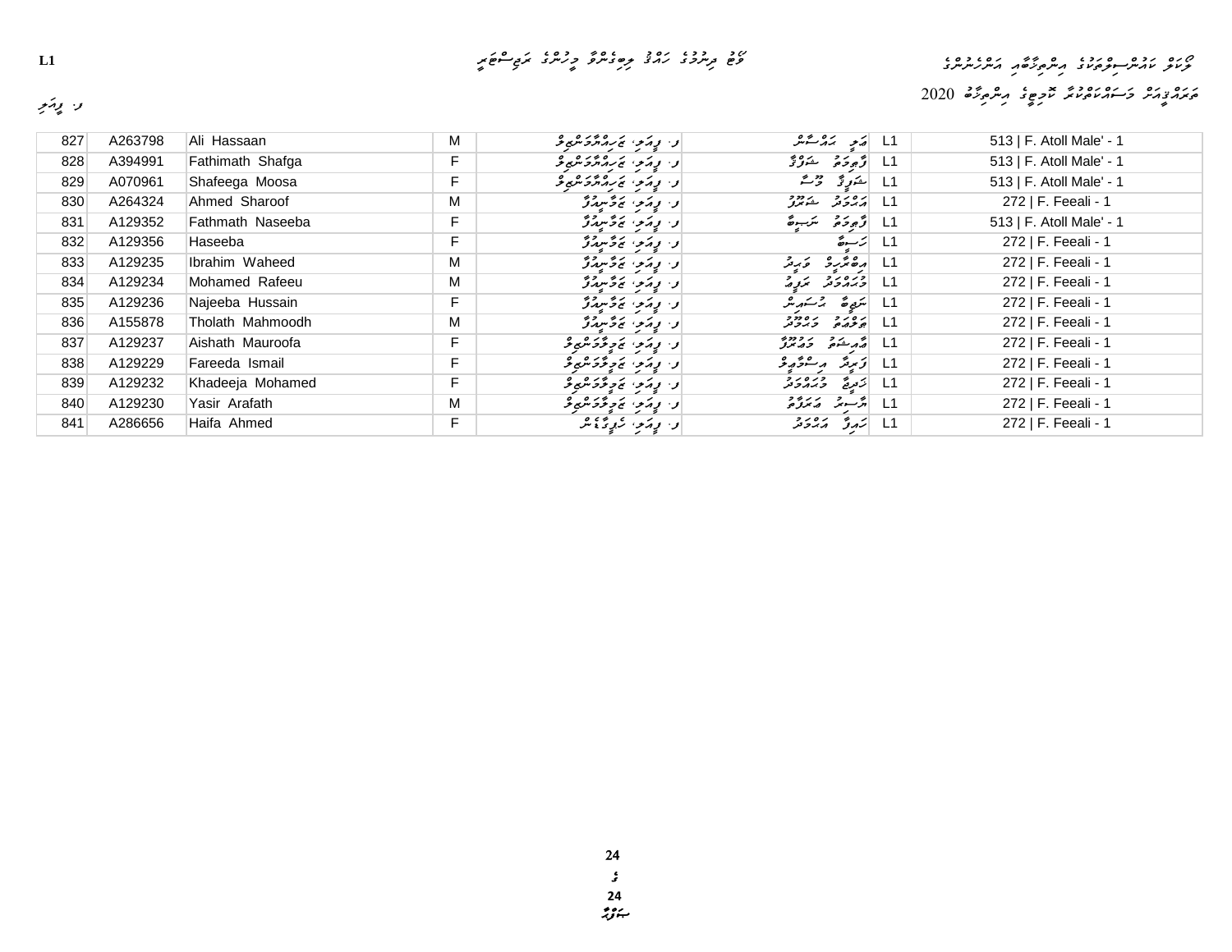| | | | | | | | |
|---|---|---|---|---|---|---|---|
| 827 | A263798 | Ali Hassaan | M | ފ. ފީއަލި، ޖަނަވަރީމަގު | ޢަލީ ޙައްސާން | L1 | 513 \| F. Atoll Male' - 1 |
| 828 | A394991 | Fathimath Shafga | F | ފ. ފީއަލި، ޖަނަވަރީމަގު | ފާތިމަތު ޝަފްގާ | L1 | 513 \| F. Atoll Male' - 1 |
| 829 | A070961 | Shafeega Moosa | F | ފ. ފީއަލި، ޖަނަވަރީމަގު | ޝަފީގާ މޫސާ | L1 | 513 \| F. Atoll Male' - 1 |
| 830 | A264324 | Ahmed Sharoof | M | ފ. ފީއަލި، ޖަވާހިރުގެ | އަޙްމަދު ޝަރޫފު | L1 | 272 \| F. Feeali - 1 |
| 831 | A129352 | Fathmath Naseeba | F | ފ. ފީއަލި، ޖަވާހިރުގެ | ފާތިމަތު ނަސީބާ | L1 | 513 \| F. Atoll Male' - 1 |
| 832 | A129356 | Haseeba | F | ފ. ފީއަލި، ޖަވާހިރުގެ | ހަސީބާ | L1 | 272 \| F. Feeali - 1 |
| 833 | A129235 | Ibrahim Waheed | M | ފ. ފީއަލި، ޖަވާހިރުގެ | އިބްރާހީމް ވަޙީދު | L1 | 272 \| F. Feeali - 1 |
| 834 | A129234 | Mohamed Rafeeu | M | ފ. ފީއަލި، ޖަވާހިރުގެ | މުޙައްމަދު ރަފީއު | L1 | 272 \| F. Feeali - 1 |
| 835 | A129236 | Najeeba Hussain | F | ފ. ފީއަލި، ޖަވާހިރުގެ | ނަޖީބާ ޙުސައިން | L1 | 272 \| F. Feeali - 1 |
| 836 | A155878 | Tholath Mahmoodh | M | ފ. ފީއަލި، ޖަވާހިރުގެ | ޠަލްޢަތު މަޙްމޫދު | L1 | 272 \| F. Feeali - 1 |
| 837 | A129237 | Aishath Mauroofa | F | ފ. ފީއަލި، ޖަލިލްމަންޒިލް | ޢާއިޝަތު މަޢުރޫފާ | L1 | 272 \| F. Feeali - 1 |
| 838 | A129229 | Fareeda Ismail | F | ފ. ފީއަލި، ޖަލިލްމަންޒިލް | ފަރީދާ އިސްމާޢީލް | L1 | 272 \| F. Feeali - 1 |
| 839 | A129232 | Khadeeja Mohamed | F | ފ. ފީއަލި، ޖަލިލްމަންޒިލް | ޚަދީޖާ މުޙައްމަދު | L1 | 272 \| F. Feeali - 1 |
| 840 | A129230 | Yasir Arafath | M | ފ. ފީއަލި، ޖަލިލްމަންޒިލް | ޔާސިރު ޢަރަފާތު | L1 | 272 \| F. Feeali - 1 |
| 841 | A286656 | Haifa Ahmed | F | ފ. ފީއަލި، ހެލިޕޭޑް | ހައިފާ އަޙްމަދު | L1 | 272 \| F. Feeali - 1 |